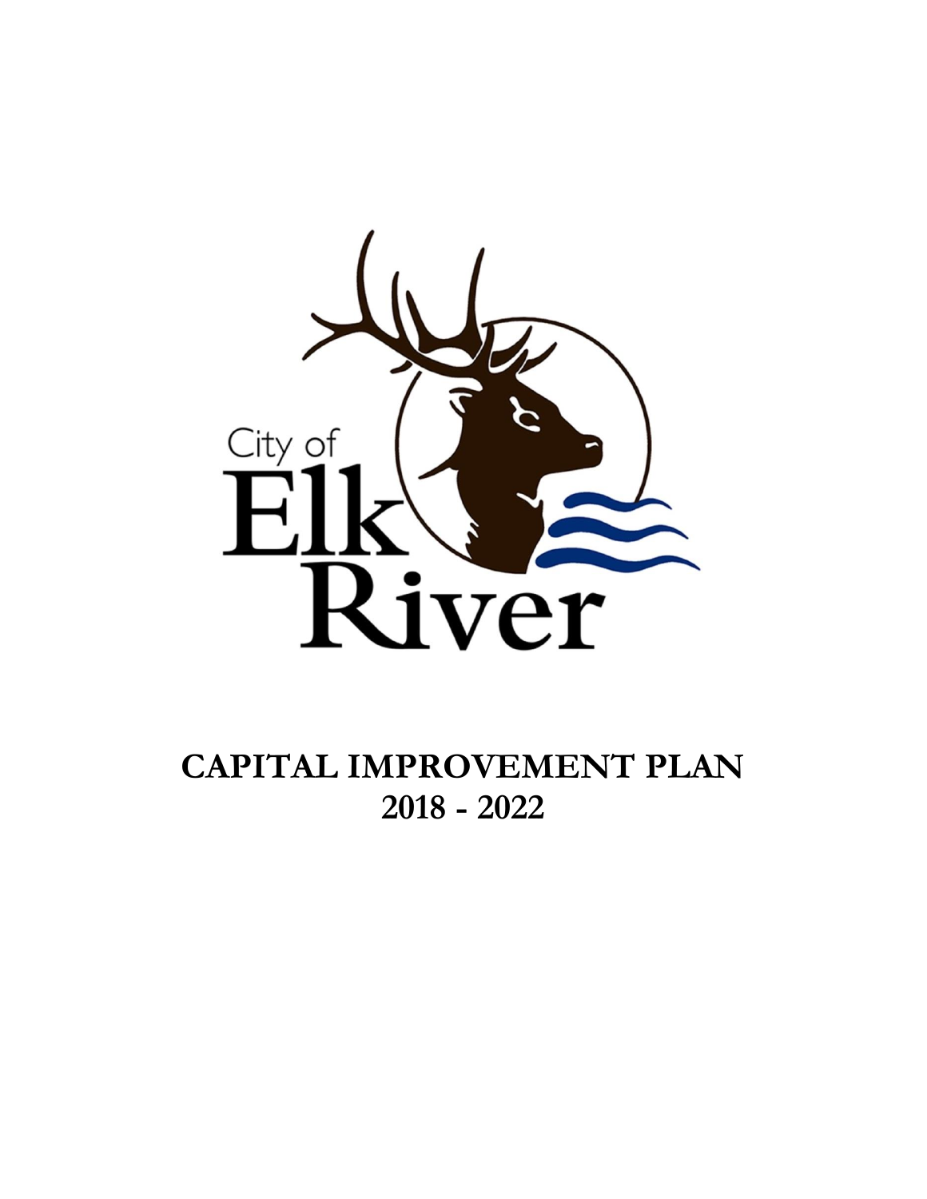City of Elk River

# CAPITAL IMPROVEMENT PLAN
# 2018 - 2022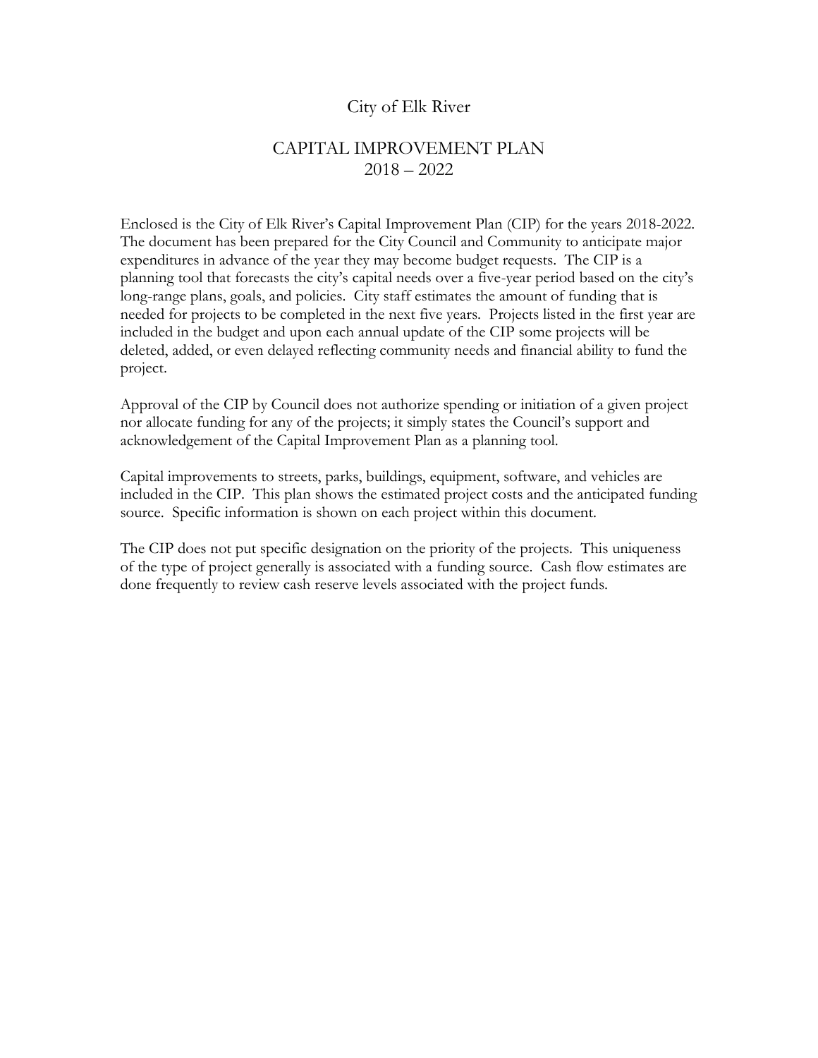# City of Elk River

## CAPITAL IMPROVEMENT PLAN
## 2018 – 2022

Enclosed is the City of Elk River's Capital Improvement Plan (CIP) for the years 2018-2022. The document has been prepared for the City Council and Community to anticipate major expenditures in advance of the year they may become budget requests. The CIP is a planning tool that forecasts the city's capital needs over a five-year period based on the city's long-range plans, goals, and policies. City staff estimates the amount of funding that is needed for projects to be completed in the next five years. Projects listed in the first year are included in the budget and upon each annual update of the CIP some projects will be deleted, added, or even delayed reflecting community needs and financial ability to fund the project.

Approval of the CIP by Council does not authorize spending or initiation of a given project nor allocate funding for any of the projects; it simply states the Council's support and acknowledgement of the Capital Improvement Plan as a planning tool.

Capital improvements to streets, parks, buildings, equipment, software, and vehicles are included in the CIP. This plan shows the estimated project costs and the anticipated funding source. Specific information is shown on each project within this document.

The CIP does not put specific designation on the priority of the projects. This uniqueness of the type of project generally is associated with a funding source. Cash flow estimates are done frequently to review cash reserve levels associated with the project funds.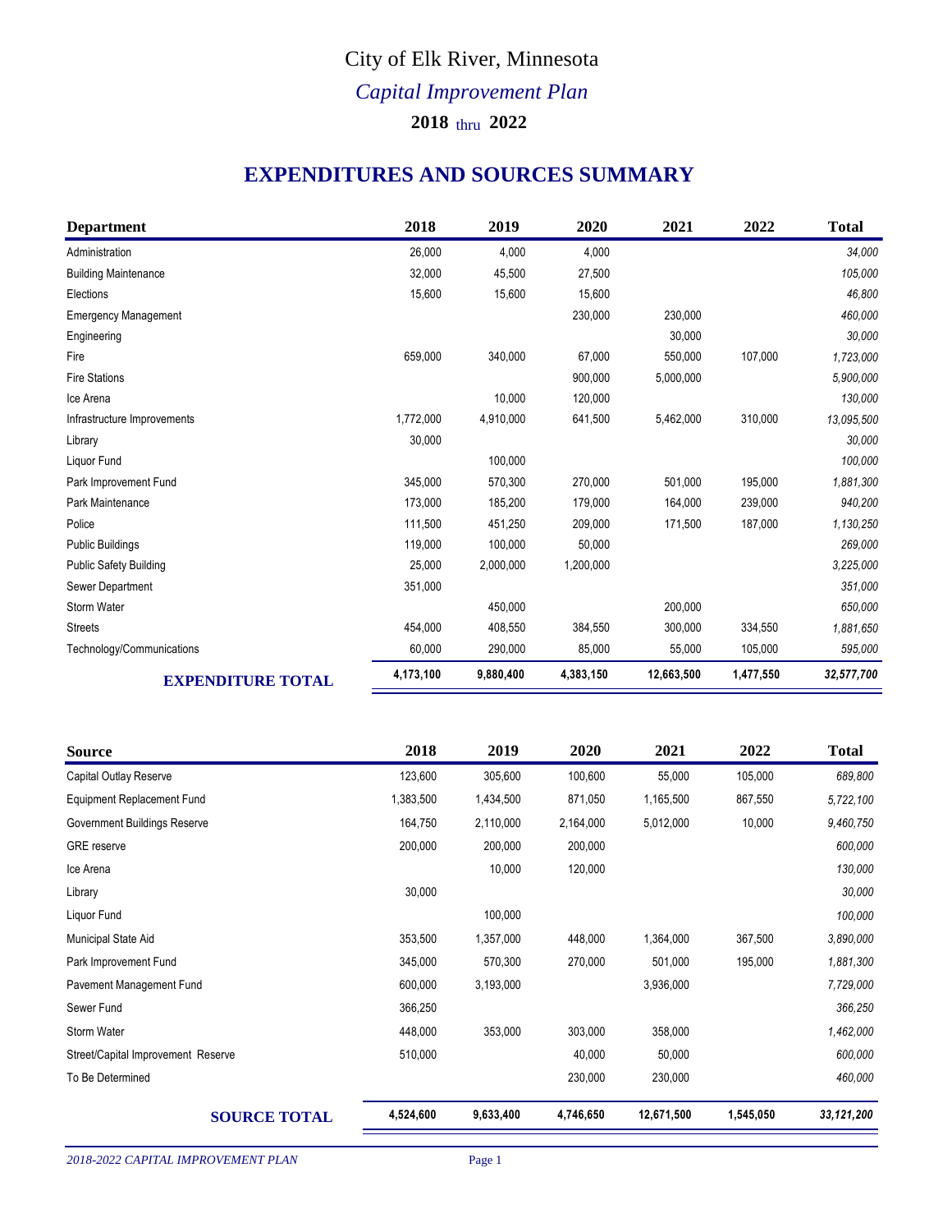# City of Elk River, Minnesota

## *Capital Improvement Plan*

### 2018 thru 2022

## EXPENDITURES AND SOURCES SUMMARY

| Department | 2018 | 2019 | 2020 | 2021 | 2022 | Total |
|---|---|---|---|---|---|---|
| Administration | 26,000 | 4,000 | 4,000 | | | *34,000* |
| Building Maintenance | 32,000 | 45,500 | 27,500 | | | *105,000* |
| Elections | 15,600 | 15,600 | 15,600 | | | *46,800* |
| Emergency Management | | | 230,000 | 230,000 | | *460,000* |
| Engineering | | | | 30,000 | | *30,000* |
| Fire | 659,000 | 340,000 | 67,000 | 550,000 | 107,000 | *1,723,000* |
| Fire Stations | | | 900,000 | 5,000,000 | | *5,900,000* |
| Ice Arena | | 10,000 | 120,000 | | | *130,000* |
| Infrastructure Improvements | 1,772,000 | 4,910,000 | 641,500 | 5,462,000 | 310,000 | *13,095,500* |
| Library | 30,000 | | | | | *30,000* |
| Liquor Fund | | 100,000 | | | | *100,000* |
| Park Improvement Fund | 345,000 | 570,300 | 270,000 | 501,000 | 195,000 | *1,881,300* |
| Park Maintenance | 173,000 | 185,200 | 179,000 | 164,000 | 239,000 | *940,200* |
| Police | 111,500 | 451,250 | 209,000 | 171,500 | 187,000 | *1,130,250* |
| Public Buildings | 119,000 | 100,000 | 50,000 | | | *269,000* |
| Public Safety Building | 25,000 | 2,000,000 | 1,200,000 | | | *3,225,000* |
| Sewer Department | 351,000 | | | | | *351,000* |
| Storm Water | | 450,000 | | 200,000 | | *650,000* |
| Streets | 454,000 | 408,550 | 384,550 | 300,000 | 334,550 | *1,881,650* |
| Technology/Communications | 60,000 | 290,000 | 85,000 | 55,000 | 105,000 | *595,000* |
| **EXPENDITURE TOTAL** | **4,173,100** | **9,880,400** | **4,383,150** | **12,663,500** | **1,477,550** | ***32,577,700*** |

| Source | 2018 | 2019 | 2020 | 2021 | 2022 | Total |
|---|---|---|---|---|---|---|
| Capital Outlay Reserve | 123,600 | 305,600 | 100,600 | 55,000 | 105,000 | *689,800* |
| Equipment Replacement Fund | 1,383,500 | 1,434,500 | 871,050 | 1,165,500 | 867,550 | *5,722,100* |
| Government Buildings Reserve | 164,750 | 2,110,000 | 2,164,000 | 5,012,000 | 10,000 | *9,460,750* |
| GRE reserve | 200,000 | 200,000 | 200,000 | | | *600,000* |
| Ice Arena | | 10,000 | 120,000 | | | *130,000* |
| Library | 30,000 | | | | | *30,000* |
| Liquor Fund | | 100,000 | | | | *100,000* |
| Municipal State Aid | 353,500 | 1,357,000 | 448,000 | 1,364,000 | 367,500 | *3,890,000* |
| Park Improvement Fund | 345,000 | 570,300 | 270,000 | 501,000 | 195,000 | *1,881,300* |
| Pavement Management Fund | 600,000 | 3,193,000 | | 3,936,000 | | *7,729,000* |
| Sewer Fund | 366,250 | | | | | *366,250* |
| Storm Water | 448,000 | 353,000 | 303,000 | 358,000 | | *1,462,000* |
| Street/Capital Improvement Reserve | 510,000 | | 40,000 | 50,000 | | *600,000* |
| To Be Determined | | | 230,000 | 230,000 | | *460,000* |
| **SOURCE TOTAL** | **4,524,600** | **9,633,400** | **4,746,650** | **12,671,500** | **1,545,050** | ***33,121,200*** |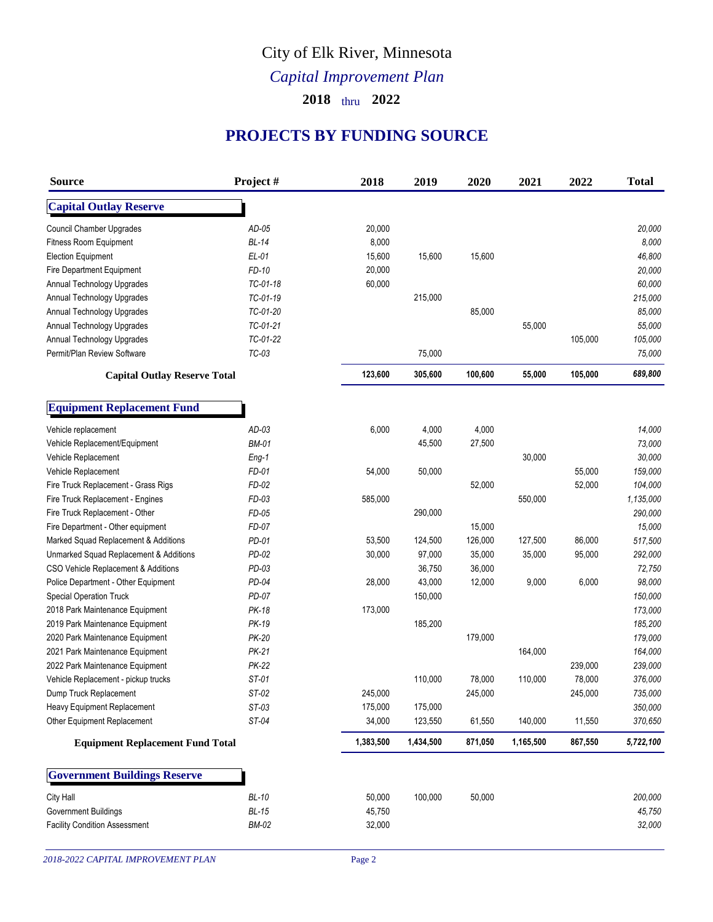# City of Elk River, Minnesota

## *Capital Improvement Plan*

### 2018 thru 2022

## PROJECTS BY FUNDING SOURCE

| Source | Project # | 2018 | 2019 | 2020 | 2021 | 2022 | Total |
|---|---|---|---|---|---|---|---|
| **Capital Outlay Reserve** | | | | | | | |
| Council Chamber Upgrades | *AD-05* | 20,000 | | | | | *20,000* |
| Fitness Room Equipment | *BL-14* | 8,000 | | | | | *8,000* |
| Election Equipment | *EL-01* | 15,600 | 15,600 | 15,600 | | | *46,800* |
| Fire Department Equipment | *FD-10* | 20,000 | | | | | *20,000* |
| Annual Technology Upgrades | *TC-01-18* | 60,000 | | | | | *60,000* |
| Annual Technology Upgrades | *TC-01-19* | | 215,000 | | | | *215,000* |
| Annual Technology Upgrades | *TC-01-20* | | | 85,000 | | | *85,000* |
| Annual Technology Upgrades | *TC-01-21* | | | | 55,000 | | *55,000* |
| Annual Technology Upgrades | *TC-01-22* | | | | | 105,000 | *105,000* |
| Permit/Plan Review Software | *TC-03* | | 75,000 | | | | *75,000* |
| **Capital Outlay Reserve Total** | | **123,600** | **305,600** | **100,600** | **55,000** | **105,000** | ***689,800*** |
| **Equipment Replacement Fund** | | | | | | | |
| Vehicle replacement | *AD-03* | 6,000 | 4,000 | 4,000 | | | *14,000* |
| Vehicle Replacement/Equipment | *BM-01* | | 45,500 | 27,500 | | | *73,000* |
| Vehicle Replacement | *Eng-1* | | | | 30,000 | | *30,000* |
| Vehicle Replacement | *FD-01* | 54,000 | 50,000 | | | 55,000 | *159,000* |
| Fire Truck Replacement - Grass Rigs | *FD-02* | | | 52,000 | | 52,000 | *104,000* |
| Fire Truck Replacement - Engines | *FD-03* | 585,000 | | | 550,000 | | *1,135,000* |
| Fire Truck Replacement - Other | *FD-05* | | 290,000 | | | | *290,000* |
| Fire Department - Other equipment | *FD-07* | | | 15,000 | | | *15,000* |
| Marked Squad Replacement & Additions | *PD-01* | 53,500 | 124,500 | 126,000 | 127,500 | 86,000 | *517,500* |
| Unmarked Squad Replacement & Additions | *PD-02* | 30,000 | 97,000 | 35,000 | 35,000 | 95,000 | *292,000* |
| CSO Vehicle Replacement & Additions | *PD-03* | | 36,750 | 36,000 | | | *72,750* |
| Police Department - Other Equipment | *PD-04* | 28,000 | 43,000 | 12,000 | 9,000 | 6,000 | *98,000* |
| Special Operation Truck | *PD-07* | | 150,000 | | | | *150,000* |
| 2018 Park Maintenance Equipment | *PK-18* | 173,000 | | | | | *173,000* |
| 2019 Park Maintenance Equipment | *PK-19* | | 185,200 | | | | *185,200* |
| 2020 Park Maintenance Equipment | *PK-20* | | | 179,000 | | | *179,000* |
| 2021 Park Maintenance Equipment | *PK-21* | | | | 164,000 | | *164,000* |
| 2022 Park Maintenance Equipment | *PK-22* | | | | | 239,000 | *239,000* |
| Vehicle Replacement - pickup trucks | *ST-01* | | 110,000 | 78,000 | 110,000 | 78,000 | *376,000* |
| Dump Truck Replacement | *ST-02* | 245,000 | | 245,000 | | 245,000 | *735,000* |
| Heavy Equipment Replacement | *ST-03* | 175,000 | 175,000 | | | | *350,000* |
| Other Equipment Replacement | *ST-04* | 34,000 | 123,550 | 61,550 | 140,000 | 11,550 | *370,650* |
| **Equipment Replacement Fund Total** | | **1,383,500** | **1,434,500** | **871,050** | **1,165,500** | **867,550** | ***5,722,100*** |
| **Government Buildings Reserve** | | | | | | | |
| City Hall | *BL-10* | 50,000 | 100,000 | 50,000 | | | *200,000* |
| Government Buildings | *BL-15* | 45,750 | | | | | *45,750* |
| Facility Condition Assessment | *BM-02* | 32,000 | | | | | *32,000* |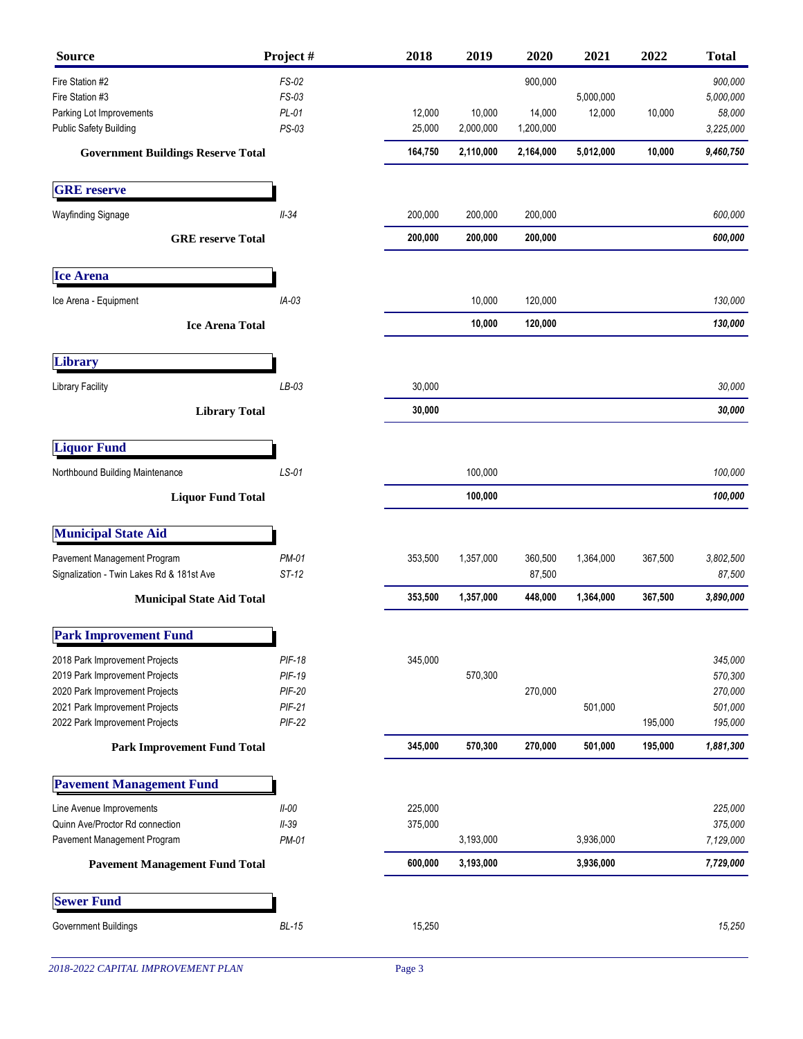| Source | Project # | 2018 | 2019 | 2020 | 2021 | 2022 | Total |
|---|---|---|---|---|---|---|---|
| Fire Station #2 | *FS-02* | | | 900,000 | | | *900,000* |
| Fire Station #3 | *FS-03* | | | | 5,000,000 | | *5,000,000* |
| Parking Lot Improvements | *PL-01* | 12,000 | 10,000 | 14,000 | 12,000 | 10,000 | *58,000* |
| Public Safety Building | *PS-03* | 25,000 | 2,000,000 | 1,200,000 | | | *3,225,000* |
| **Government Buildings Reserve Total** | | **164,750** | **2,110,000** | **2,164,000** | **5,012,000** | **10,000** | ***9,460,750*** |
| **GRE reserve** | | | | | | | |
| Wayfinding Signage | *II-34* | 200,000 | 200,000 | 200,000 | | | *600,000* |
| **GRE reserve Total** | | **200,000** | **200,000** | **200,000** | | | ***600,000*** |
| **Ice Arena** | | | | | | | |
| Ice Arena - Equipment | *IA-03* | | 10,000 | 120,000 | | | *130,000* |
| **Ice Arena Total** | | | **10,000** | **120,000** | | | ***130,000*** |
| **Library** | | | | | | | |
| Library Facility | *LB-03* | 30,000 | | | | | *30,000* |
| **Library Total** | | **30,000** | | | | | ***30,000*** |
| **Liquor Fund** | | | | | | | |
| Northbound Building Maintenance | *LS-01* | | 100,000 | | | | *100,000* |
| **Liquor Fund Total** | | | **100,000** | | | | ***100,000*** |
| **Municipal State Aid** | | | | | | | |
| Pavement Management Program | *PM-01* | 353,500 | 1,357,000 | 360,500 | 1,364,000 | 367,500 | *3,802,500* |
| Signalization - Twin Lakes Rd & 181st Ave | *ST-12* | | | 87,500 | | | *87,500* |
| **Municipal State Aid Total** | | **353,500** | **1,357,000** | **448,000** | **1,364,000** | **367,500** | ***3,890,000*** |
| **Park Improvement Fund** | | | | | | | |
| 2018 Park Improvement Projects | *PIF-18* | 345,000 | | | | | *345,000* |
| 2019 Park Improvement Projects | *PIF-19* | | 570,300 | | | | *570,300* |
| 2020 Park Improvement Projects | *PIF-20* | | | 270,000 | | | *270,000* |
| 2021 Park Improvement Projects | *PIF-21* | | | | 501,000 | | *501,000* |
| 2022 Park Improvement Projects | *PIF-22* | | | | | 195,000 | *195,000* |
| **Park Improvement Fund Total** | | **345,000** | **570,300** | **270,000** | **501,000** | **195,000** | ***1,881,300*** |
| **Pavement Management Fund** | | | | | | | |
| Line Avenue Improvements | *II-00* | 225,000 | | | | | *225,000* |
| Quinn Ave/Proctor Rd connection | *II-39* | 375,000 | | | | | *375,000* |
| Pavement Management Program | *PM-01* | | 3,193,000 | | 3,936,000 | | *7,129,000* |
| **Pavement Management Fund Total** | | **600,000** | **3,193,000** | | **3,936,000** | | ***7,729,000*** |
| **Sewer Fund** | | | | | | | |
| Government Buildings | *BL-15* | 15,250 | | | | | *15,250* |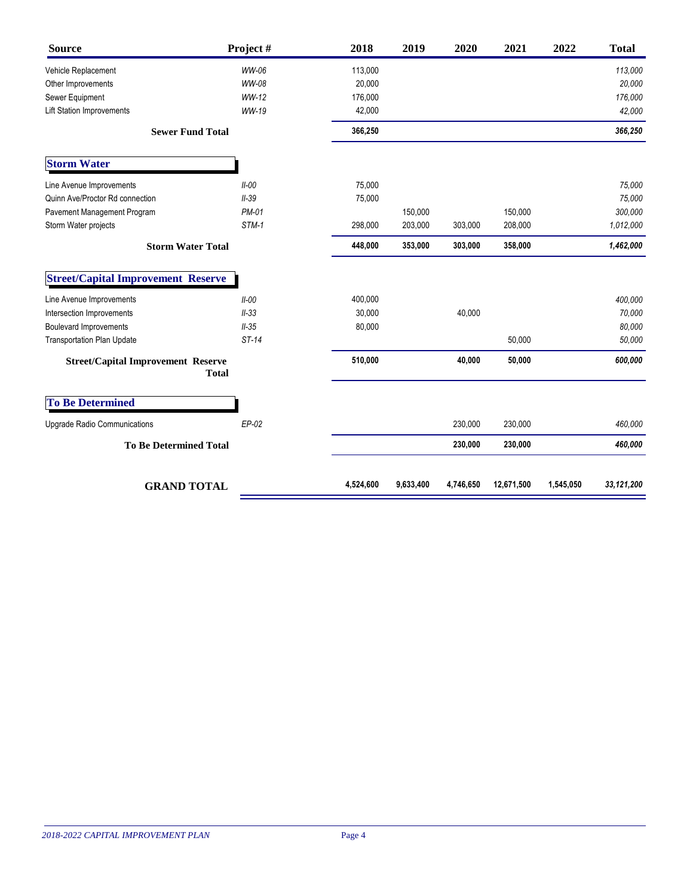| Source | Project # | 2018 | 2019 | 2020 | 2021 | 2022 | Total |
|---|---|---|---|---|---|---|---|
| Vehicle Replacement | *WW-06* | 113,000 | | | | | *113,000* |
| Other Improvements | *WW-08* | 20,000 | | | | | *20,000* |
| Sewer Equipment | *WW-12* | 176,000 | | | | | *176,000* |
| Lift Station Improvements | *WW-19* | 42,000 | | | | | *42,000* |
| **Sewer Fund Total** | | **366,250** | | | | | ***366,250*** |
| **Storm Water** | | | | | | | |
| Line Avenue Improvements | *II-00* | 75,000 | | | | | *75,000* |
| Quinn Ave/Proctor Rd connection | *II-39* | 75,000 | | | | | *75,000* |
| Pavement Management Program | *PM-01* | | 150,000 | | 150,000 | | *300,000* |
| Storm Water projects | *STM-1* | 298,000 | 203,000 | 303,000 | 208,000 | | *1,012,000* |
| **Storm Water Total** | | **448,000** | **353,000** | **303,000** | **358,000** | | ***1,462,000*** |
| **Street/Capital Improvement Reserve** | | | | | | | |
| Line Avenue Improvements | *II-00* | 400,000 | | | | | *400,000* |
| Intersection Improvements | *II-33* | 30,000 | | 40,000 | | | *70,000* |
| Boulevard Improvements | *II-35* | 80,000 | | | | | *80,000* |
| Transportation Plan Update | *ST-14* | | | | 50,000 | | *50,000* |
| **Street/Capital Improvement Reserve Total** | | **510,000** | | **40,000** | **50,000** | | ***600,000*** |
| **To Be Determined** | | | | | | | |
| Upgrade Radio Communications | *EP-02* | | | 230,000 | 230,000 | | *460,000* |
| **To Be Determined Total** | | | | **230,000** | **230,000** | | ***460,000*** |
| **GRAND TOTAL** | | **4,524,600** | **9,633,400** | **4,746,650** | **12,671,500** | **1,545,050** | ***33,121,200*** |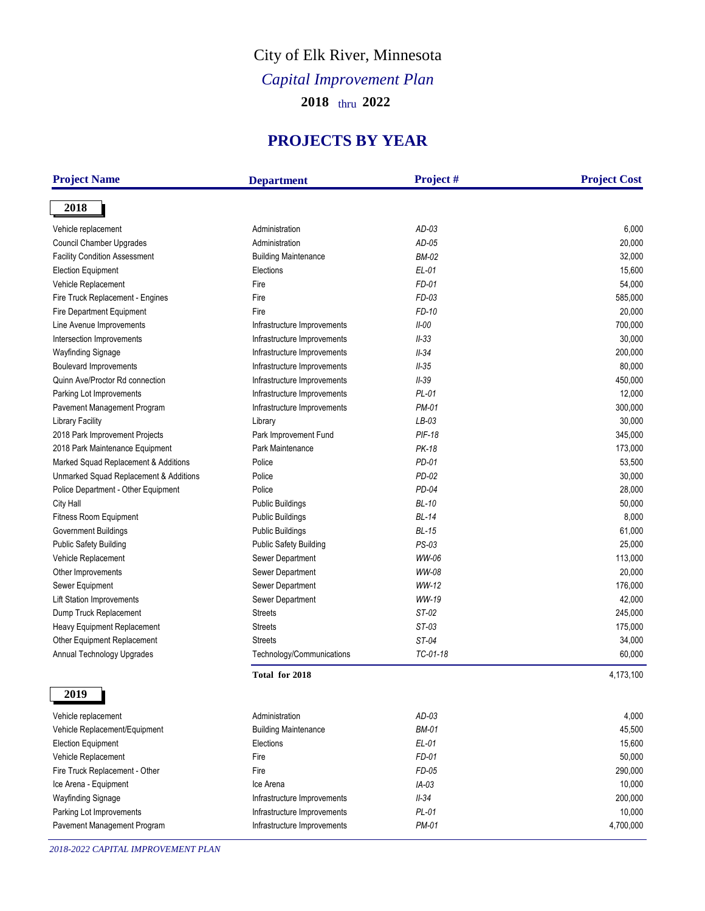# City of Elk River, Minnesota

## *Capital Improvement Plan*

### 2018 thru 2022

## PROJECTS BY YEAR

| Project Name | Department | Project # | Project Cost |
|---|---|---|---|
| **2018** | | | |
| Vehicle replacement | Administration | *AD-03* | 6,000 |
| Council Chamber Upgrades | Administration | *AD-05* | 20,000 |
| Facility Condition Assessment | Building Maintenance | *BM-02* | 32,000 |
| Election Equipment | Elections | *EL-01* | 15,600 |
| Vehicle Replacement | Fire | *FD-01* | 54,000 |
| Fire Truck Replacement - Engines | Fire | *FD-03* | 585,000 |
| Fire Department Equipment | Fire | *FD-10* | 20,000 |
| Line Avenue Improvements | Infrastructure Improvements | *II-00* | 700,000 |
| Intersection Improvements | Infrastructure Improvements | *II-33* | 30,000 |
| Wayfinding Signage | Infrastructure Improvements | *II-34* | 200,000 |
| Boulevard Improvements | Infrastructure Improvements | *II-35* | 80,000 |
| Quinn Ave/Proctor Rd connection | Infrastructure Improvements | *II-39* | 450,000 |
| Parking Lot Improvements | Infrastructure Improvements | *PL-01* | 12,000 |
| Pavement Management Program | Infrastructure Improvements | *PM-01* | 300,000 |
| Library Facility | Library | *LB-03* | 30,000 |
| 2018 Park Improvement Projects | Park Improvement Fund | *PIF-18* | 345,000 |
| 2018 Park Maintenance Equipment | Park Maintenance | *PK-18* | 173,000 |
| Marked Squad Replacement & Additions | Police | *PD-01* | 53,500 |
| Unmarked Squad Replacement & Additions | Police | *PD-02* | 30,000 |
| Police Department - Other Equipment | Police | *PD-04* | 28,000 |
| City Hall | Public Buildings | *BL-10* | 50,000 |
| Fitness Room Equipment | Public Buildings | *BL-14* | 8,000 |
| Government Buildings | Public Buildings | *BL-15* | 61,000 |
| Public Safety Building | Public Safety Building | *PS-03* | 25,000 |
| Vehicle Replacement | Sewer Department | *WW-06* | 113,000 |
| Other Improvements | Sewer Department | *WW-08* | 20,000 |
| Sewer Equipment | Sewer Department | *WW-12* | 176,000 |
| Lift Station Improvements | Sewer Department | *WW-19* | 42,000 |
| Dump Truck Replacement | Streets | *ST-02* | 245,000 |
| Heavy Equipment Replacement | Streets | *ST-03* | 175,000 |
| Other Equipment Replacement | Streets | *ST-04* | 34,000 |
| Annual Technology Upgrades | Technology/Communications | *TC-01-18* | 60,000 |
| | **Total for 2018** | | 4,173,100 |
| **2019** | | | |
| Vehicle replacement | Administration | *AD-03* | 4,000 |
| Vehicle Replacement/Equipment | Building Maintenance | *BM-01* | 45,500 |
| Election Equipment | Elections | *EL-01* | 15,600 |
| Vehicle Replacement | Fire | *FD-01* | 50,000 |
| Fire Truck Replacement - Other | Fire | *FD-05* | 290,000 |
| Ice Arena - Equipment | Ice Arena | *IA-03* | 10,000 |
| Wayfinding Signage | Infrastructure Improvements | *II-34* | 200,000 |
| Parking Lot Improvements | Infrastructure Improvements | *PL-01* | 10,000 |
| Pavement Management Program | Infrastructure Improvements | *PM-01* | 4,700,000 |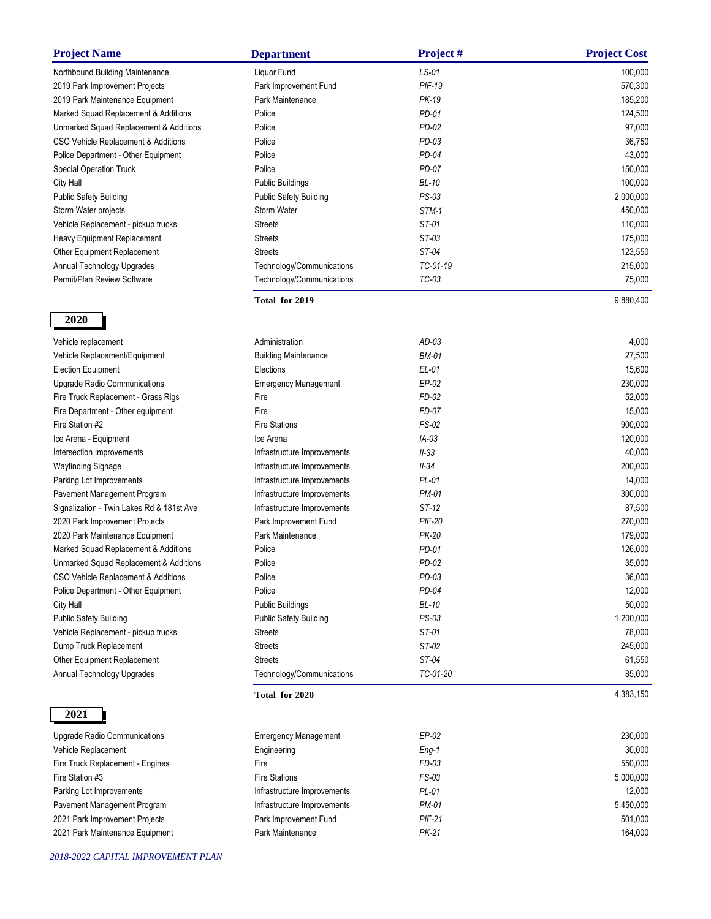| Project Name | Department | Project # | Project Cost |
|---|---|---|---|
| Northbound Building Maintenance | Liquor Fund | *LS-01* | 100,000 |
| 2019 Park Improvement Projects | Park Improvement Fund | *PIF-19* | 570,300 |
| 2019 Park Maintenance Equipment | Park Maintenance | *PK-19* | 185,200 |
| Marked Squad Replacement & Additions | Police | *PD-01* | 124,500 |
| Unmarked Squad Replacement & Additions | Police | *PD-02* | 97,000 |
| CSO Vehicle Replacement & Additions | Police | *PD-03* | 36,750 |
| Police Department - Other Equipment | Police | *PD-04* | 43,000 |
| Special Operation Truck | Police | *PD-07* | 150,000 |
| City Hall | Public Buildings | *BL-10* | 100,000 |
| Public Safety Building | Public Safety Building | *PS-03* | 2,000,000 |
| Storm Water projects | Storm Water | *STM-1* | 450,000 |
| Vehicle Replacement - pickup trucks | Streets | *ST-01* | 110,000 |
| Heavy Equipment Replacement | Streets | *ST-03* | 175,000 |
| Other Equipment Replacement | Streets | *ST-04* | 123,550 |
| Annual Technology Upgrades | Technology/Communications | *TC-01-19* | 215,000 |
| Permit/Plan Review Software | Technology/Communications | *TC-03* | 75,000 |
| | **Total for 2019** | | 9,880,400 |

## 2020

| Project Name | Department | Project # | Project Cost |
|---|---|---|---|
| Vehicle replacement | Administration | *AD-03* | 4,000 |
| Vehicle Replacement/Equipment | Building Maintenance | *BM-01* | 27,500 |
| Election Equipment | Elections | *EL-01* | 15,600 |
| Upgrade Radio Communications | Emergency Management | *EP-02* | 230,000 |
| Fire Truck Replacement - Grass Rigs | Fire | *FD-02* | 52,000 |
| Fire Department - Other equipment | Fire | *FD-07* | 15,000 |
| Fire Station #2 | Fire Stations | *FS-02* | 900,000 |
| Ice Arena - Equipment | Ice Arena | *IA-03* | 120,000 |
| Intersection Improvements | Infrastructure Improvements | *II-33* | 40,000 |
| Wayfinding Signage | Infrastructure Improvements | *II-34* | 200,000 |
| Parking Lot Improvements | Infrastructure Improvements | *PL-01* | 14,000 |
| Pavement Management Program | Infrastructure Improvements | *PM-01* | 300,000 |
| Signalization - Twin Lakes Rd & 181st Ave | Infrastructure Improvements | *ST-12* | 87,500 |
| 2020 Park Improvement Projects | Park Improvement Fund | *PIF-20* | 270,000 |
| 2020 Park Maintenance Equipment | Park Maintenance | *PK-20* | 179,000 |
| Marked Squad Replacement & Additions | Police | *PD-01* | 126,000 |
| Unmarked Squad Replacement & Additions | Police | *PD-02* | 35,000 |
| CSO Vehicle Replacement & Additions | Police | *PD-03* | 36,000 |
| Police Department - Other Equipment | Police | *PD-04* | 12,000 |
| City Hall | Public Buildings | *BL-10* | 50,000 |
| Public Safety Building | Public Safety Building | *PS-03* | 1,200,000 |
| Vehicle Replacement - pickup trucks | Streets | *ST-01* | 78,000 |
| Dump Truck Replacement | Streets | *ST-02* | 245,000 |
| Other Equipment Replacement | Streets | *ST-04* | 61,550 |
| Annual Technology Upgrades | Technology/Communications | *TC-01-20* | 85,000 |
| | **Total for 2020** | | 4,383,150 |

## 2021

| Project Name | Department | Project # | Project Cost |
|---|---|---|---|
| Upgrade Radio Communications | Emergency Management | *EP-02* | 230,000 |
| Vehicle Replacement | Engineering | *Eng-1* | 30,000 |
| Fire Truck Replacement - Engines | Fire | *FD-03* | 550,000 |
| Fire Station #3 | Fire Stations | *FS-03* | 5,000,000 |
| Parking Lot Improvements | Infrastructure Improvements | *PL-01* | 12,000 |
| Pavement Management Program | Infrastructure Improvements | *PM-01* | 5,450,000 |
| 2021 Park Improvement Projects | Park Improvement Fund | *PIF-21* | 501,000 |
| 2021 Park Maintenance Equipment | Park Maintenance | *PK-21* | 164,000 |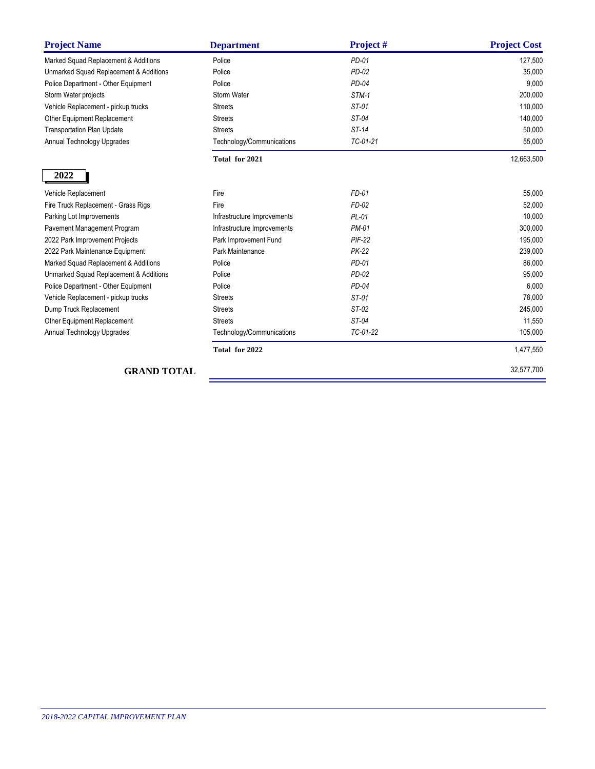| Project Name | Department | Project # | Project Cost |
| --- | --- | --- | --- |
| Marked Squad Replacement & Additions | Police | *PD-01* | 127,500 |
| Unmarked Squad Replacement & Additions | Police | *PD-02* | 35,000 |
| Police Department - Other Equipment | Police | *PD-04* | 9,000 |
| Storm Water projects | Storm Water | *STM-1* | 200,000 |
| Vehicle Replacement - pickup trucks | Streets | *ST-01* | 110,000 |
| Other Equipment Replacement | Streets | *ST-04* | 140,000 |
| Transportation Plan Update | Streets | *ST-14* | 50,000 |
| Annual Technology Upgrades | Technology/Communications | *TC-01-21* | 55,000 |
| | **Total for 2021** | | 12,663,500 |

## 2022

| Project Name | Department | Project # | Project Cost |
| --- | --- | --- | --- |
| Vehicle Replacement | Fire | *FD-01* | 55,000 |
| Fire Truck Replacement - Grass Rigs | Fire | *FD-02* | 52,000 |
| Parking Lot Improvements | Infrastructure Improvements | *PL-01* | 10,000 |
| Pavement Management Program | Infrastructure Improvements | *PM-01* | 300,000 |
| 2022 Park Improvement Projects | Park Improvement Fund | *PIF-22* | 195,000 |
| 2022 Park Maintenance Equipment | Park Maintenance | *PK-22* | 239,000 |
| Marked Squad Replacement & Additions | Police | *PD-01* | 86,000 |
| Unmarked Squad Replacement & Additions | Police | *PD-02* | 95,000 |
| Police Department - Other Equipment | Police | *PD-04* | 6,000 |
| Vehicle Replacement - pickup trucks | Streets | *ST-01* | 78,000 |
| Dump Truck Replacement | Streets | *ST-02* | 245,000 |
| Other Equipment Replacement | Streets | *ST-04* | 11,550 |
| Annual Technology Upgrades | Technology/Communications | *TC-01-22* | 105,000 |
| | **Total for 2022** | | 1,477,550 |
| **GRAND TOTAL** | | | 32,577,700 |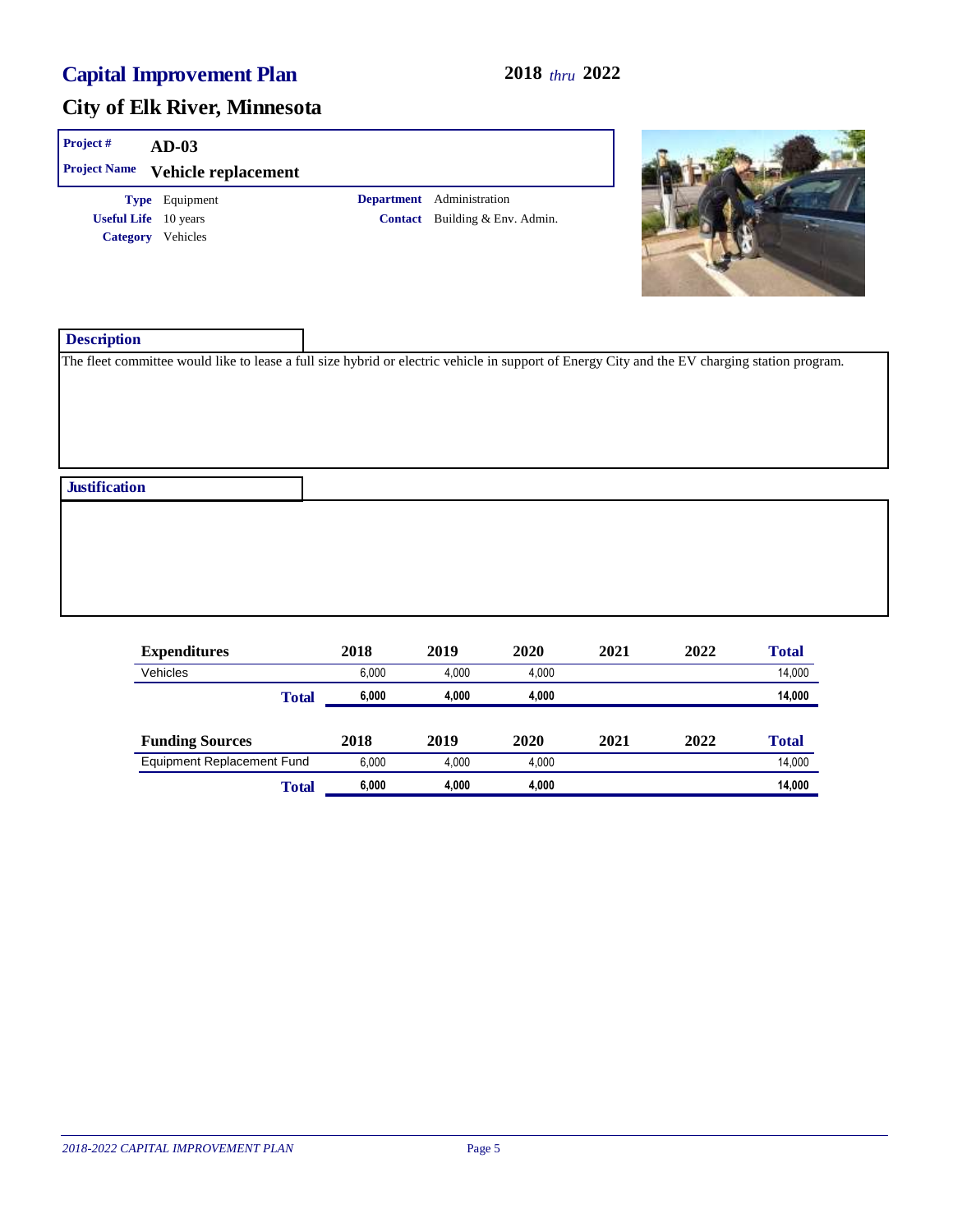# Capital Improvement Plan

**2018** *thru* **2022**

## City of Elk River, Minnesota

**Project #** AD-03

**Project Name** Vehicle replacement

**Type** Equipment

**Useful Life** 10 years

**Category** Vehicles

**Department** Administration

**Contact** Building & Env. Admin.

### Description

The fleet committee would like to lease a full size hybrid or electric vehicle in support of Energy City and the EV charging station program.

### Justification

| Expenditures | 2018 | 2019 | 2020 | 2021 | 2022 | Total |
|---|---|---|---|---|---|---|
| Vehicles | 6,000 | 4,000 | 4,000 | | | 14,000 |
| **Total** | **6,000** | **4,000** | **4,000** | | | **14,000** |

| Funding Sources | 2018 | 2019 | 2020 | 2021 | 2022 | Total |
|---|---|---|---|---|---|---|
| Equipment Replacement Fund | 6,000 | 4,000 | 4,000 | | | 14,000 |
| **Total** | **6,000** | **4,000** | **4,000** | | | **14,000** |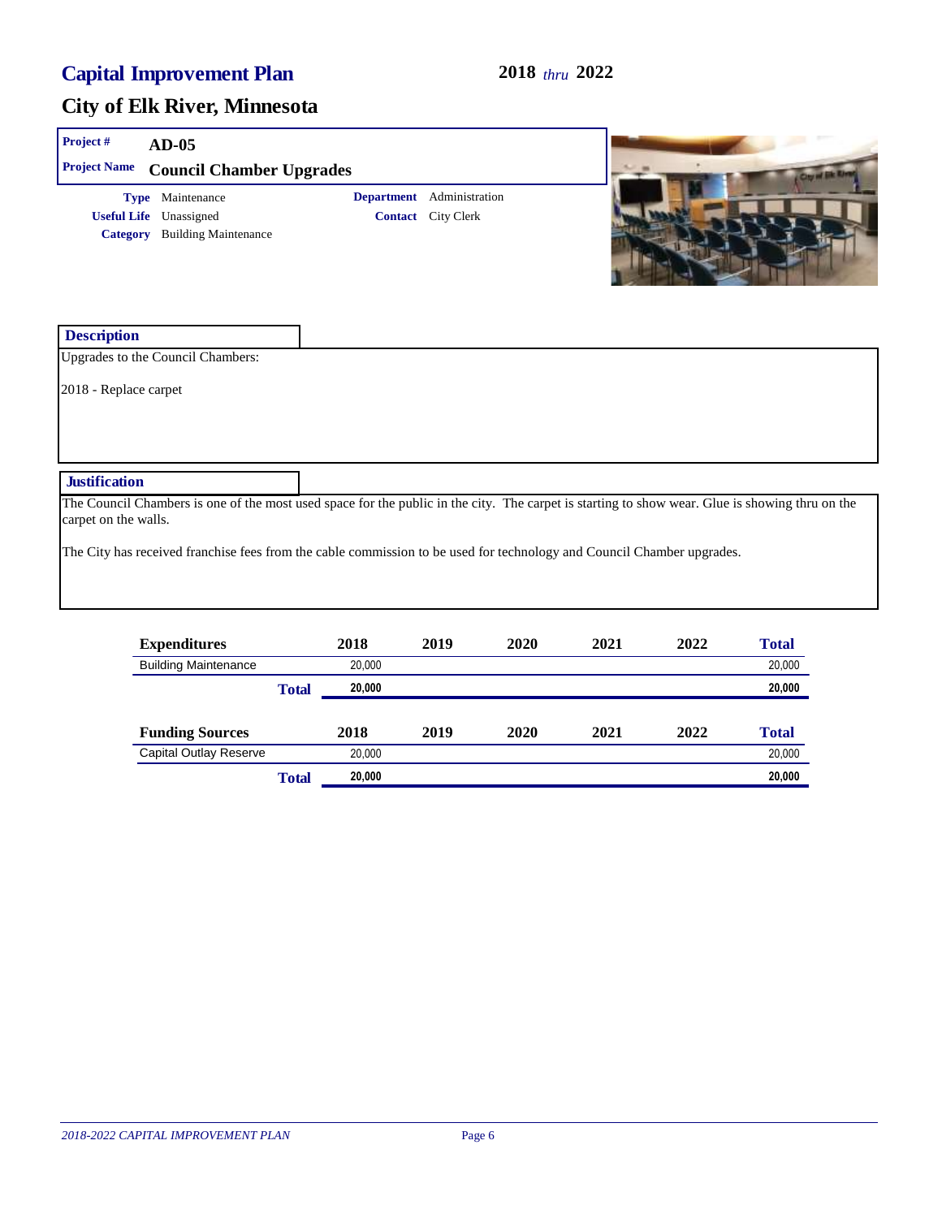# Capital Improvement Plan

**2018** *thru* **2022**

## City of Elk River, Minnesota

| | |
|---|---|
| **Project #** | **AD-05** |
| **Project Name** | **Council Chamber Upgrades** |

**Type** Maintenance
**Useful Life** Unassigned
**Category** Building Maintenance

**Department** Administration
**Contact** City Clerk

### Description

Upgrades to the Council Chambers:

2018 - Replace carpet

### Justification

The Council Chambers is one of the most used space for the public in the city. The carpet is starting to show wear. Glue is showing thru on the carpet on the walls.

The City has received franchise fees from the cable commission to be used for technology and Council Chamber upgrades.

| Expenditures | 2018 | 2019 | 2020 | 2021 | 2022 | Total |
|---|---|---|---|---|---|---|
| Building Maintenance | 20,000 | | | | | 20,000 |
| **Total** | **20,000** | | | | | **20,000** |

| Funding Sources | 2018 | 2019 | 2020 | 2021 | 2022 | Total |
|---|---|---|---|---|---|---|
| Capital Outlay Reserve | 20,000 | | | | | 20,000 |
| **Total** | **20,000** | | | | | **20,000** |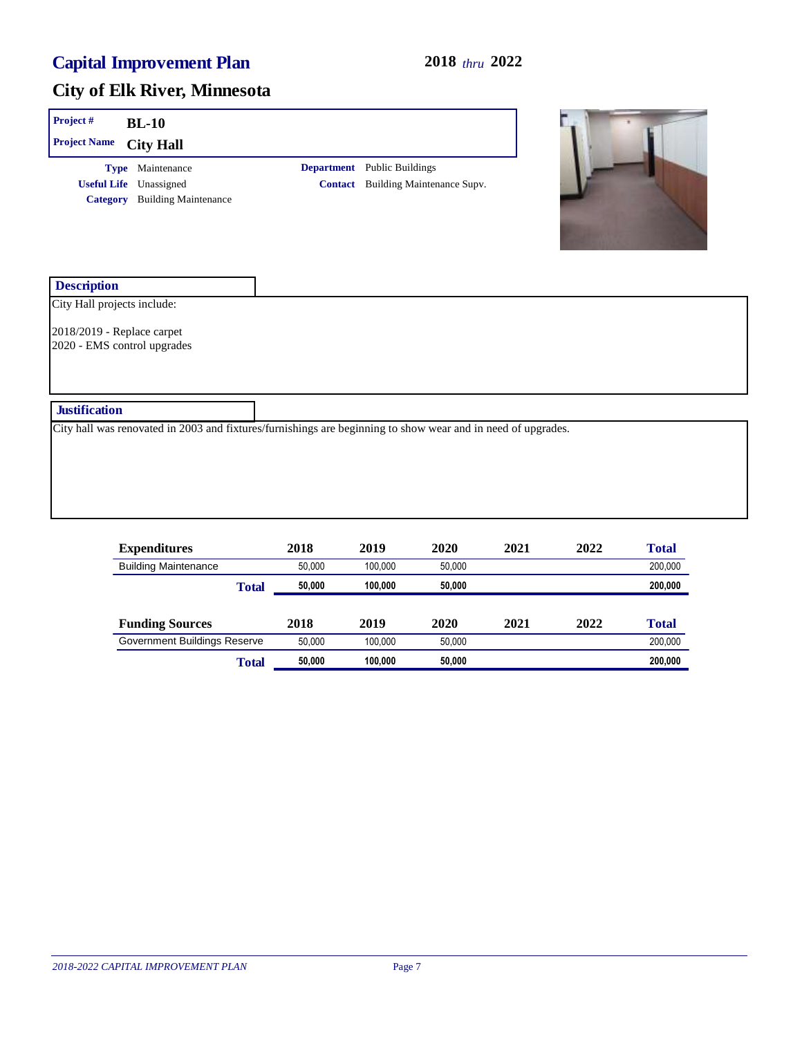# Capital Improvement Plan

**2018** *thru* **2022**

## City of Elk River, Minnesota

**Project #** BL-10

**Project Name** City Hall

**Type** Maintenance

**Useful Life** Unassigned

**Category** Building Maintenance

**Department** Public Buildings

**Contact** Building Maintenance Supv.

### Description

City Hall projects include:

2018/2019 - Replace carpet
2020 - EMS control upgrades

### Justification

City hall was renovated in 2003 and fixtures/furnishings are beginning to show wear and in need of upgrades.

| Expenditures | 2018 | 2019 | 2020 | 2021 | 2022 | Total |
|---|---|---|---|---|---|---|
| Building Maintenance | 50,000 | 100,000 | 50,000 | | | 200,000 |
| **Total** | **50,000** | **100,000** | **50,000** | | | **200,000** |

| Funding Sources | 2018 | 2019 | 2020 | 2021 | 2022 | Total |
|---|---|---|---|---|---|---|
| Government Buildings Reserve | 50,000 | 100,000 | 50,000 | | | 200,000 |
| **Total** | **50,000** | **100,000** | **50,000** | | | **200,000** |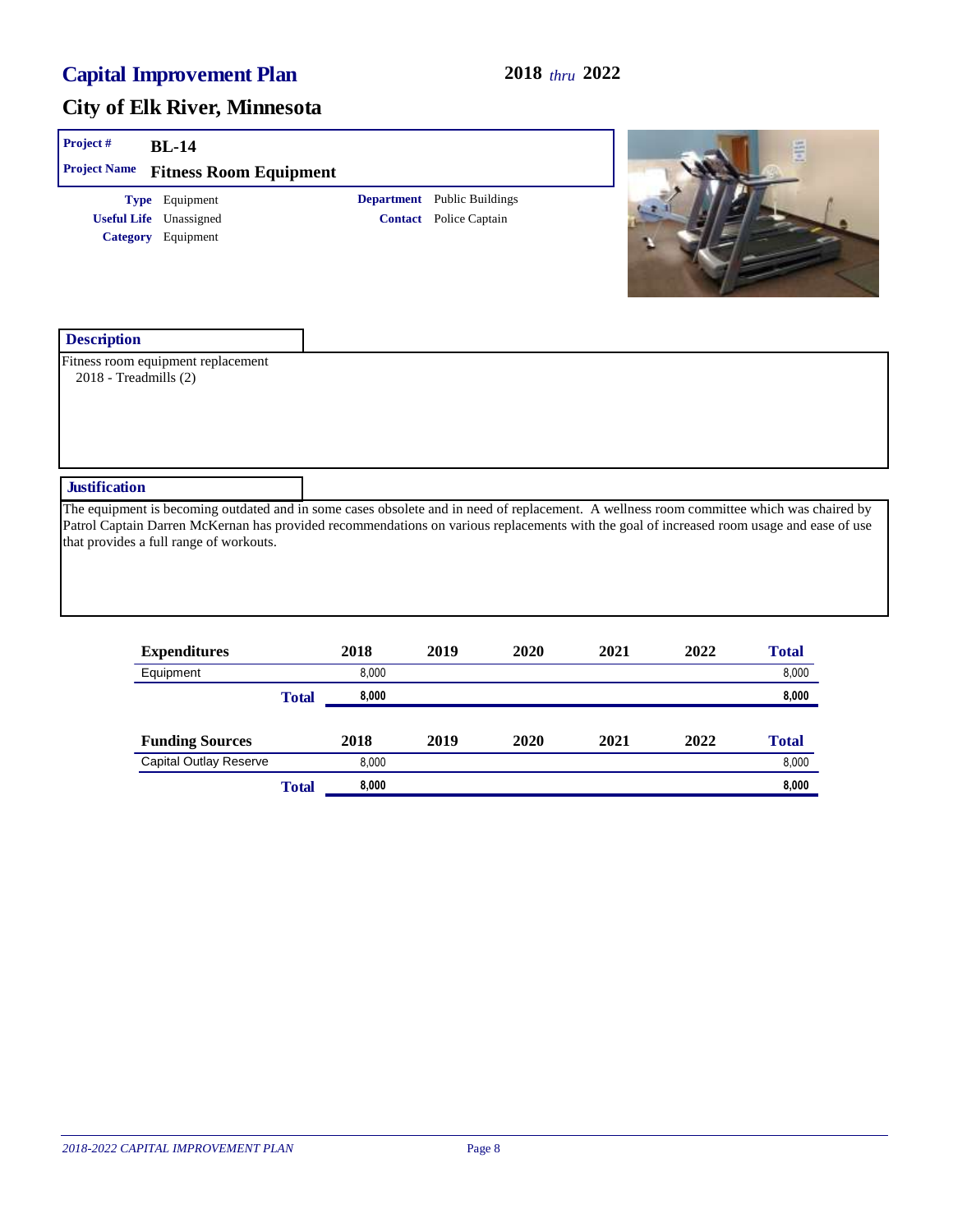# Capital Improvement Plan

**2018** *thru* **2022**

## City of Elk River, Minnesota

**Project #** BL-14

**Project Name** Fitness Room Equipment

**Type** Equipment
**Useful Life** Unassigned
**Category** Equipment

**Department** Public Buildings
**Contact** Police Captain

### Description

Fitness room equipment replacement
2018 - Treadmills (2)

### Justification

The equipment is becoming outdated and in some cases obsolete and in need of replacement. A wellness room committee which was chaired by Patrol Captain Darren McKernan has provided recommendations on various replacements with the goal of increased room usage and ease of use that provides a full range of workouts.

| Expenditures | 2018 | 2019 | 2020 | 2021 | 2022 | Total |
|---|---|---|---|---|---|---|
| Equipment | 8,000 | | | | | 8,000 |
| **Total** | **8,000** | | | | | **8,000** |

| Funding Sources | 2018 | 2019 | 2020 | 2021 | 2022 | Total |
|---|---|---|---|---|---|---|
| Capital Outlay Reserve | 8,000 | | | | | 8,000 |
| **Total** | **8,000** | | | | | **8,000** |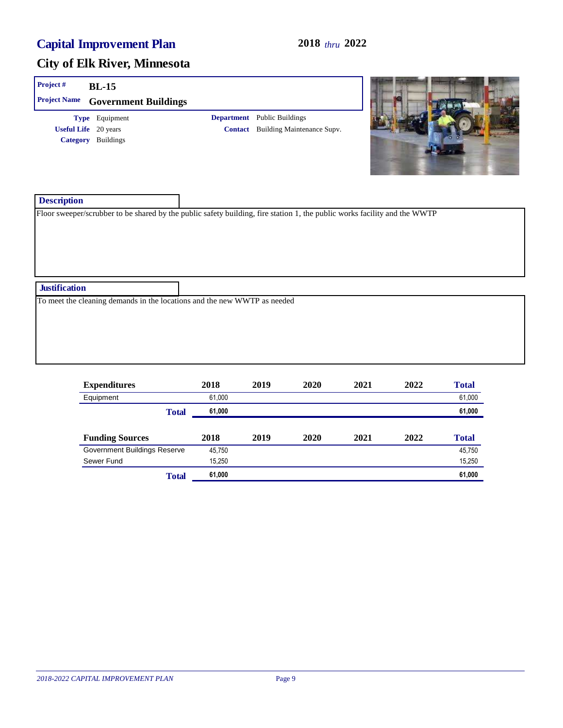# Capital Improvement Plan

**2018** *thru* **2022**

## City of Elk River, Minnesota

**Project #** BL-15

**Project Name** Government Buildings

**Type** Equipment

**Useful Life** 20 years

**Category** Buildings

**Department** Public Buildings

**Contact** Building Maintenance Supv.

### Description

Floor sweeper/scrubber to be shared by the public safety building, fire station 1, the public works facility and the WWTP

### Justification

To meet the cleaning demands in the locations and the new WWTP as needed

| Expenditures | 2018 | 2019 | 2020 | 2021 | 2022 | Total |
|---|---|---|---|---|---|---|
| Equipment | 61,000 | | | | | 61,000 |
| **Total** | **61,000** | | | | | **61,000** |

| Funding Sources | 2018 | 2019 | 2020 | 2021 | 2022 | Total |
|---|---|---|---|---|---|---|
| Government Buildings Reserve | 45,750 | | | | | 45,750 |
| Sewer Fund | 15,250 | | | | | 15,250 |
| **Total** | **61,000** | | | | | **61,000** |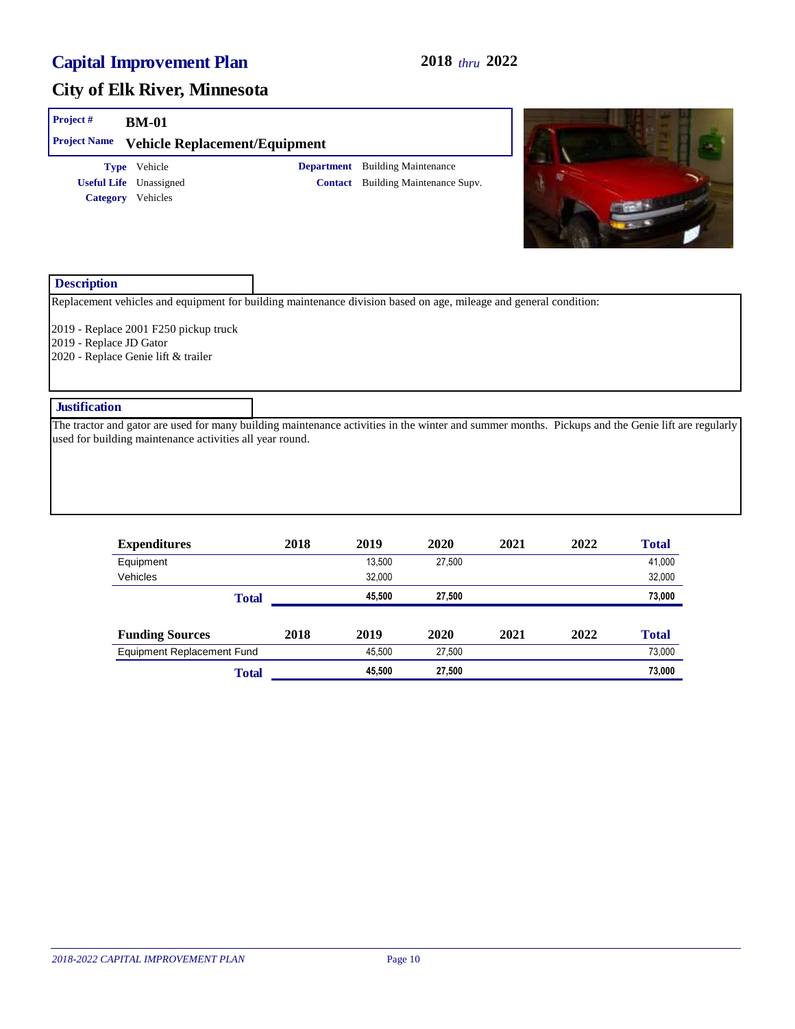# Capital Improvement Plan

**2018** *thru* **2022**

## City of Elk River, Minnesota

**Project #** BM-01

**Project Name** Vehicle Replacement/Equipment

**Type** Vehicle
**Useful Life** Unassigned
**Category** Vehicles

**Department** Building Maintenance
**Contact** Building Maintenance Supv.

### Description

Replacement vehicles and equipment for building maintenance division based on age, mileage and general condition:

2019 - Replace 2001 F250 pickup truck
2019 - Replace JD Gator
2020 - Replace Genie lift & trailer

### Justification

The tractor and gator are used for many building maintenance activities in the winter and summer months. Pickups and the Genie lift are regularly used for building maintenance activities all year round.

| Expenditures | 2018 | 2019 | 2020 | 2021 | 2022 | Total |
|---|---|---|---|---|---|---|
| Equipment | | 13,500 | 27,500 | | | 41,000 |
| Vehicles | | 32,000 | | | | 32,000 |
| **Total** | | **45,500** | **27,500** | | | **73,000** |

| Funding Sources | 2018 | 2019 | 2020 | 2021 | 2022 | Total |
|---|---|---|---|---|---|---|
| Equipment Replacement Fund | | 45,500 | 27,500 | | | 73,000 |
| **Total** | | **45,500** | **27,500** | | | **73,000** |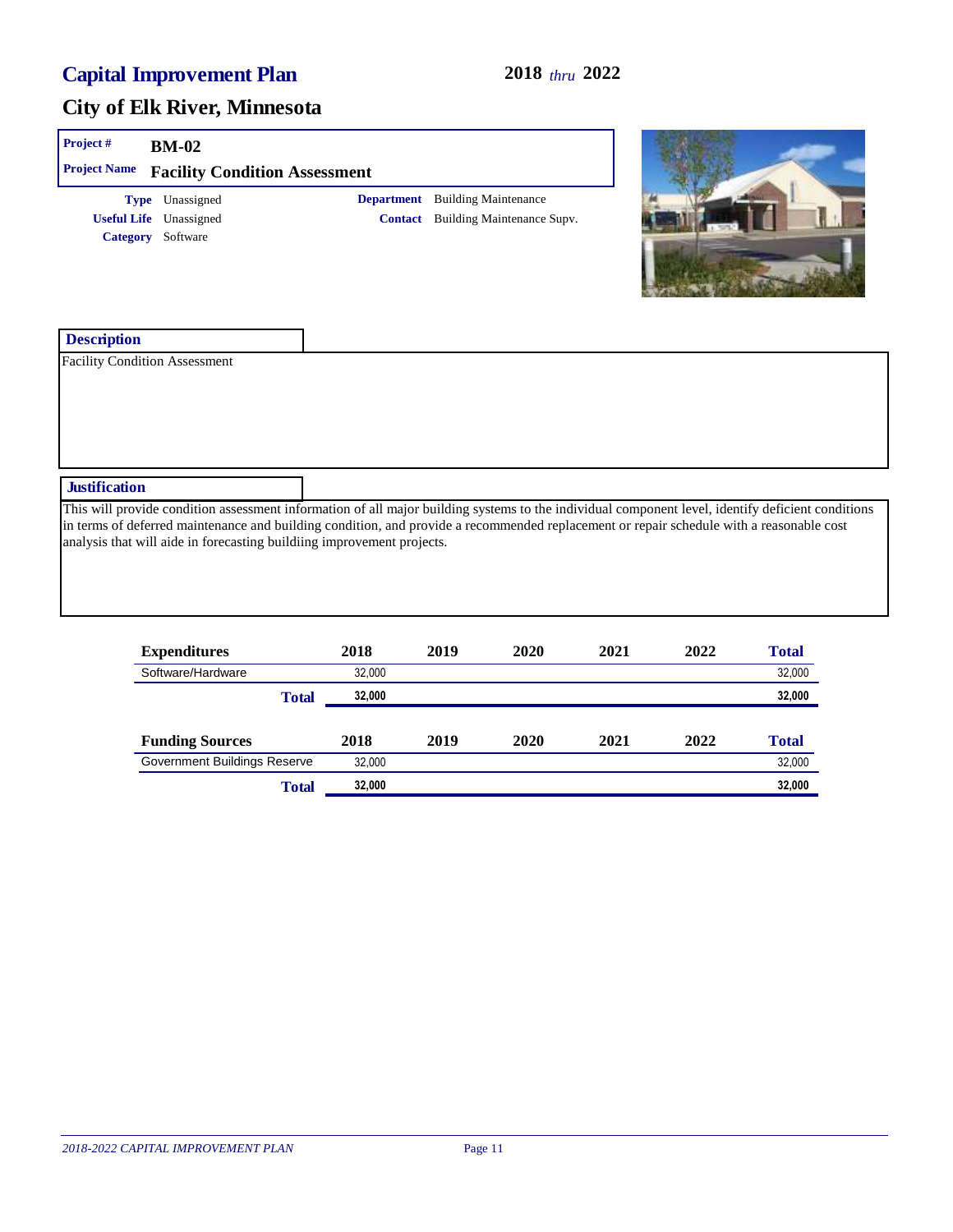# Capital Improvement Plan

**2018** *thru* **2022**

## City of Elk River, Minnesota

**Project #** BM-02

**Project Name** Facility Condition Assessment

**Type** Unassigned

**Useful Life** Unassigned

**Category** Software

**Department** Building Maintenance

**Contact** Building Maintenance Supv.

### Description

Facility Condition Assessment

### Justification

This will provide condition assessment information of all major building systems to the individual component level, identify deficient conditions in terms of deferred maintenance and building condition, and provide a recommended replacement or repair schedule with a reasonable cost analysis that will aide in forecasting buildiing improvement projects.

| Expenditures | 2018 | 2019 | 2020 | 2021 | 2022 | Total |
|---|---|---|---|---|---|---|
| Software/Hardware | 32,000 | | | | | 32,000 |
| **Total** | **32,000** | | | | | **32,000** |

| Funding Sources | 2018 | 2019 | 2020 | 2021 | 2022 | Total |
|---|---|---|---|---|---|---|
| Government Buildings Reserve | 32,000 | | | | | 32,000 |
| **Total** | **32,000** | | | | | **32,000** |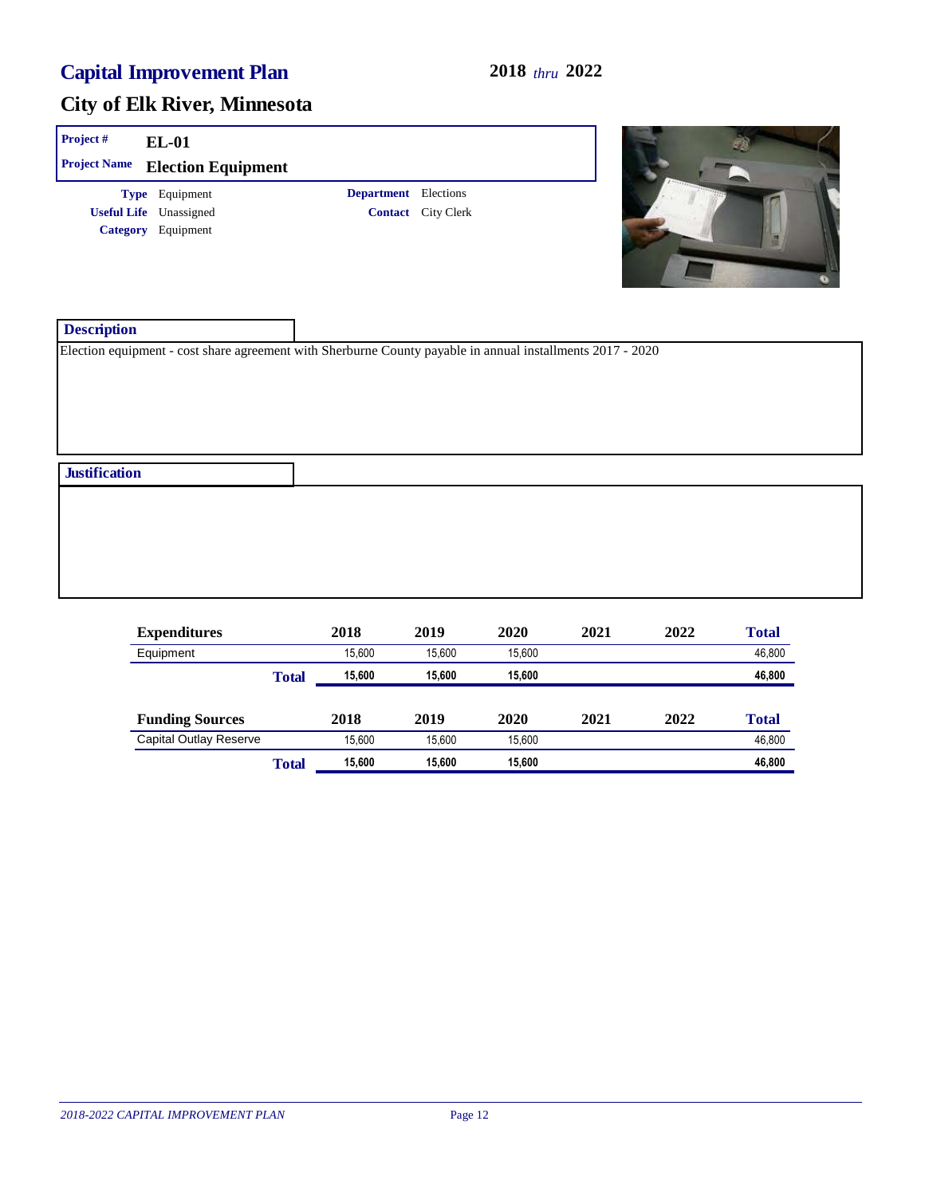# Capital Improvement Plan

**2018** *thru* **2022**

## City of Elk River, Minnesota

**Project #** EL-01

**Project Name** Election Equipment

**Type** Equipment
**Useful Life** Unassigned
**Category** Equipment

**Department** Elections
**Contact** City Clerk

### Description

Election equipment - cost share agreement with Sherburne County payable in annual installments 2017 - 2020

### Justification

| Expenditures | 2018 | 2019 | 2020 | 2021 | 2022 | Total |
|---|---|---|---|---|---|---|
| Equipment | 15,600 | 15,600 | 15,600 | | | 46,800 |
| **Total** | **15,600** | **15,600** | **15,600** | | | **46,800** |

| Funding Sources | 2018 | 2019 | 2020 | 2021 | 2022 | Total |
|---|---|---|---|---|---|---|
| Capital Outlay Reserve | 15,600 | 15,600 | 15,600 | | | 46,800 |
| **Total** | **15,600** | **15,600** | **15,600** | | | **46,800** |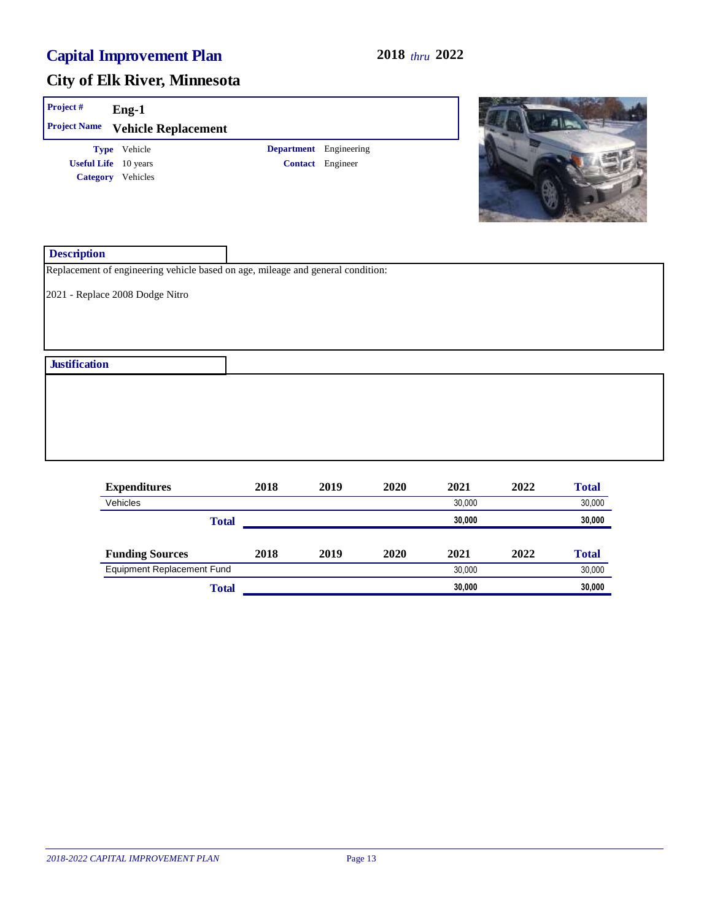# Capital Improvement Plan

**2018** *thru* **2022**

## City of Elk River, Minnesota

**Project #** Eng-1

**Project Name** Vehicle Replacement

**Type** Vehicle
**Useful Life** 10 years
**Category** Vehicles

**Department** Engineering
**Contact** Engineer

### Description

Replacement of engineering vehicle based on age, mileage and general condition:

2021 - Replace 2008 Dodge Nitro

### Justification

| Expenditures | 2018 | 2019 | 2020 | 2021 | 2022 | Total |
|---|---|---|---|---|---|---|
| Vehicles | | | | 30,000 | | 30,000 |
| **Total** | | | | **30,000** | | **30,000** |

| Funding Sources | 2018 | 2019 | 2020 | 2021 | 2022 | Total |
|---|---|---|---|---|---|---|
| Equipment Replacement Fund | | | | 30,000 | | 30,000 |
| **Total** | | | | **30,000** | | **30,000** |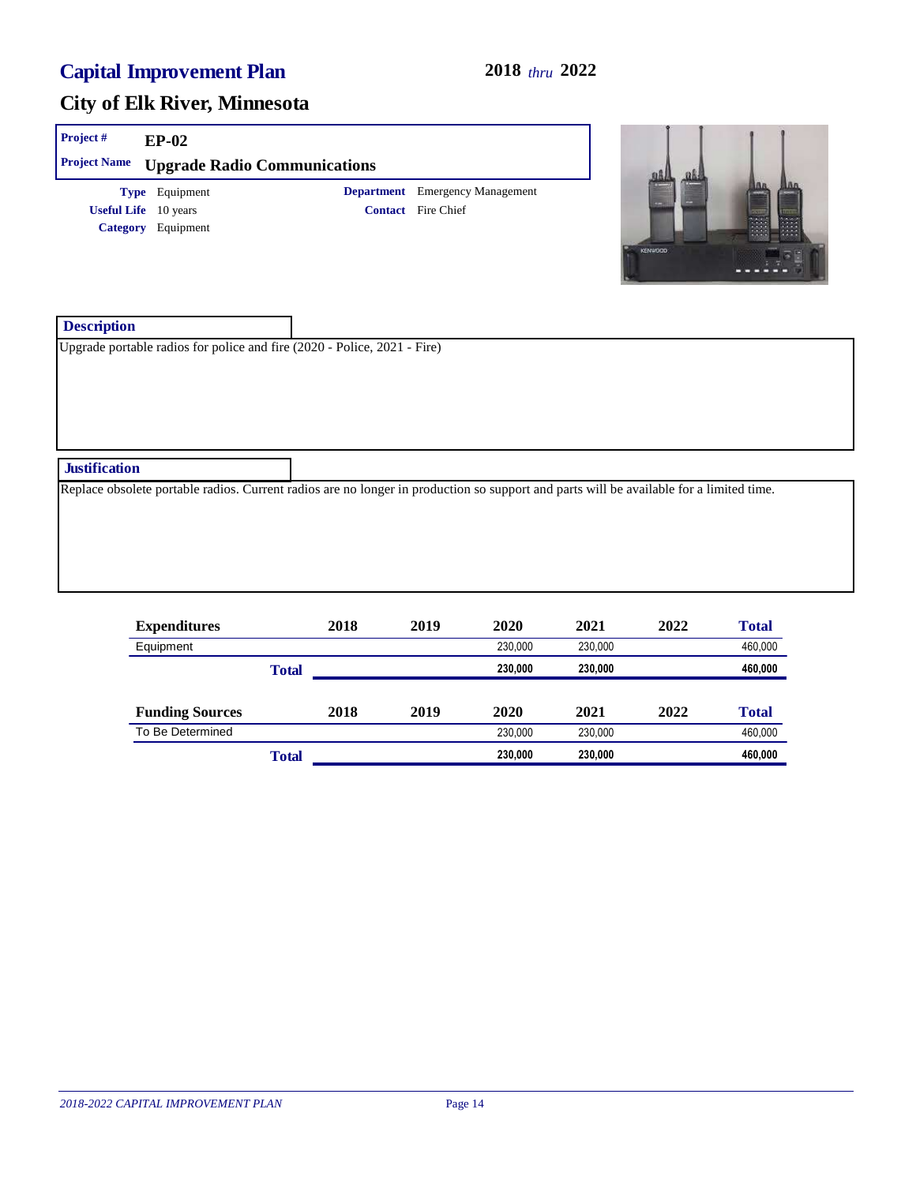# Capital Improvement Plan

**2018** *thru* **2022**

## City of Elk River, Minnesota

**Project #** EP-02

**Project Name** Upgrade Radio Communications

**Type** Equipment
**Useful Life** 10 years
**Category** Equipment

**Department** Emergency Management
**Contact** Fire Chief

### Description

Upgrade portable radios for police and fire (2020 - Police, 2021 - Fire)

### Justification

Replace obsolete portable radios. Current radios are no longer in production so support and parts will be available for a limited time.

| Expenditures | 2018 | 2019 | 2020 | 2021 | 2022 | Total |
|---|---|---|---|---|---|---|
| Equipment | | | 230,000 | 230,000 | | 460,000 |
| **Total** | | | **230,000** | **230,000** | | **460,000** |

| Funding Sources | 2018 | 2019 | 2020 | 2021 | 2022 | Total |
|---|---|---|---|---|---|---|
| To Be Determined | | | 230,000 | 230,000 | | 460,000 |
| **Total** | | | **230,000** | **230,000** | | **460,000** |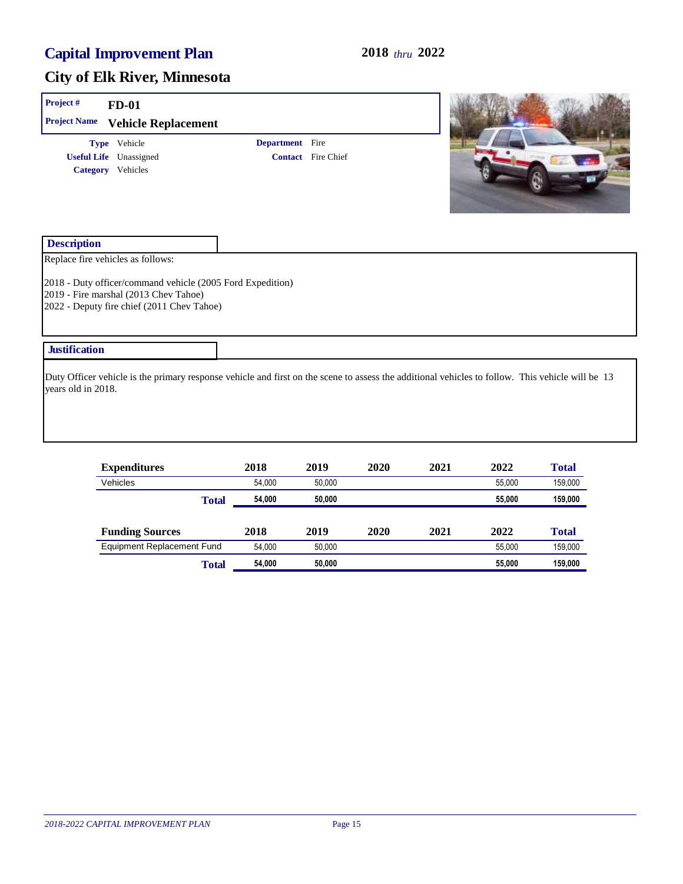# Capital Improvement Plan

**2018** *thru* **2022**

## City of Elk River, Minnesota

| | |
|---|---|
| **Project #** | **FD-01** |
| **Project Name** | **Vehicle Replacement** |

**Type** Vehicle
**Useful Life** Unassigned
**Category** Vehicles

**Department** Fire
**Contact** Fire Chief

### Description

Replace fire vehicles as follows:

2018 - Duty officer/command vehicle (2005 Ford Expedition)
2019 - Fire marshal (2013 Chev Tahoe)
2022 - Deputy fire chief (2011 Chev Tahoe)

### Justification

Duty Officer vehicle is the primary response vehicle and first on the scene to assess the additional vehicles to follow. This vehicle will be 13 years old in 2018.

| Expenditures | 2018 | 2019 | 2020 | 2021 | 2022 | Total |
|---|---|---|---|---|---|---|
| Vehicles | 54,000 | 50,000 | | | 55,000 | 159,000 |
| **Total** | **54,000** | **50,000** | | | **55,000** | **159,000** |

| Funding Sources | 2018 | 2019 | 2020 | 2021 | 2022 | Total |
|---|---|---|---|---|---|---|
| Equipment Replacement Fund | 54,000 | 50,000 | | | 55,000 | 159,000 |
| **Total** | **54,000** | **50,000** | | | **55,000** | **159,000** |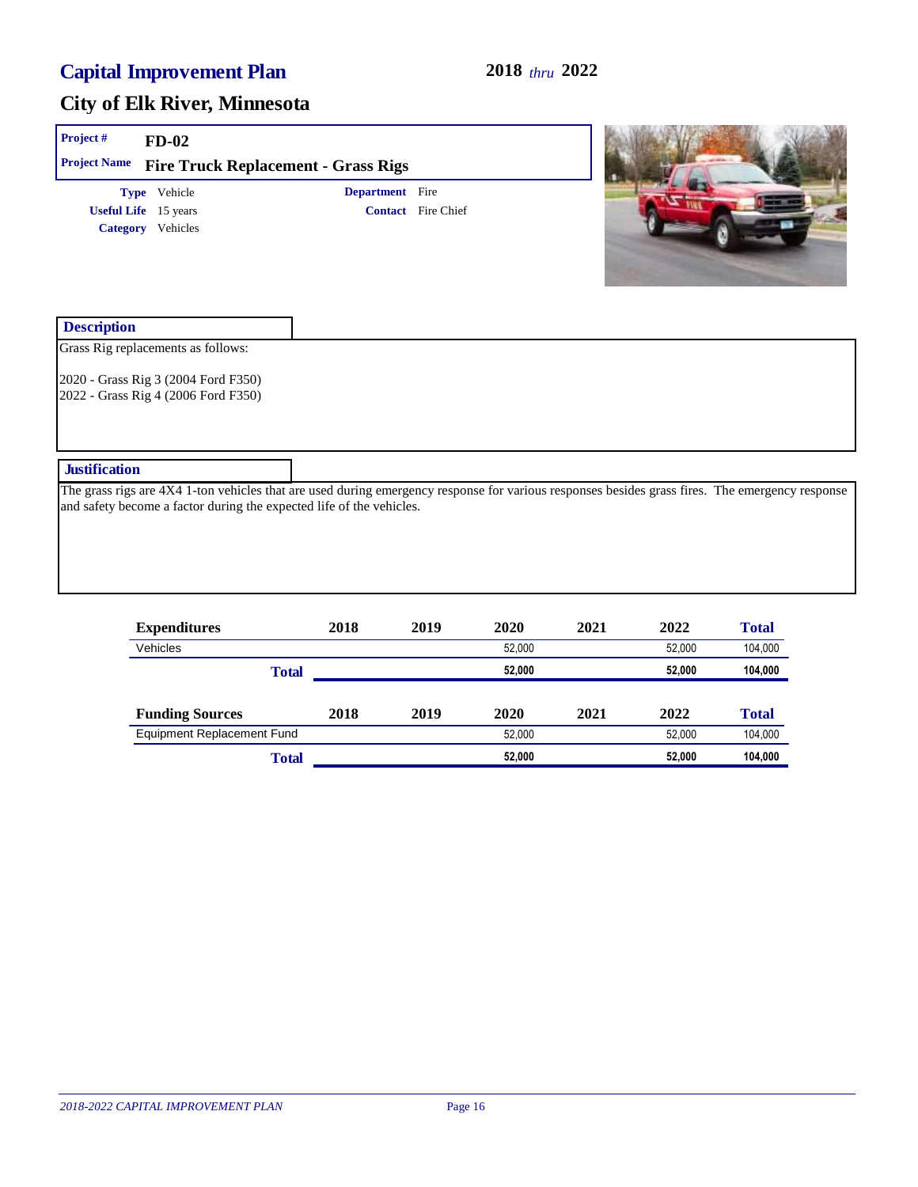# Capital Improvement Plan

**2018** *thru* **2022**

## City of Elk River, Minnesota

**Project #** FD-02

**Project Name** Fire Truck Replacement - Grass Rigs

**Type** Vehicle
**Useful Life** 15 years
**Category** Vehicles

**Department** Fire
**Contact** Fire Chief

### Description

Grass Rig replacements as follows:

2020 - Grass Rig 3 (2004 Ford F350)
2022 - Grass Rig 4 (2006 Ford F350)

### Justification

The grass rigs are 4X4 1-ton vehicles that are used during emergency response for various responses besides grass fires. The emergency response and safety become a factor during the expected life of the vehicles.

| Expenditures | 2018 | 2019 | 2020 | 2021 | 2022 | Total |
|---|---|---|---|---|---|---|
| Vehicles | | | 52,000 | | 52,000 | 104,000 |
| **Total** | | | **52,000** | | **52,000** | **104,000** |

| Funding Sources | 2018 | 2019 | 2020 | 2021 | 2022 | Total |
|---|---|---|---|---|---|---|
| Equipment Replacement Fund | | | 52,000 | | 52,000 | 104,000 |
| **Total** | | | **52,000** | | **52,000** | **104,000** |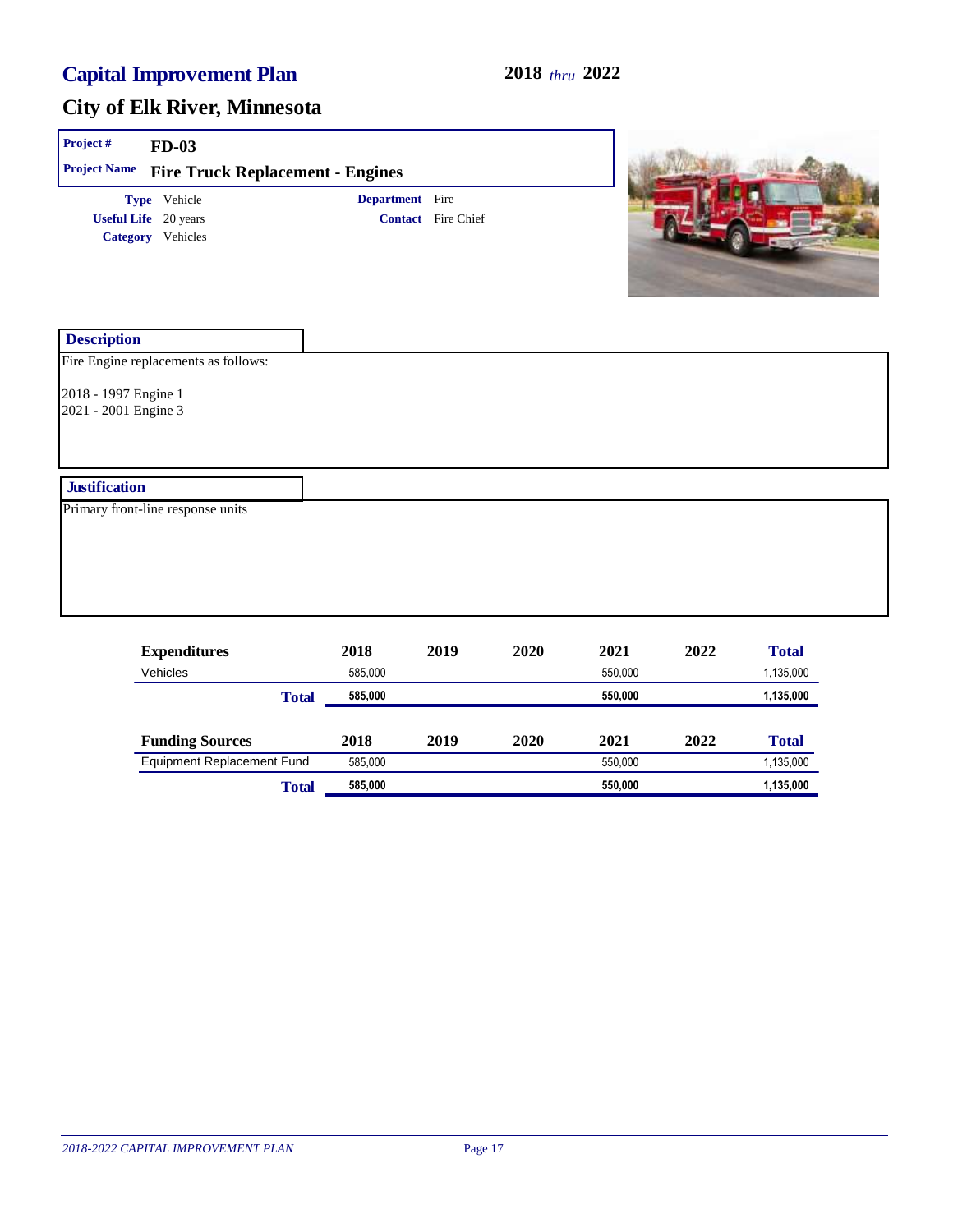# Capital Improvement Plan

**2018** *thru* **2022**

## City of Elk River, Minnesota

| | |
|---|---|
| **Project #** | **FD-03** |
| **Project Name** | **Fire Truck Replacement - Engines** |

**Type** Vehicle
**Useful Life** 20 years
**Category** Vehicles

**Department** Fire
**Contact** Fire Chief

### Description

Fire Engine replacements as follows:

2018 - 1997 Engine 1
2021 - 2001 Engine 3

### Justification

Primary front-line response units

| Expenditures | 2018 | 2019 | 2020 | 2021 | 2022 | Total |
|---|---|---|---|---|---|---|
| Vehicles | 585,000 | | | 550,000 | | 1,135,000 |
| **Total** | **585,000** | | | **550,000** | | **1,135,000** |

| Funding Sources | 2018 | 2019 | 2020 | 2021 | 2022 | Total |
|---|---|---|---|---|---|---|
| Equipment Replacement Fund | 585,000 | | | 550,000 | | 1,135,000 |
| **Total** | **585,000** | | | **550,000** | | **1,135,000** |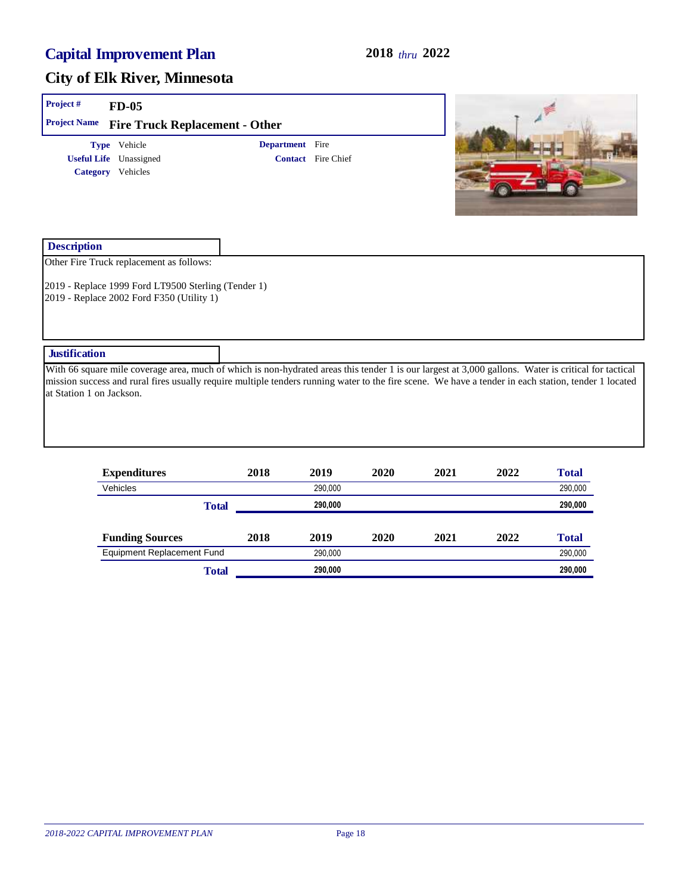# Capital Improvement Plan

**2018 *thru* 2022**

## City of Elk River, Minnesota

**Project #** FD-05

**Project Name** Fire Truck Replacement - Other

**Type** Vehicle

**Useful Life** Unassigned

**Category** Vehicles

**Department** Fire

**Contact** Fire Chief

### Description

Other Fire Truck replacement as follows:

2019 - Replace 1999 Ford LT9500 Sterling (Tender 1)
2019 - Replace 2002 Ford F350 (Utility 1)

### Justification

With 66 square mile coverage area, much of which is non-hydrated areas this tender 1 is our largest at 3,000 gallons. Water is critical for tactical mission success and rural fires usually require multiple tenders running water to the fire scene. We have a tender in each station, tender 1 located at Station 1 on Jackson.

| Expenditures | 2018 | 2019 | 2020 | 2021 | 2022 | Total |
|---|---|---|---|---|---|---|
| Vehicles | | 290,000 | | | | 290,000 |
| **Total** | | **290,000** | | | | **290,000** |

| Funding Sources | 2018 | 2019 | 2020 | 2021 | 2022 | Total |
|---|---|---|---|---|---|---|
| Equipment Replacement Fund | | 290,000 | | | | 290,000 |
| **Total** | | **290,000** | | | | **290,000** |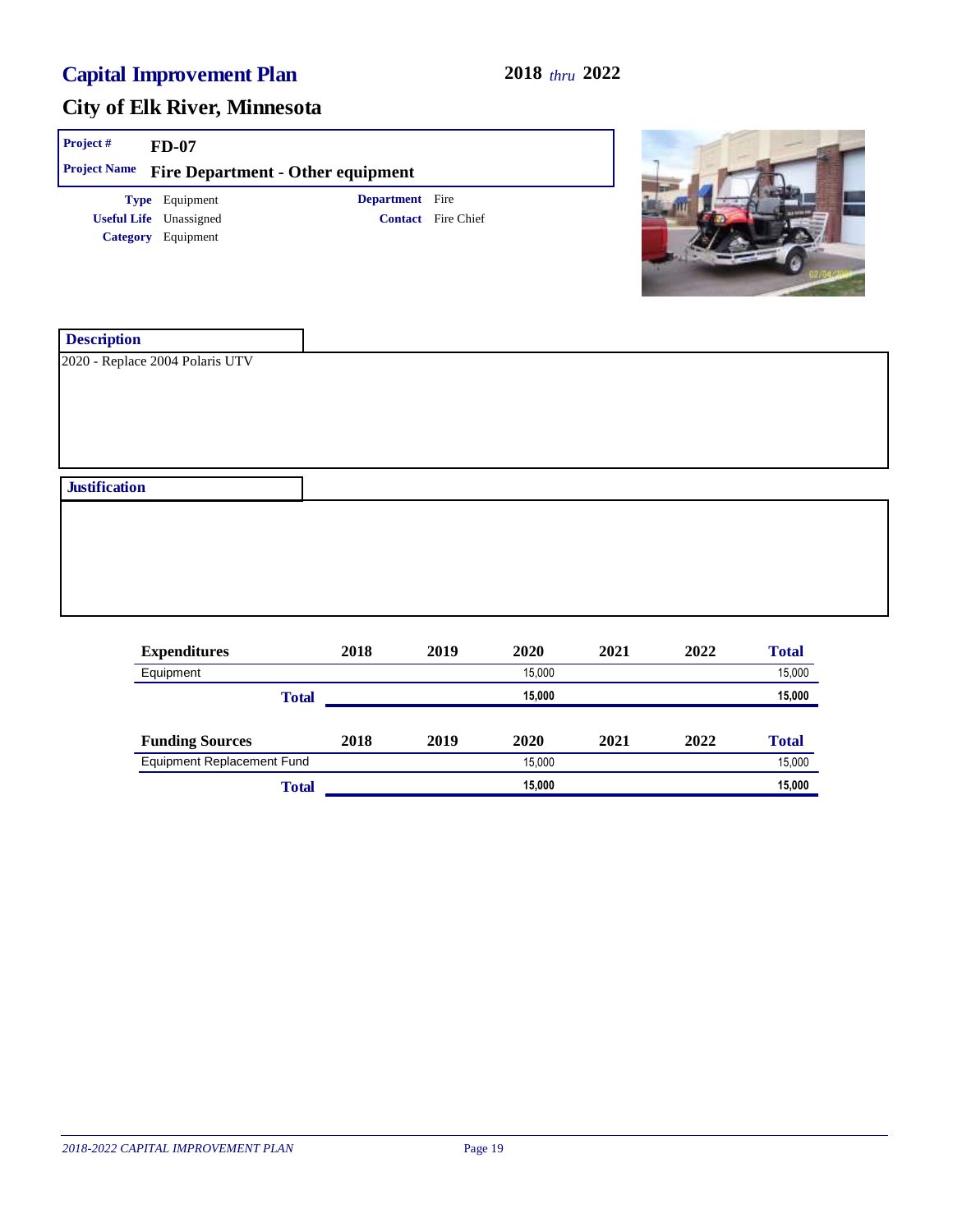# Capital Improvement Plan

**2018** *thru* **2022**

## City of Elk River, Minnesota

**Project #** FD-07

**Project Name** Fire Department - Other equipment

**Type** Equipment
**Useful Life** Unassigned
**Category** Equipment

**Department** Fire
**Contact** Fire Chief

### Description

2020 - Replace 2004 Polaris UTV

### Justification

| Expenditures | 2018 | 2019 | 2020 | 2021 | 2022 | Total |
|---|---|---|---|---|---|---|
| Equipment | | | 15,000 | | | 15,000 |
| **Total** | | | **15,000** | | | **15,000** |

| Funding Sources | 2018 | 2019 | 2020 | 2021 | 2022 | Total |
|---|---|---|---|---|---|---|
| Equipment Replacement Fund | | | 15,000 | | | 15,000 |
| **Total** | | | **15,000** | | | **15,000** |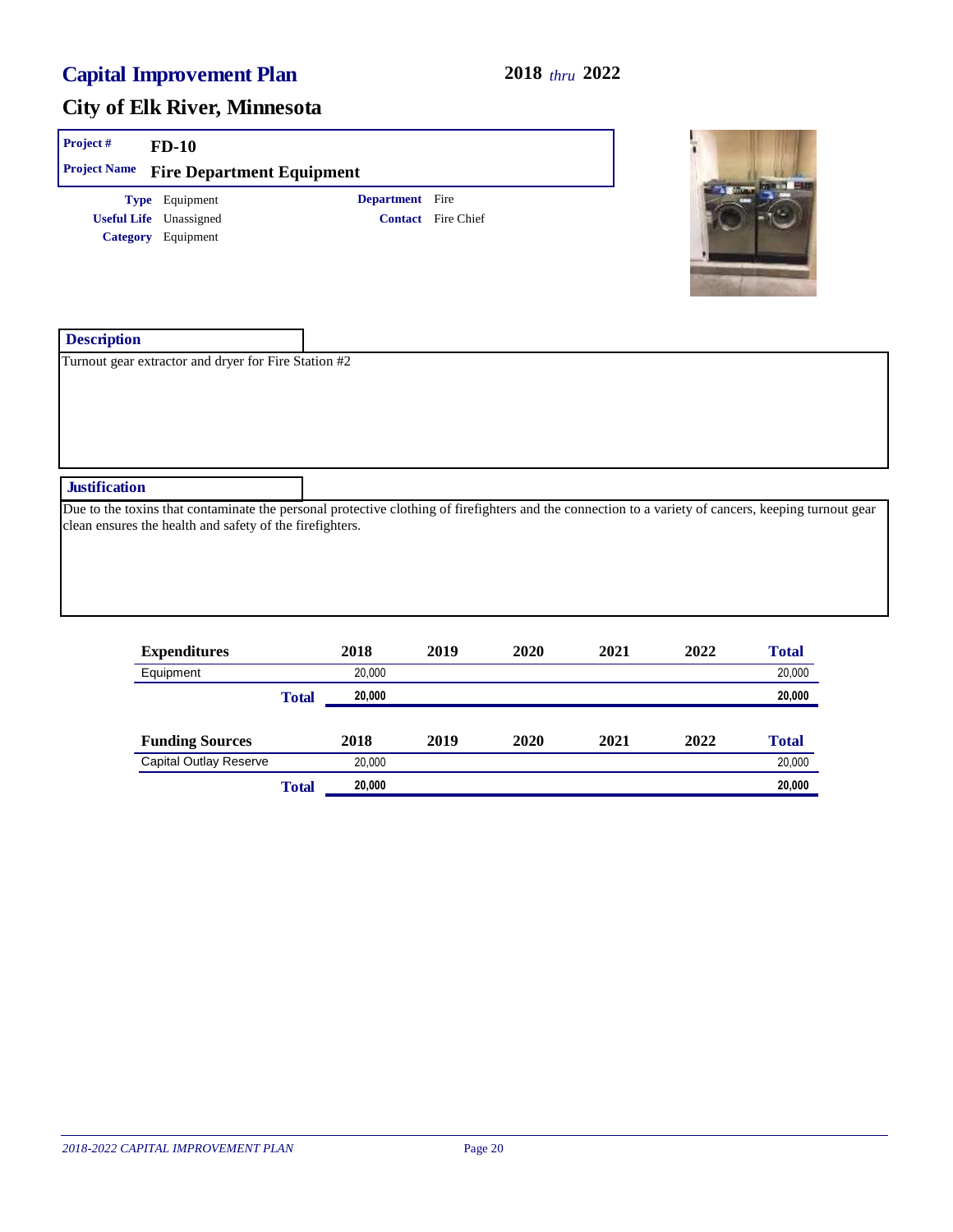# Capital Improvement Plan

**2018** *thru* **2022**

## City of Elk River, Minnesota

**Project #** FD-10

**Project Name** Fire Department Equipment

**Type** Equipment
**Useful Life** Unassigned
**Category** Equipment

**Department** Fire
**Contact** Fire Chief

### Description

Turnout gear extractor and dryer for Fire Station #2

### Justification

Due to the toxins that contaminate the personal protective clothing of firefighters and the connection to a variety of cancers, keeping turnout gear clean ensures the health and safety of the firefighters.

| Expenditures | 2018 | 2019 | 2020 | 2021 | 2022 | Total |
|---|---|---|---|---|---|---|
| Equipment | 20,000 | | | | | 20,000 |
| **Total** | **20,000** | | | | | **20,000** |

| Funding Sources | 2018 | 2019 | 2020 | 2021 | 2022 | Total |
|---|---|---|---|---|---|---|
| Capital Outlay Reserve | 20,000 | | | | | 20,000 |
| **Total** | **20,000** | | | | | **20,000** |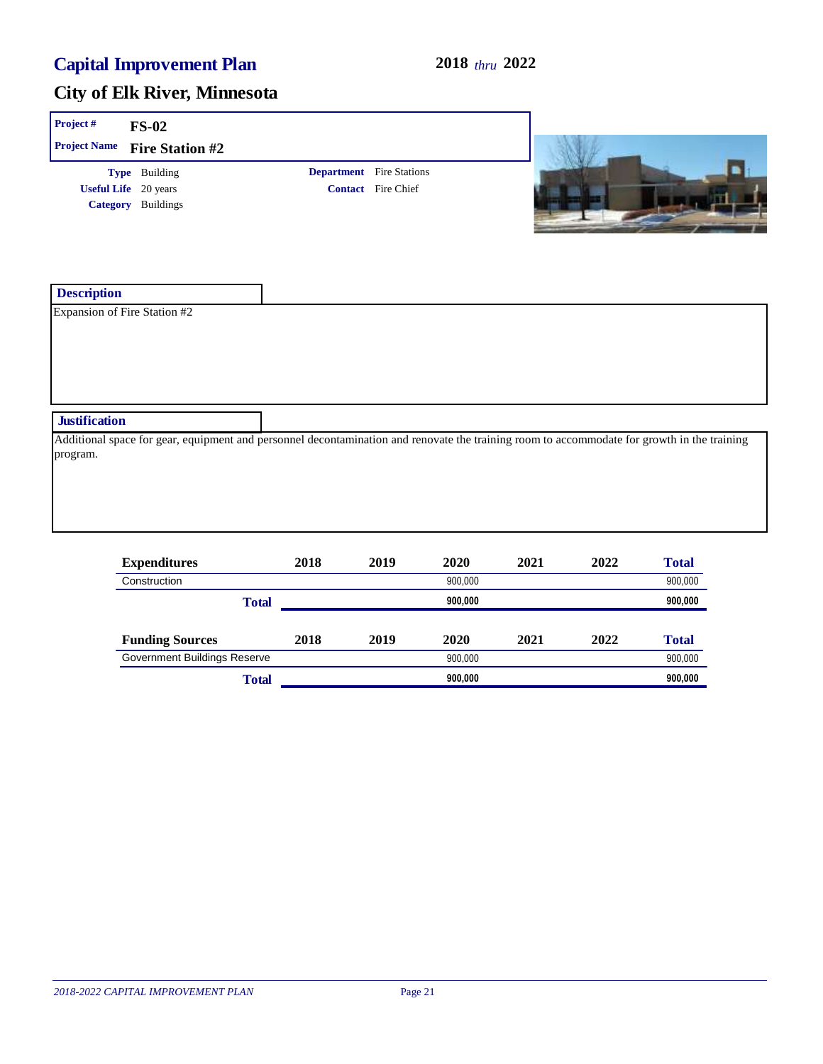# Capital Improvement Plan

**2018** *thru* **2022**

## City of Elk River, Minnesota

**Project #** **FS-02**

**Project Name** **Fire Station #2**

**Type** Building
**Useful Life** 20 years
**Category** Buildings

**Department** Fire Stations
**Contact** Fire Chief

### Description

Expansion of Fire Station #2

### Justification

Additional space for gear, equipment and personnel decontamination and renovate the training room to accommodate for growth in the training program.

| Expenditures | 2018 | 2019 | 2020 | 2021 | 2022 | Total |
|---|---|---|---|---|---|---|
| Construction | | | 900,000 | | | 900,000 |
| **Total** | | | **900,000** | | | **900,000** |

| Funding Sources | 2018 | 2019 | 2020 | 2021 | 2022 | Total |
|---|---|---|---|---|---|---|
| Government Buildings Reserve | | | 900,000 | | | 900,000 |
| **Total** | | | **900,000** | | | **900,000** |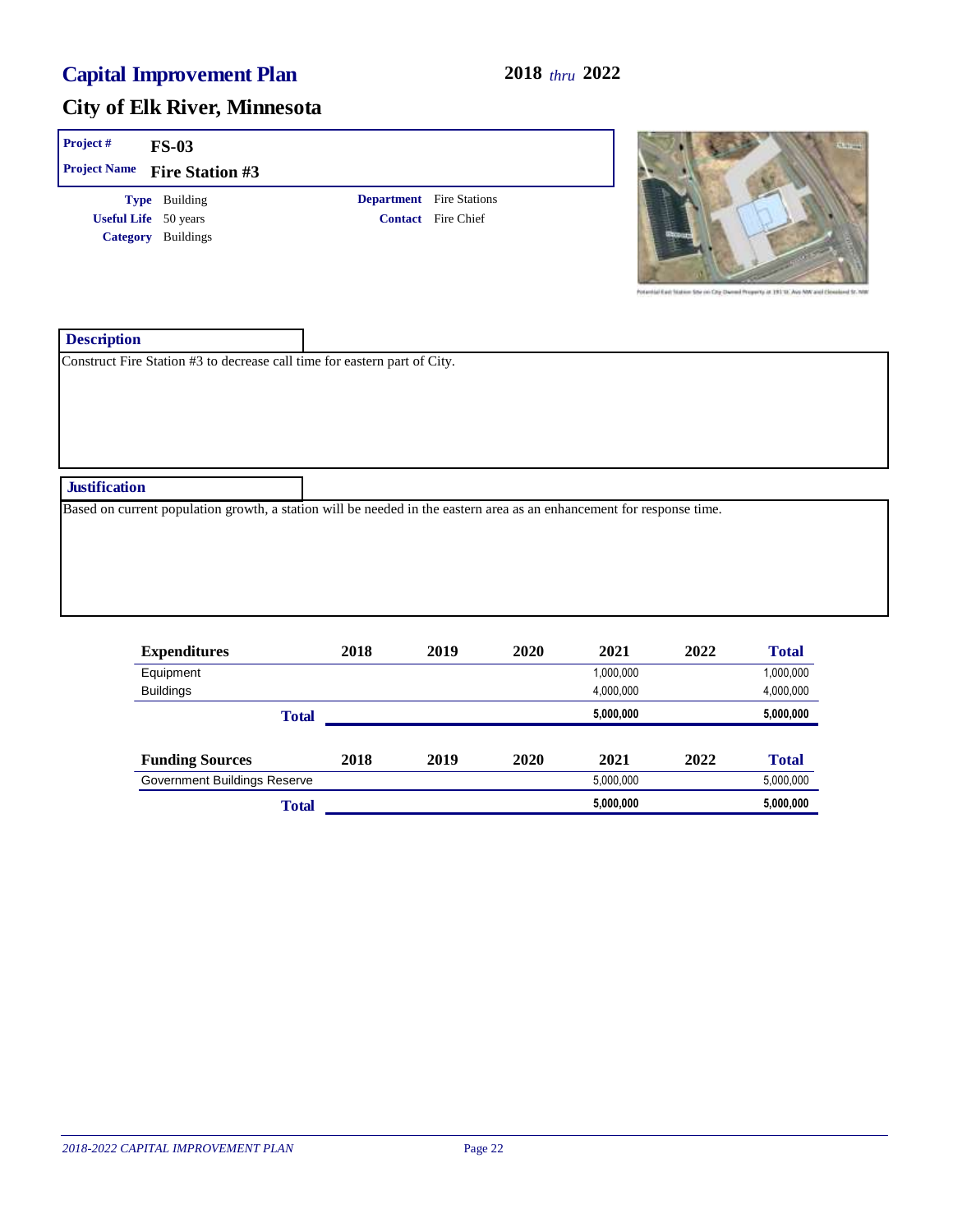# Capital Improvement Plan

**2018** *thru* **2022**

## City of Elk River, Minnesota

**Project #** FS-03

**Project Name** Fire Station #3

**Type** Building
**Useful Life** 50 years
**Category** Buildings

**Department** Fire Stations
**Contact** Fire Chief

Potential East Station Site on City Owned Property at 191 St. Ave NW and Cleveland St. NW

### Description

Construct Fire Station #3 to decrease call time for eastern part of City.

### Justification

Based on current population growth, a station will be needed in the eastern area as an enhancement for response time.

| Expenditures | 2018 | 2019 | 2020 | 2021 | 2022 | Total |
|---|---|---|---|---|---|---|
| Equipment | | | | 1,000,000 | | 1,000,000 |
| Buildings | | | | 4,000,000 | | 4,000,000 |
| **Total** | | | | **5,000,000** | | **5,000,000** |

| Funding Sources | 2018 | 2019 | 2020 | 2021 | 2022 | Total |
|---|---|---|---|---|---|---|
| Government Buildings Reserve | | | | 5,000,000 | | 5,000,000 |
| **Total** | | | | **5,000,000** | | **5,000,000** |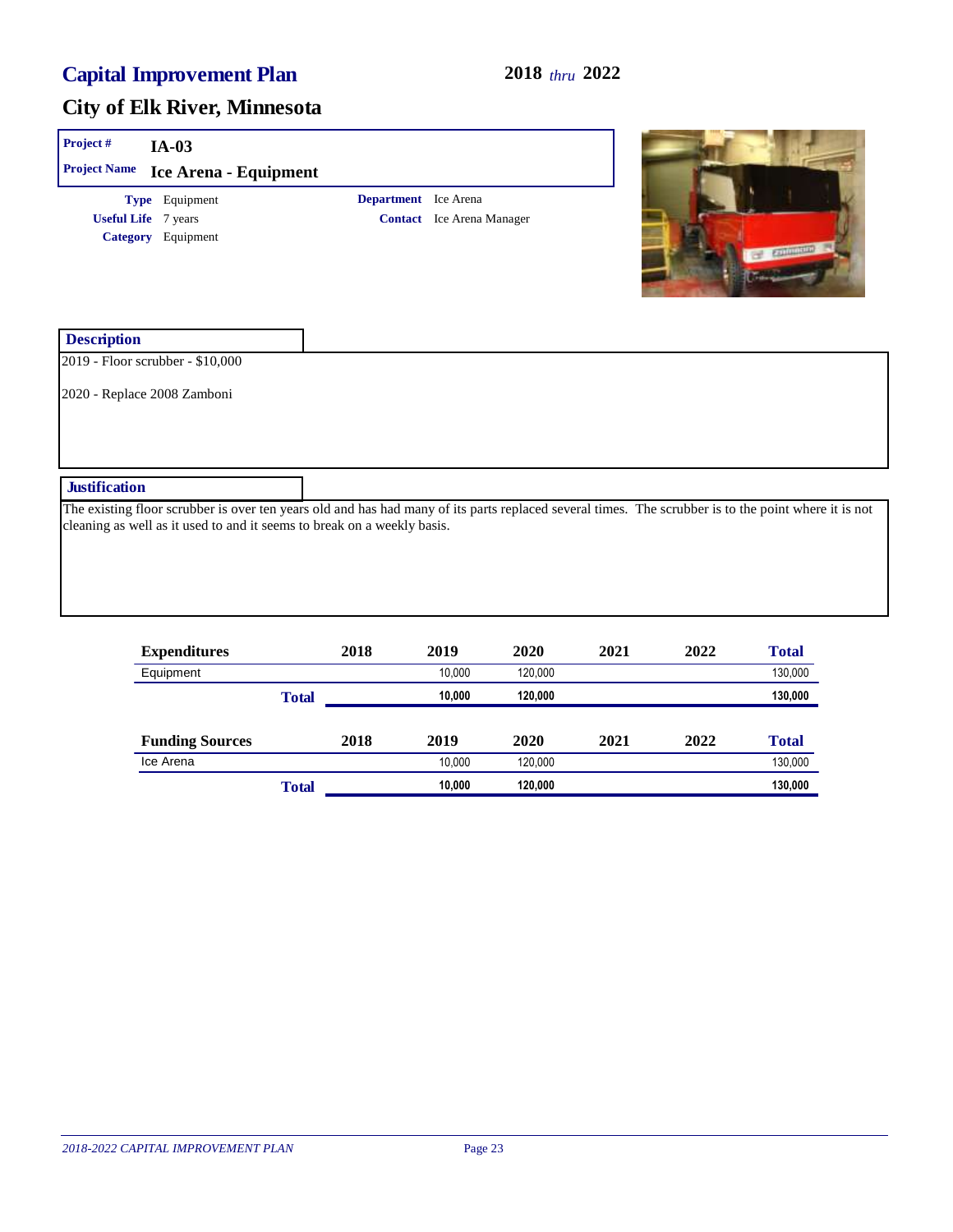# Capital Improvement Plan

**2018** *thru* **2022**

## City of Elk River, Minnesota

**Project #** IA-03

**Project Name** Ice Arena - Equipment

**Type** Equipment
**Useful Life** 7 years
**Category** Equipment

**Department** Ice Arena
**Contact** Ice Arena Manager

### Description

2019 - Floor scrubber - $10,000

2020 - Replace 2008 Zamboni

### Justification

The existing floor scrubber is over ten years old and has had many of its parts replaced several times. The scrubber is to the point where it is not cleaning as well as it used to and it seems to break on a weekly basis.

| Expenditures | 2018 | 2019 | 2020 | 2021 | 2022 | Total |
|---|---|---|---|---|---|---|
| Equipment | | 10,000 | 120,000 | | | 130,000 |
| **Total** | | **10,000** | **120,000** | | | **130,000** |

| Funding Sources | 2018 | 2019 | 2020 | 2021 | 2022 | Total |
|---|---|---|---|---|---|---|
| Ice Arena | | 10,000 | 120,000 | | | 130,000 |
| **Total** | | **10,000** | **120,000** | | | **130,000** |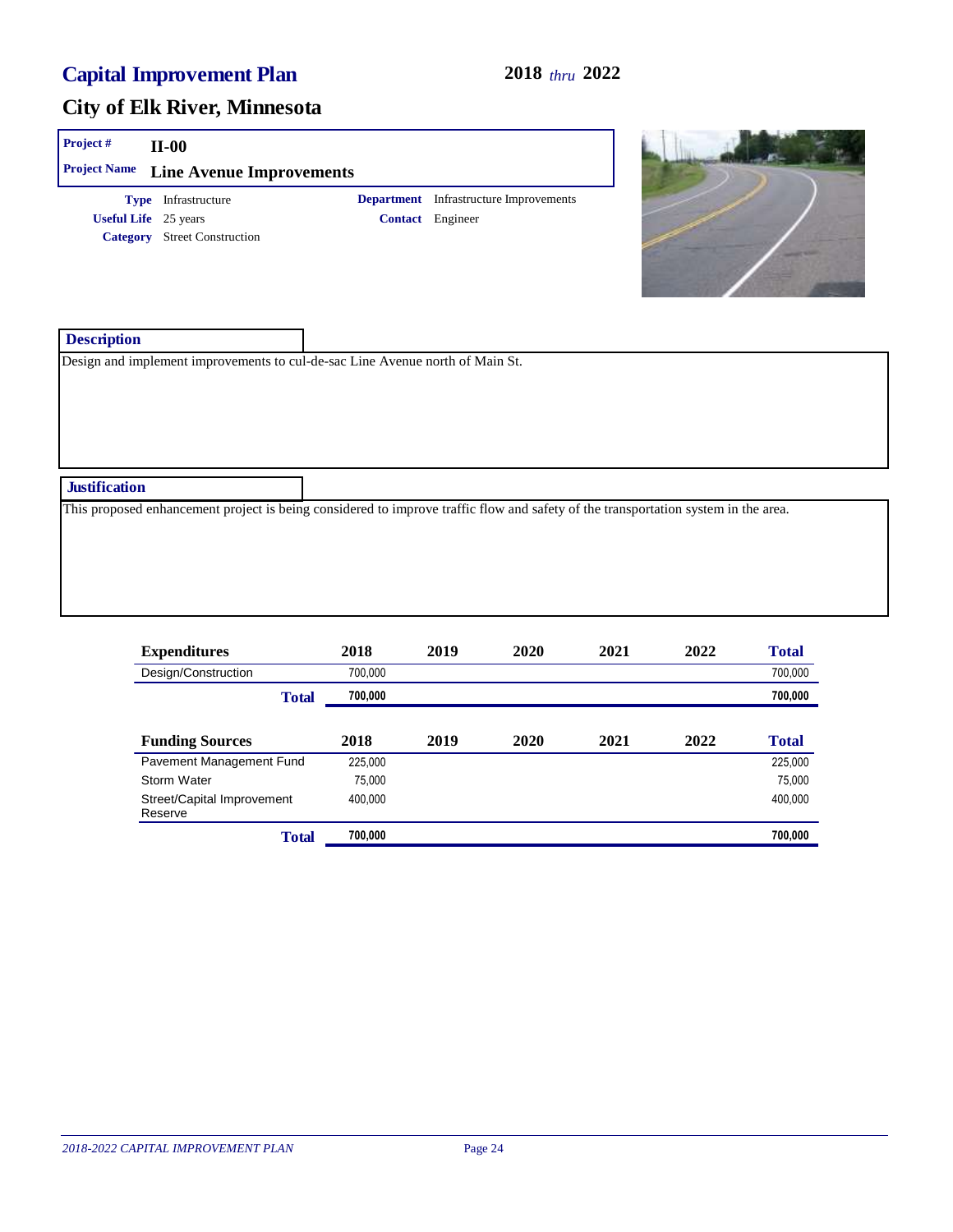# Capital Improvement Plan

**2018** *thru* **2022**

## City of Elk River, Minnesota

**Project #** II-00

**Project Name** Line Avenue Improvements

**Type** Infrastructure

**Useful Life** 25 years

**Category** Street Construction

**Department** Infrastructure Improvements

**Contact** Engineer

### Description

Design and implement improvements to cul-de-sac Line Avenue north of Main St.

### Justification

This proposed enhancement project is being considered to improve traffic flow and safety of the transportation system in the area.

| Expenditures | 2018 | 2019 | 2020 | 2021 | 2022 | Total |
|---|---|---|---|---|---|---|
| Design/Construction | 700,000 | | | | | 700,000 |
| **Total** | **700,000** | | | | | **700,000** |

| Funding Sources | 2018 | 2019 | 2020 | 2021 | 2022 | Total |
|---|---|---|---|---|---|---|
| Pavement Management Fund | 225,000 | | | | | 225,000 |
| Storm Water | 75,000 | | | | | 75,000 |
| Street/Capital Improvement Reserve | 400,000 | | | | | 400,000 |
| **Total** | **700,000** | | | | | **700,000** |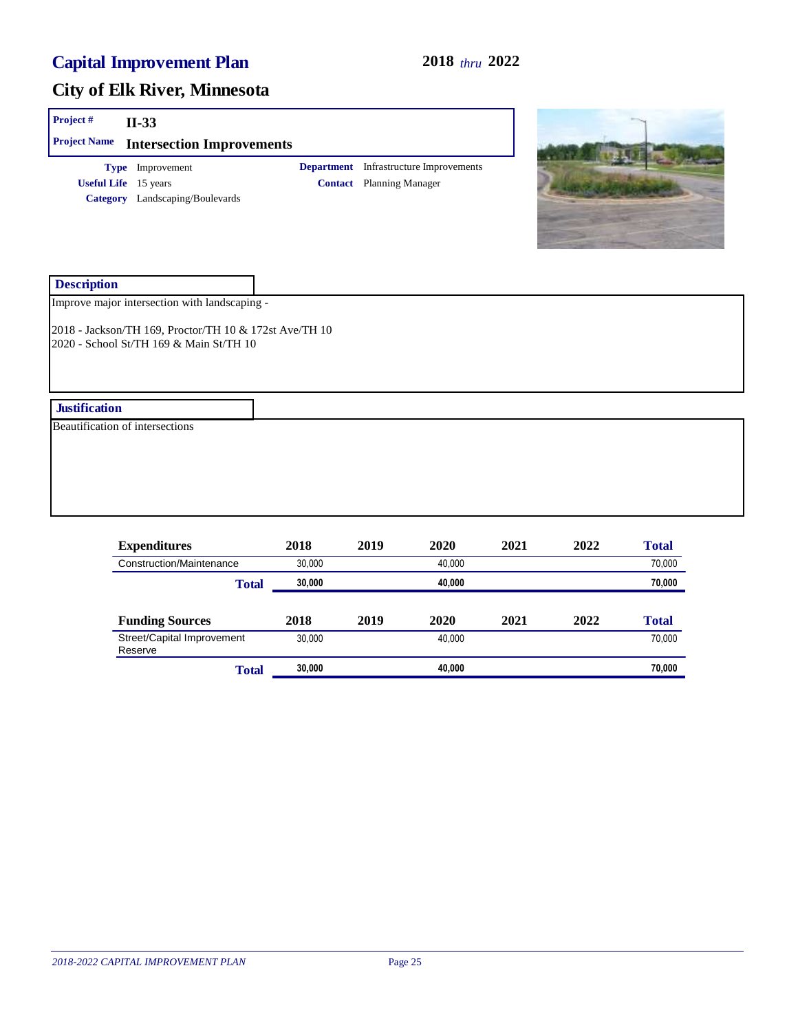# Capital Improvement Plan

**2018** *thru* **2022**

## City of Elk River, Minnesota

**Project #** II-33

**Project Name** Intersection Improvements

**Type** Improvement

**Useful Life** 15 years

**Category** Landscaping/Boulevards

**Department** Infrastructure Improvements

**Contact** Planning Manager

### Description

Improve major intersection with landscaping -

2018 - Jackson/TH 169, Proctor/TH 10 & 172st Ave/TH 10
2020 - School St/TH 169 & Main St/TH 10

### Justification

Beautification of intersections

| Expenditures | 2018 | 2019 | 2020 | 2021 | 2022 | Total |
|---|---|---|---|---|---|---|
| Construction/Maintenance | 30,000 | | 40,000 | | | 70,000 |
| **Total** | **30,000** | | **40,000** | | | **70,000** |

| Funding Sources | 2018 | 2019 | 2020 | 2021 | 2022 | Total |
|---|---|---|---|---|---|---|
| Street/Capital Improvement Reserve | 30,000 | | 40,000 | | | 70,000 |
| **Total** | **30,000** | | **40,000** | | | **70,000** |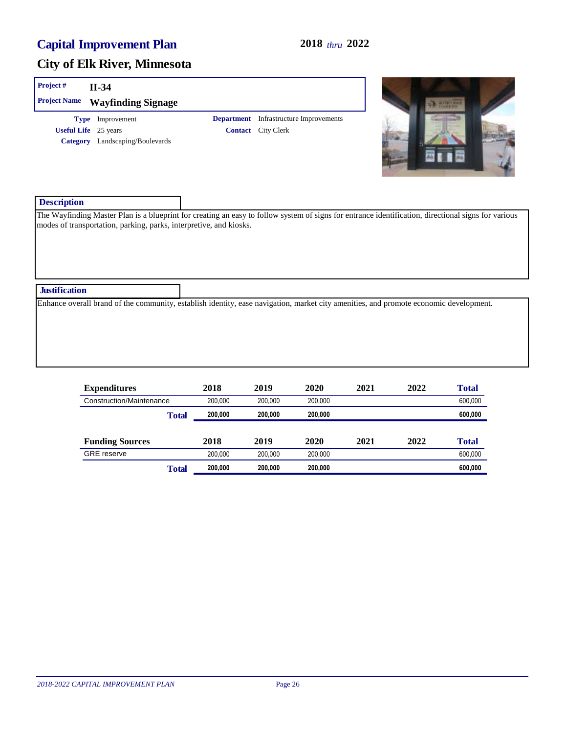# Capital Improvement Plan

**2018** *thru* **2022**

## City of Elk River, Minnesota

**Project #** II-34

**Project Name** Wayfinding Signage

**Type** Improvement

**Useful Life** 25 years

**Category** Landscaping/Boulevards

**Department** Infrastructure Improvements

**Contact** City Clerk

### Description

The Wayfinding Master Plan is a blueprint for creating an easy to follow system of signs for entrance identification, directional signs for various modes of transportation, parking, parks, interpretive, and kiosks.

### Justification

Enhance overall brand of the community, establish identity, ease navigation, market city amenities, and promote economic development.

| Expenditures | 2018 | 2019 | 2020 | 2021 | 2022 | Total |
|---|---|---|---|---|---|---|
| Construction/Maintenance | 200,000 | 200,000 | 200,000 | | | 600,000 |
| **Total** | **200,000** | **200,000** | **200,000** | | | **600,000** |

| Funding Sources | 2018 | 2019 | 2020 | 2021 | 2022 | Total |
|---|---|---|---|---|---|---|
| GRE reserve | 200,000 | 200,000 | 200,000 | | | 600,000 |
| **Total** | **200,000** | **200,000** | **200,000** | | | **600,000** |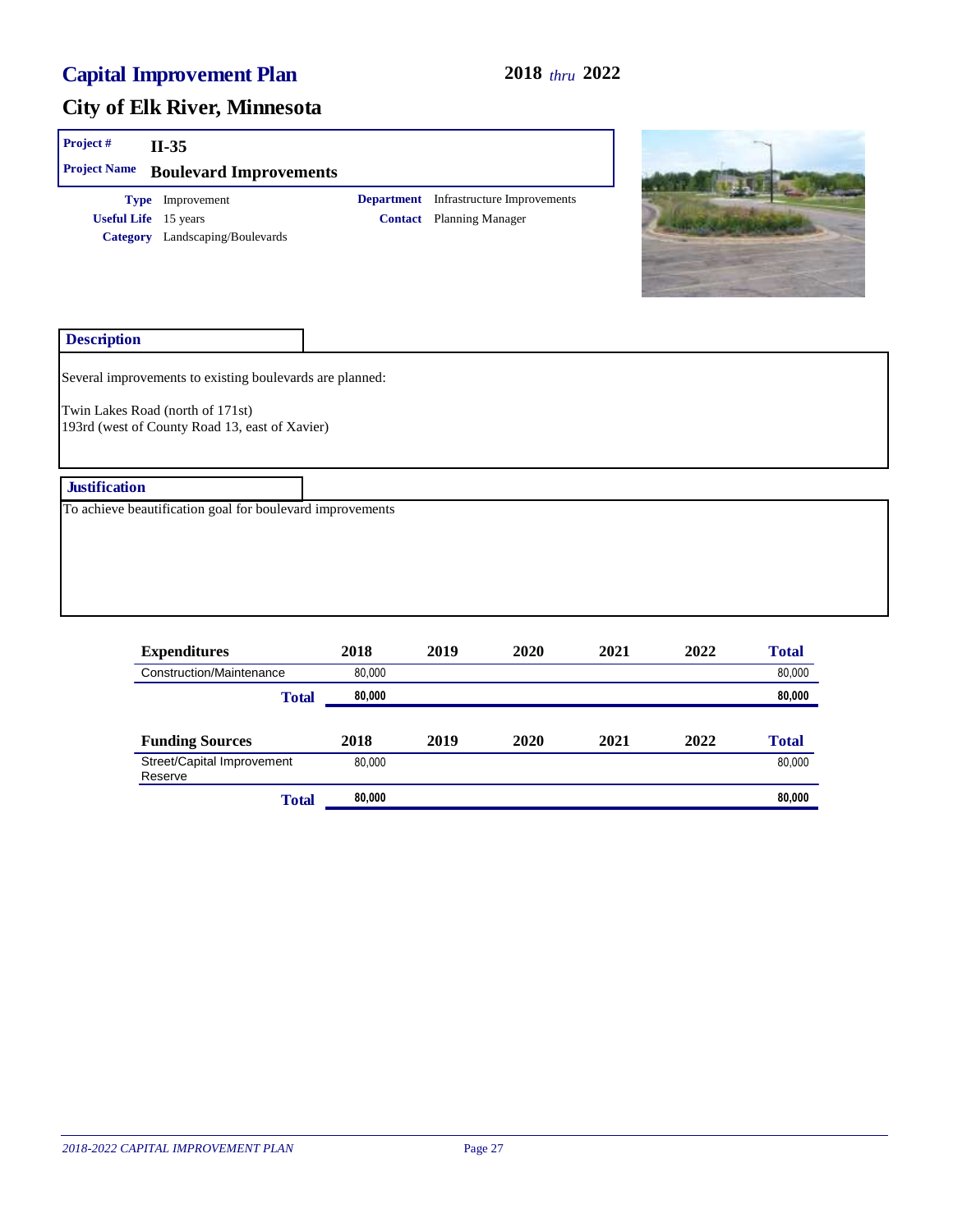# Capital Improvement Plan

**2018** *thru* **2022**

## City of Elk River, Minnesota

**Project #** II-35

**Project Name** Boulevard Improvements

**Type** Improvement
**Useful Life** 15 years
**Category** Landscaping/Boulevards

**Department** Infrastructure Improvements
**Contact** Planning Manager

### Description

Several improvements to existing boulevards are planned:

Twin Lakes Road (north of 171st)
193rd (west of County Road 13, east of Xavier)

### Justification

To achieve beautification goal for boulevard improvements

| Expenditures | 2018 | 2019 | 2020 | 2021 | 2022 | Total |
|---|---|---|---|---|---|---|
| Construction/Maintenance | 80,000 | | | | | 80,000 |
| **Total** | **80,000** | | | | | **80,000** |

| Funding Sources | 2018 | 2019 | 2020 | 2021 | 2022 | Total |
|---|---|---|---|---|---|---|
| Street/Capital Improvement Reserve | 80,000 | | | | | 80,000 |
| **Total** | **80,000** | | | | | **80,000** |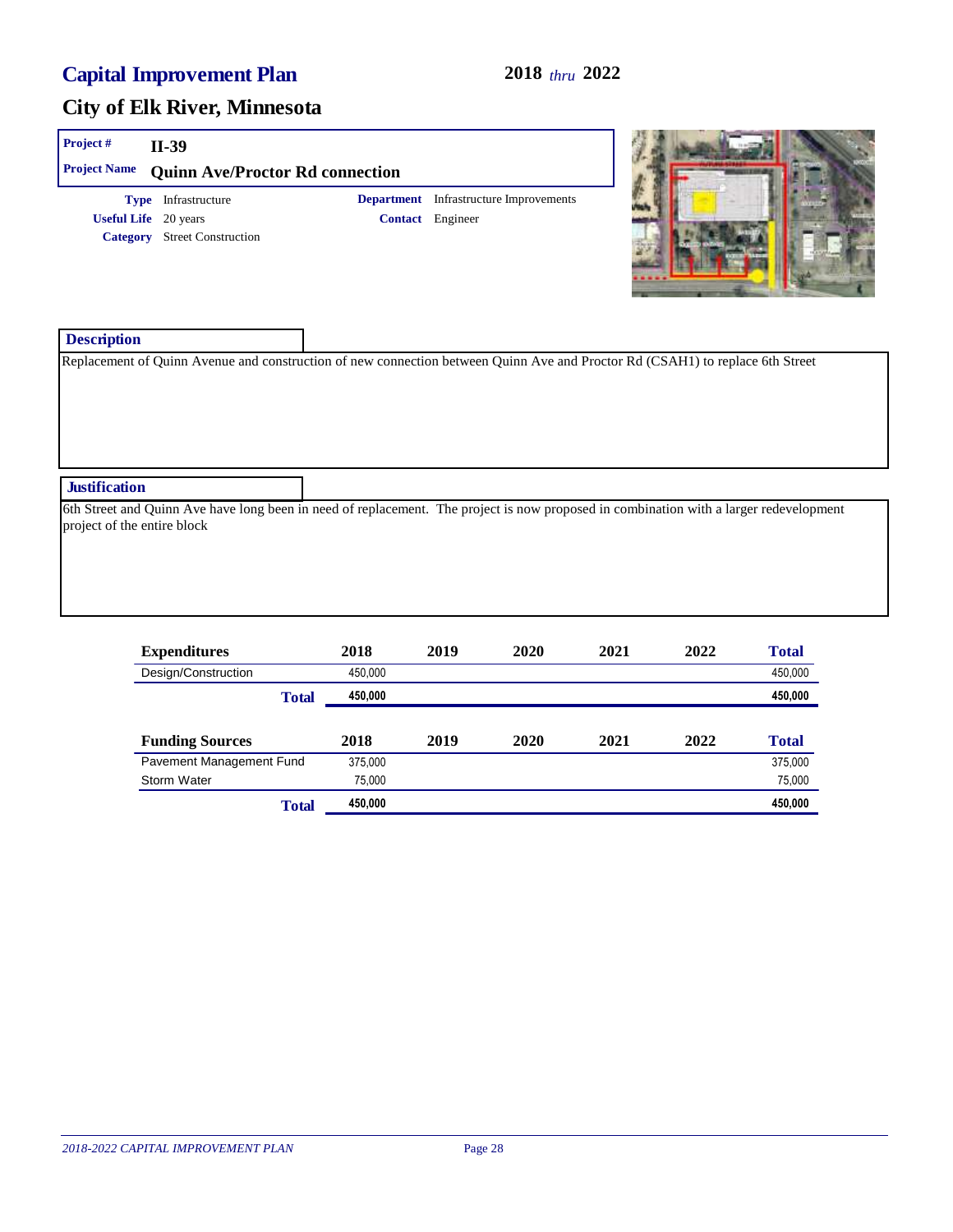# Capital Improvement Plan

**2018** *thru* **2022**

## City of Elk River, Minnesota

**Project #** II-39

**Project Name** Quinn Ave/Proctor Rd connection

**Type** Infrastructure
**Useful Life** 20 years
**Category** Street Construction

**Department** Infrastructure Improvements
**Contact** Engineer

### Description

Replacement of Quinn Avenue and construction of new connection between Quinn Ave and Proctor Rd (CSAH1) to replace 6th Street

### Justification

6th Street and Quinn Ave have long been in need of replacement. The project is now proposed in combination with a larger redevelopment project of the entire block

| Expenditures | 2018 | 2019 | 2020 | 2021 | 2022 | Total |
|---|---|---|---|---|---|---|
| Design/Construction | 450,000 | | | | | 450,000 |
| **Total** | **450,000** | | | | | **450,000** |

| Funding Sources | 2018 | 2019 | 2020 | 2021 | 2022 | Total |
|---|---|---|---|---|---|---|
| Pavement Management Fund | 375,000 | | | | | 375,000 |
| Storm Water | 75,000 | | | | | 75,000 |
| **Total** | **450,000** | | | | | **450,000** |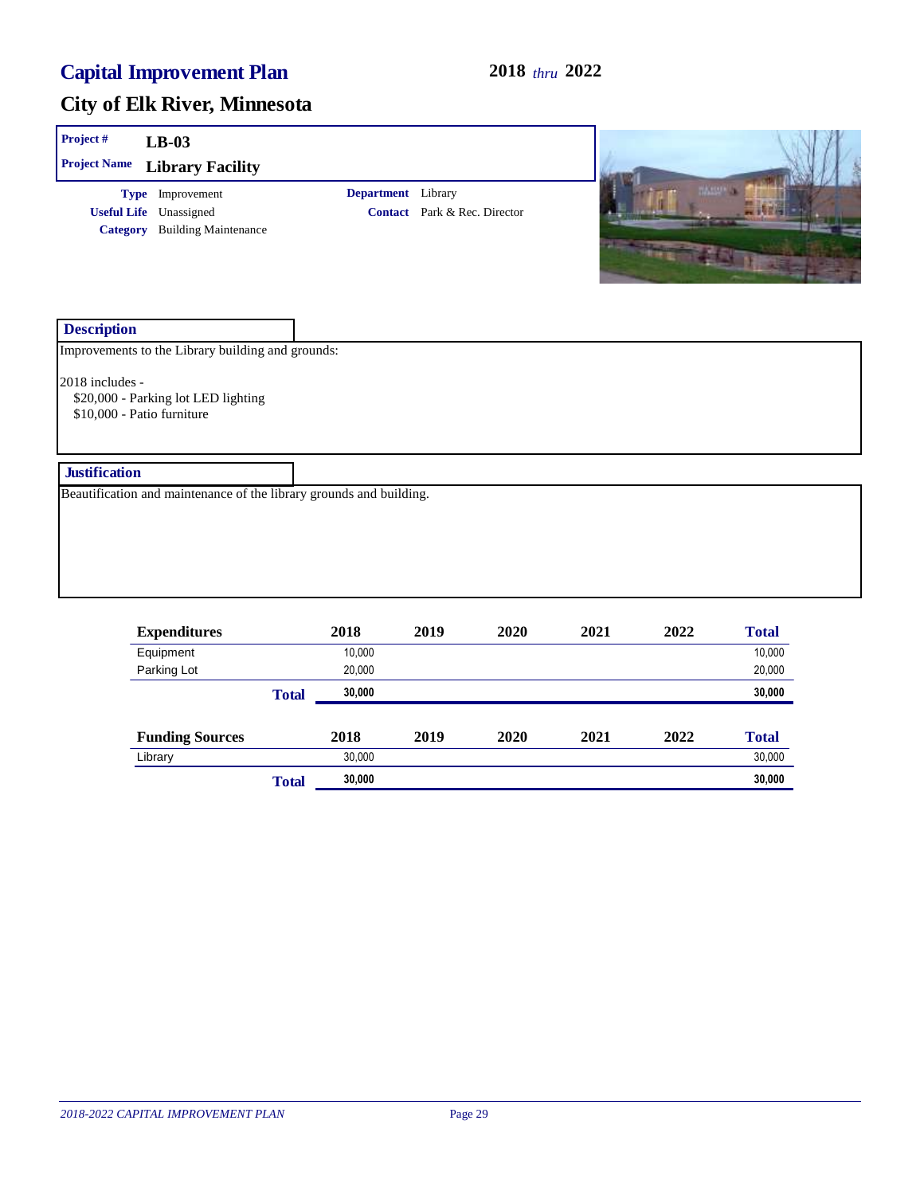# Capital Improvement Plan

**2018** *thru* **2022**

## City of Elk River, Minnesota

**Project #** LB-03

**Project Name** Library Facility

**Type** Improvement

**Useful Life** Unassigned

**Category** Building Maintenance

**Department** Library

**Contact** Park & Rec. Director

### Description

Improvements to the Library building and grounds:

2018 includes -
- $20,000 - Parking lot LED lighting
- $10,000 - Patio furniture

### Justification

Beautification and maintenance of the library grounds and building.

| Expenditures | 2018 | 2019 | 2020 | 2021 | 2022 | Total |
|---|---|---|---|---|---|---|
| Equipment | 10,000 | | | | | 10,000 |
| Parking Lot | 20,000 | | | | | 20,000 |
| **Total** | **30,000** | | | | | **30,000** |

| Funding Sources | 2018 | 2019 | 2020 | 2021 | 2022 | Total |
|---|---|---|---|---|---|---|
| Library | 30,000 | | | | | 30,000 |
| **Total** | **30,000** | | | | | **30,000** |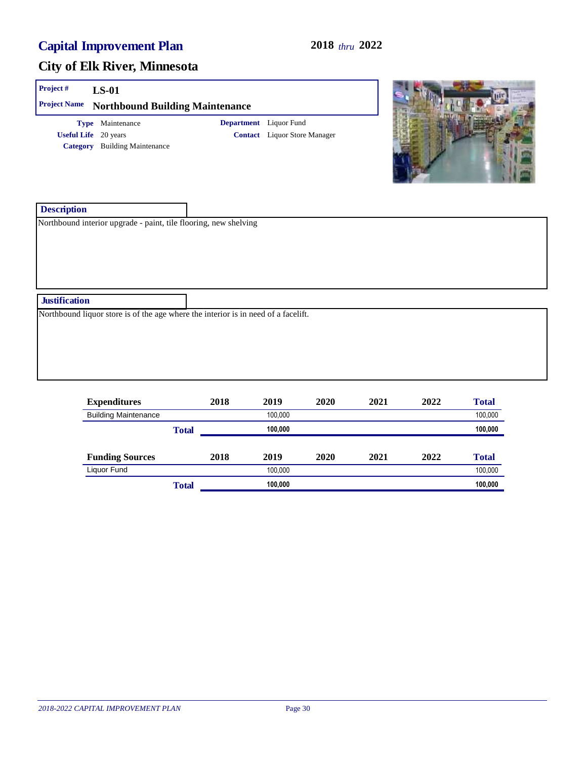# Capital Improvement Plan

**2018** *thru* **2022**

## City of Elk River, Minnesota

**Project #** LS-01

**Project Name** Northbound Building Maintenance

**Type** Maintenance
**Useful Life** 20 years
**Category** Building Maintenance

**Department** Liquor Fund
**Contact** Liquor Store Manager

### Description

Northbound interior upgrade - paint, tile flooring, new shelving

### Justification

Northbound liquor store is of the age where the interior is in need of a facelift.

| Expenditures | 2018 | 2019 | 2020 | 2021 | 2022 | Total |
|---|---|---|---|---|---|---|
| Building Maintenance | | 100,000 | | | | 100,000 |
| **Total** | | **100,000** | | | | **100,000** |

| Funding Sources | 2018 | 2019 | 2020 | 2021 | 2022 | Total |
|---|---|---|---|---|---|---|
| Liquor Fund | | 100,000 | | | | 100,000 |
| **Total** | | **100,000** | | | | **100,000** |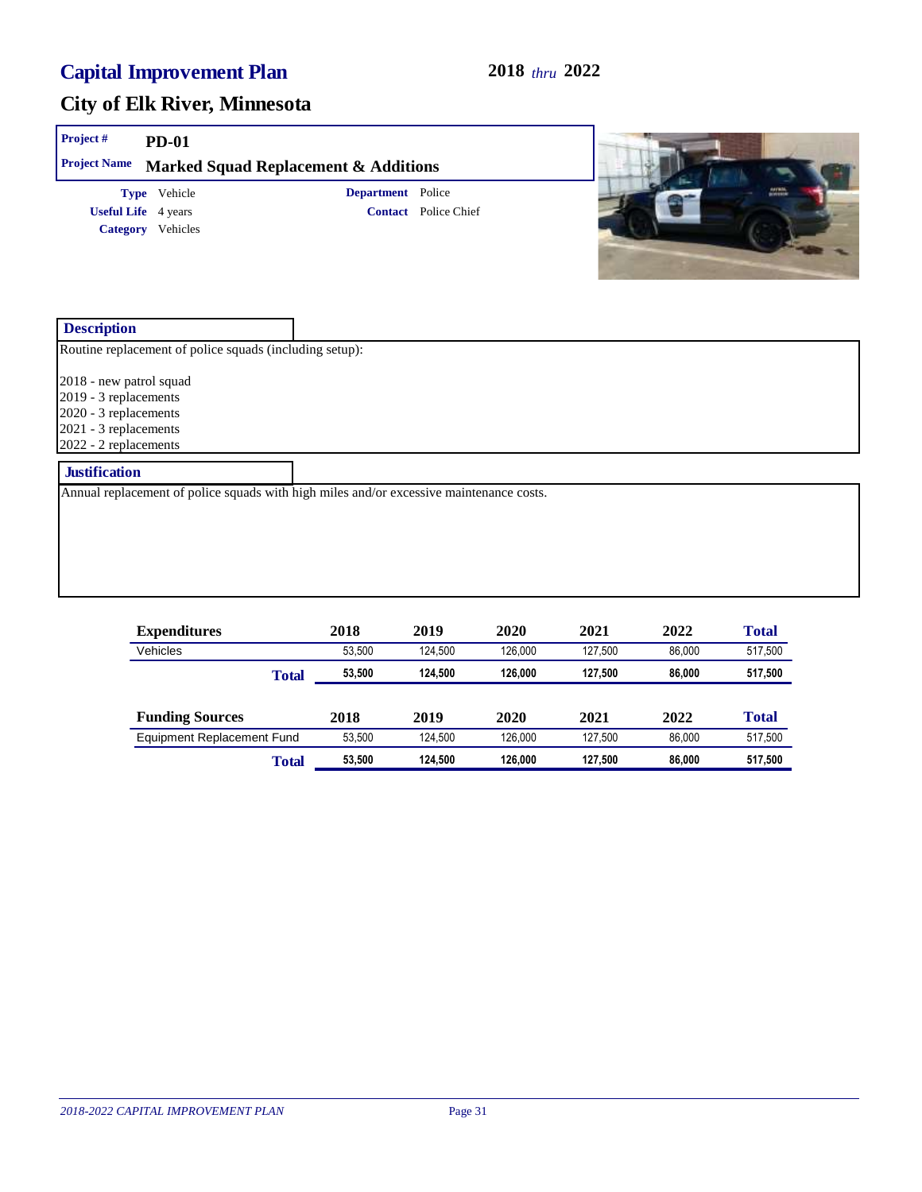# Capital Improvement Plan

**2018** *thru* **2022**

## City of Elk River, Minnesota

**Project #** PD-01

**Project Name** Marked Squad Replacement & Additions

**Type** Vehicle

**Useful Life** 4 years

**Category** Vehicles

**Department** Police

**Contact** Police Chief

### Description

Routine replacement of police squads (including setup):

2018 - new patrol squad
2019 - 3 replacements
2020 - 3 replacements
2021 - 3 replacements
2022 - 2 replacements

### Justification

Annual replacement of police squads with high miles and/or excessive maintenance costs.

| Expenditures | 2018 | 2019 | 2020 | 2021 | 2022 | Total |
|---|---|---|---|---|---|---|
| Vehicles | 53,500 | 124,500 | 126,000 | 127,500 | 86,000 | 517,500 |
| **Total** | **53,500** | **124,500** | **126,000** | **127,500** | **86,000** | **517,500** |

| Funding Sources | 2018 | 2019 | 2020 | 2021 | 2022 | Total |
|---|---|---|---|---|---|---|
| Equipment Replacement Fund | 53,500 | 124,500 | 126,000 | 127,500 | 86,000 | 517,500 |
| **Total** | **53,500** | **124,500** | **126,000** | **127,500** | **86,000** | **517,500** |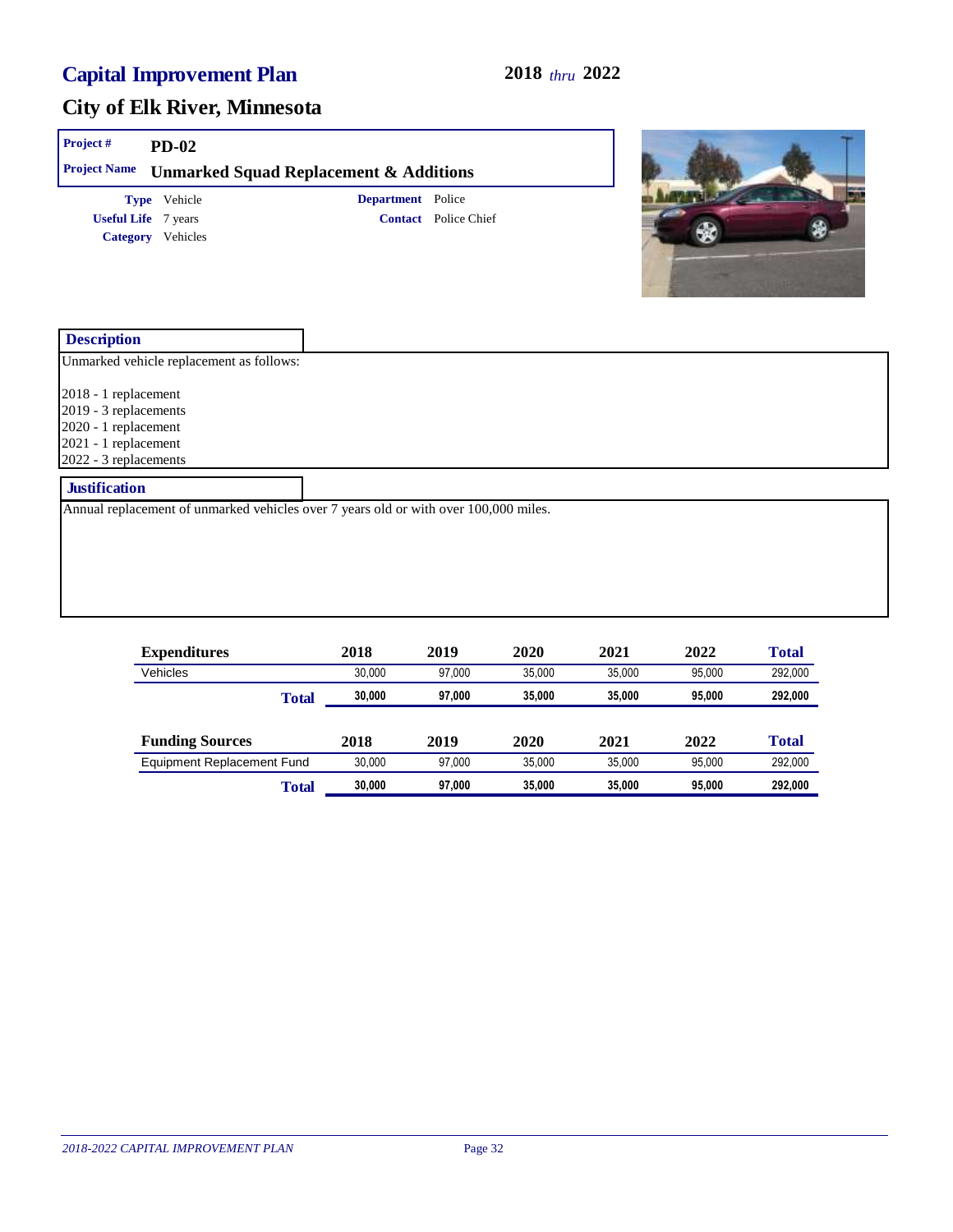# Capital Improvement Plan

**2018** *thru* **2022**

## City of Elk River, Minnesota

**Project #** PD-02

**Project Name** Unmarked Squad Replacement & Additions

**Type** Vehicle
**Useful Life** 7 years
**Category** Vehicles

**Department** Police
**Contact** Police Chief

### Description

Unmarked vehicle replacement as follows:

2018 - 1 replacement
2019 - 3 replacements
2020 - 1 replacement
2021 - 1 replacement
2022 - 3 replacements

### Justification

Annual replacement of unmarked vehicles over 7 years old or with over 100,000 miles.

| Expenditures | 2018 | 2019 | 2020 | 2021 | 2022 | Total |
|---|---|---|---|---|---|---|
| Vehicles | 30,000 | 97,000 | 35,000 | 35,000 | 95,000 | 292,000 |
| **Total** | **30,000** | **97,000** | **35,000** | **35,000** | **95,000** | **292,000** |

| Funding Sources | 2018 | 2019 | 2020 | 2021 | 2022 | Total |
|---|---|---|---|---|---|---|
| Equipment Replacement Fund | 30,000 | 97,000 | 35,000 | 35,000 | 95,000 | 292,000 |
| **Total** | **30,000** | **97,000** | **35,000** | **35,000** | **95,000** | **292,000** |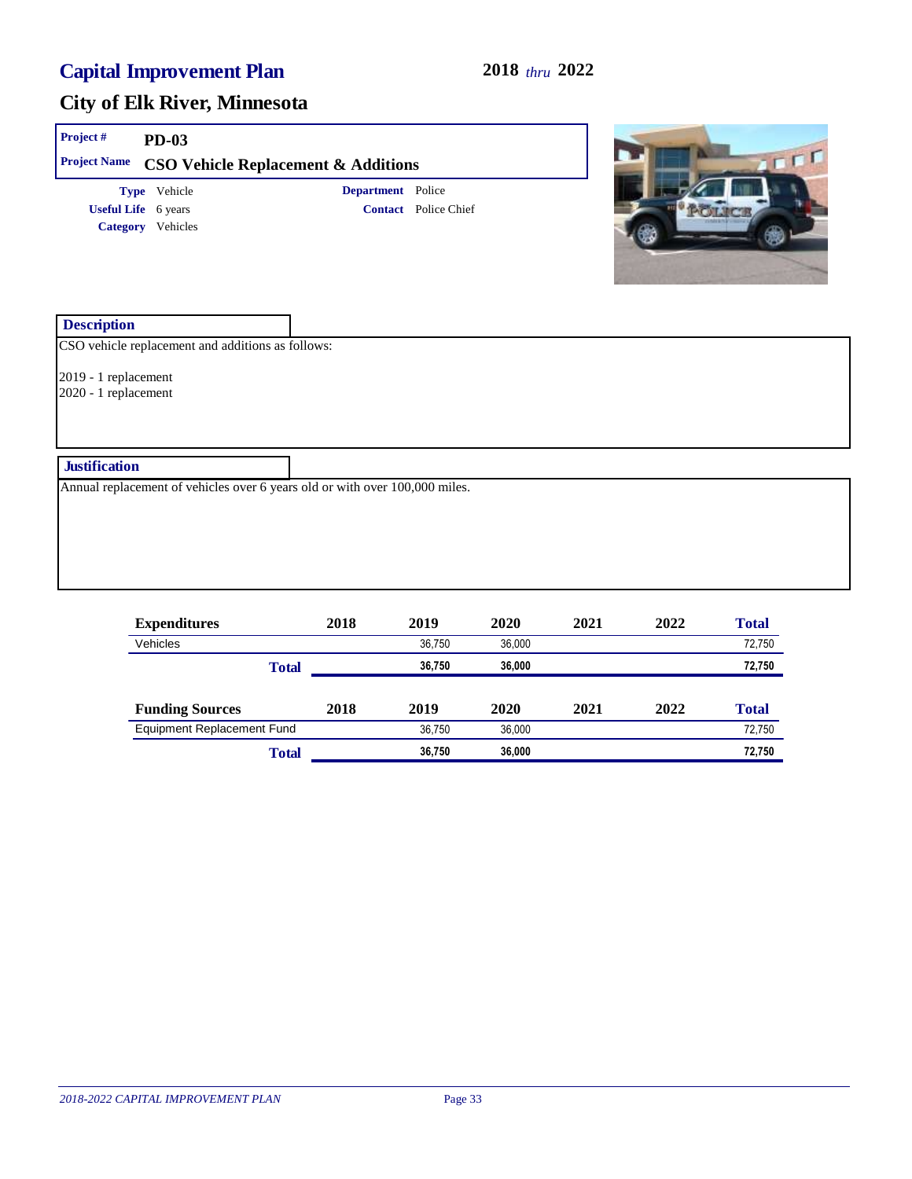# Capital Improvement Plan

**2018** *thru* **2022**

## City of Elk River, Minnesota

**Project #** PD-03

**Project Name** CSO Vehicle Replacement & Additions

**Type** Vehicle
**Useful Life** 6 years
**Category** Vehicles

**Department** Police
**Contact** Police Chief

### Description

CSO vehicle replacement and additions as follows:

2019 - 1 replacement
2020 - 1 replacement

### Justification

Annual replacement of vehicles over 6 years old or with over 100,000 miles.

| Expenditures | 2018 | 2019 | 2020 | 2021 | 2022 | Total |
|---|---|---|---|---|---|---|
| Vehicles | | 36,750 | 36,000 | | | 72,750 |
| **Total** | | **36,750** | **36,000** | | | **72,750** |

| Funding Sources | 2018 | 2019 | 2020 | 2021 | 2022 | Total |
|---|---|---|---|---|---|---|
| Equipment Replacement Fund | | 36,750 | 36,000 | | | 72,750 |
| **Total** | | **36,750** | **36,000** | | | **72,750** |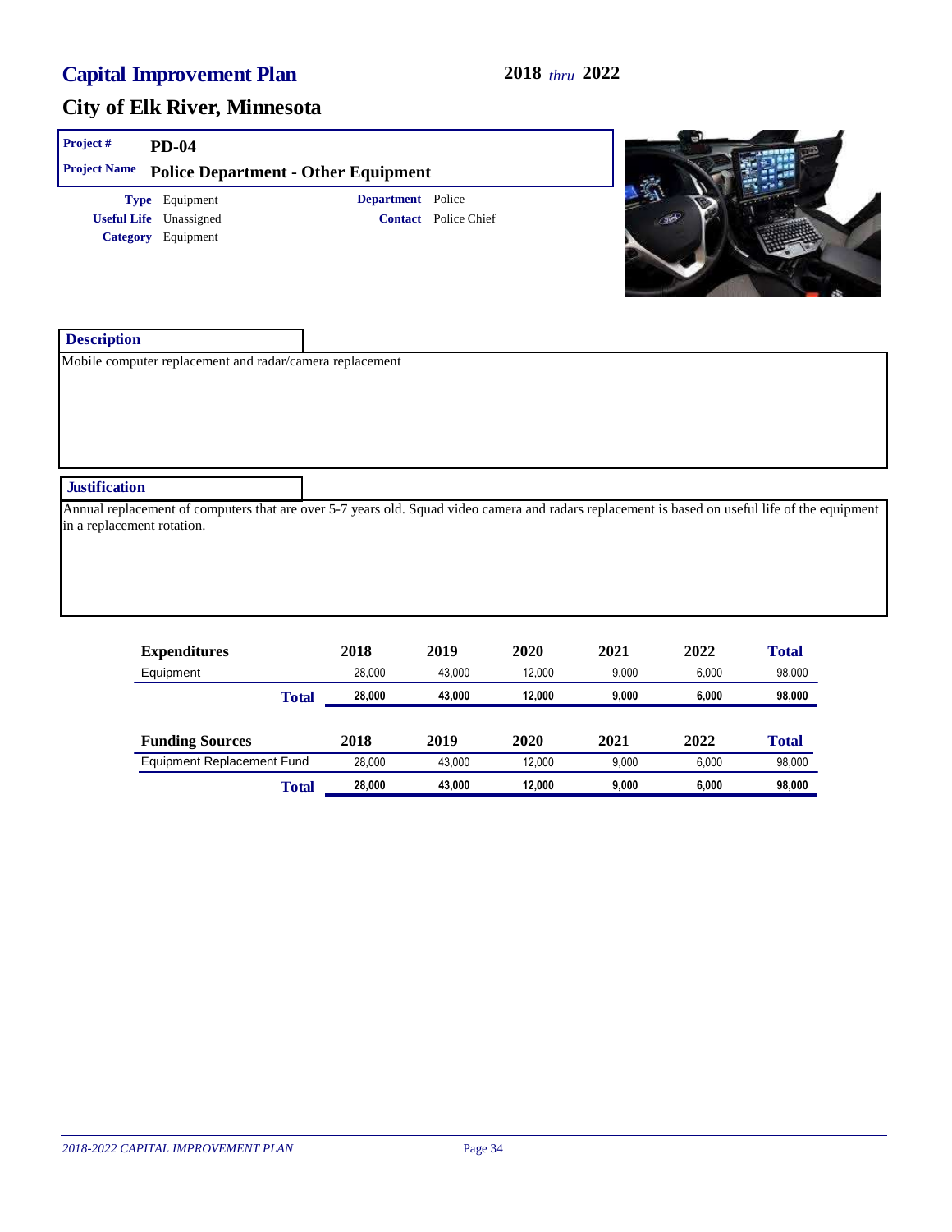# Capital Improvement Plan

**2018** *thru* **2022**

## City of Elk River, Minnesota

| | |
|---|---|
| **Project #** | **PD-04** |
| **Project Name** | **Police Department - Other Equipment** |

**Type** Equipment
**Useful Life** Unassigned
**Category** Equipment

**Department** Police
**Contact** Police Chief

### Description

Mobile computer replacement and radar/camera replacement

### Justification

Annual replacement of computers that are over 5-7 years old. Squad video camera and radars replacement is based on useful life of the equipment in a replacement rotation.

| Expenditures | 2018 | 2019 | 2020 | 2021 | 2022 | Total |
|---|---|---|---|---|---|---|
| Equipment | 28,000 | 43,000 | 12,000 | 9,000 | 6,000 | 98,000 |
| **Total** | **28,000** | **43,000** | **12,000** | **9,000** | **6,000** | **98,000** |

| Funding Sources | 2018 | 2019 | 2020 | 2021 | 2022 | Total |
|---|---|---|---|---|---|---|
| Equipment Replacement Fund | 28,000 | 43,000 | 12,000 | 9,000 | 6,000 | 98,000 |
| **Total** | **28,000** | **43,000** | **12,000** | **9,000** | **6,000** | **98,000** |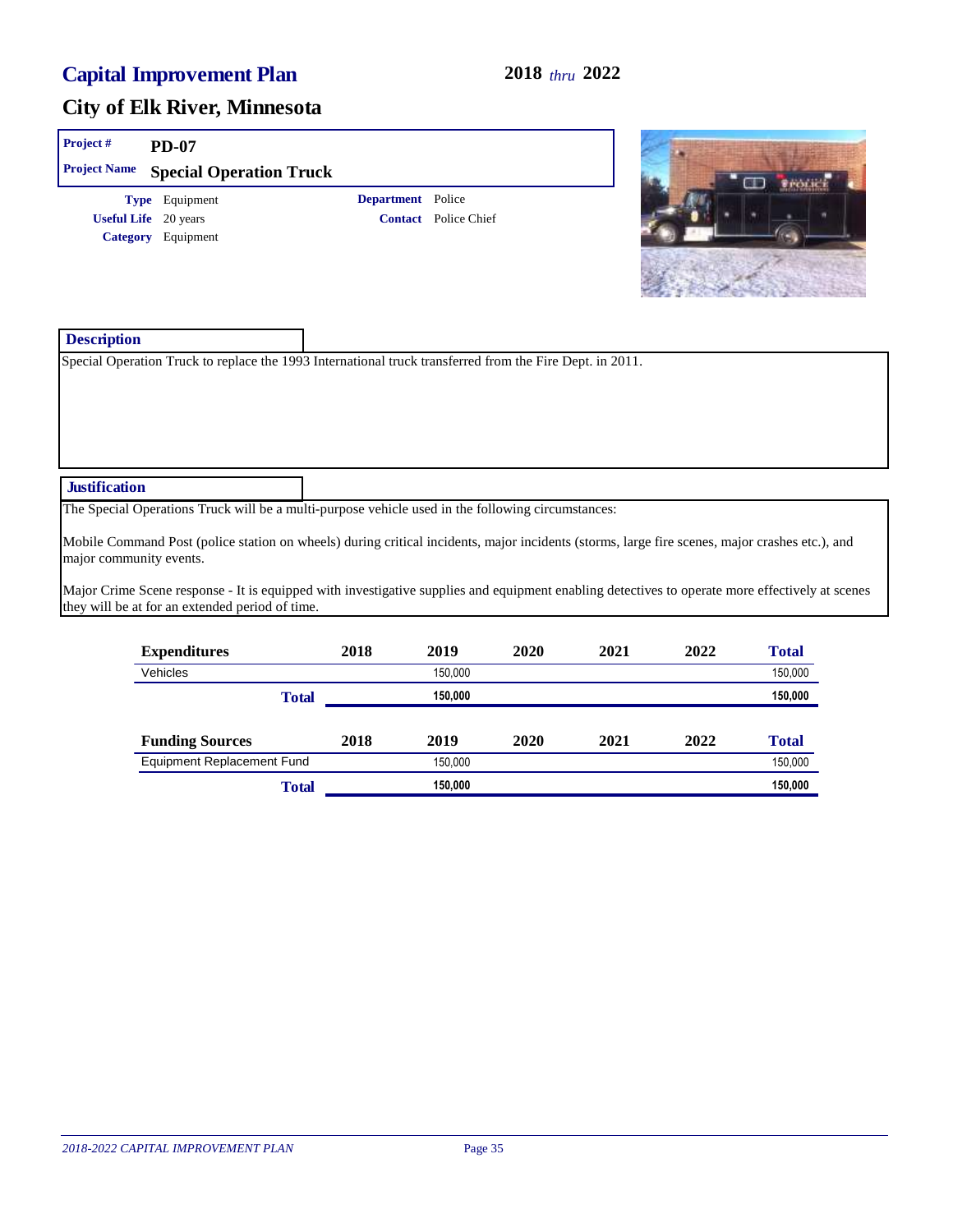# Capital Improvement Plan

**2018** *thru* **2022**

## City of Elk River, Minnesota

**Project #** PD-07

**Project Name** Special Operation Truck

**Type** Equipment

**Useful Life** 20 years

**Category** Equipment

**Department** Police

**Contact** Police Chief

### Description

Special Operation Truck to replace the 1993 International truck transferred from the Fire Dept. in 2011.

### Justification

The Special Operations Truck will be a multi-purpose vehicle used in the following circumstances:

Mobile Command Post (police station on wheels) during critical incidents, major incidents (storms, large fire scenes, major crashes etc.), and major community events.

Major Crime Scene response - It is equipped with investigative supplies and equipment enabling detectives to operate more effectively at scenes they will be at for an extended period of time.

| Expenditures | 2018 | 2019 | 2020 | 2021 | 2022 | Total |
|---|---|---|---|---|---|---|
| Vehicles | | 150,000 | | | | 150,000 |
| **Total** | | **150,000** | | | | **150,000** |

| Funding Sources | 2018 | 2019 | 2020 | 2021 | 2022 | Total |
|---|---|---|---|---|---|---|
| Equipment Replacement Fund | | 150,000 | | | | 150,000 |
| **Total** | | **150,000** | | | | **150,000** |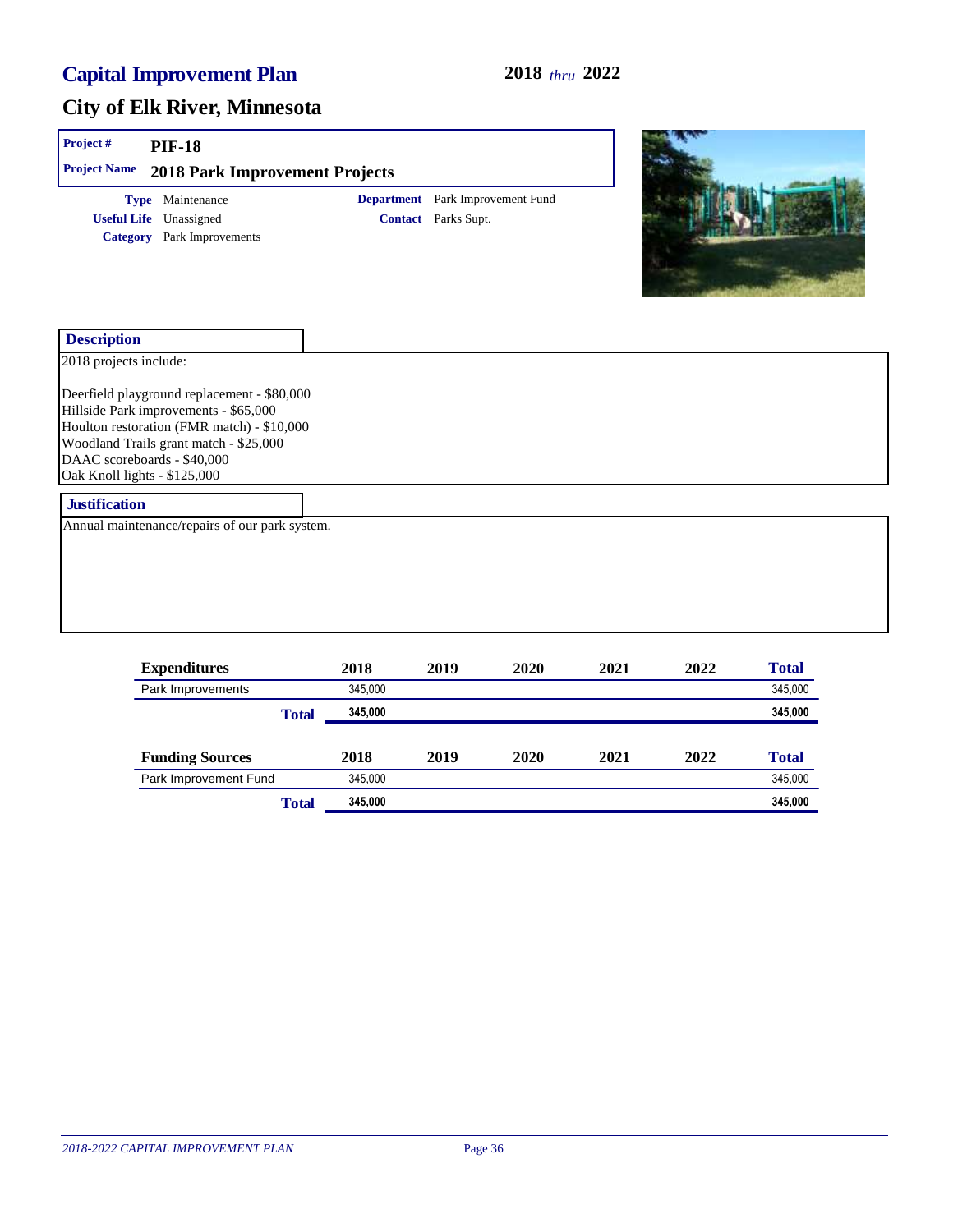# Capital Improvement Plan

**2018** *thru* **2022**

## City of Elk River, Minnesota

**Project #** PIF-18

**Project Name** 2018 Park Improvement Projects

**Type** Maintenance
**Useful Life** Unassigned
**Category** Park Improvements

**Department** Park Improvement Fund
**Contact** Parks Supt.

### Description

2018 projects include:

Deerfield playground replacement - $80,000
Hillside Park improvements - $65,000
Houlton restoration (FMR match) - $10,000
Woodland Trails grant match - $25,000
DAAC scoreboards - $40,000
Oak Knoll lights - $125,000

### Justification

Annual maintenance/repairs of our park system.

| Expenditures | 2018 | 2019 | 2020 | 2021 | 2022 | Total |
|---|---|---|---|---|---|---|
| Park Improvements | 345,000 | | | | | 345,000 |
| **Total** | **345,000** | | | | | **345,000** |

| Funding Sources | 2018 | 2019 | 2020 | 2021 | 2022 | Total |
|---|---|---|---|---|---|---|
| Park Improvement Fund | 345,000 | | | | | 345,000 |
| **Total** | **345,000** | | | | | **345,000** |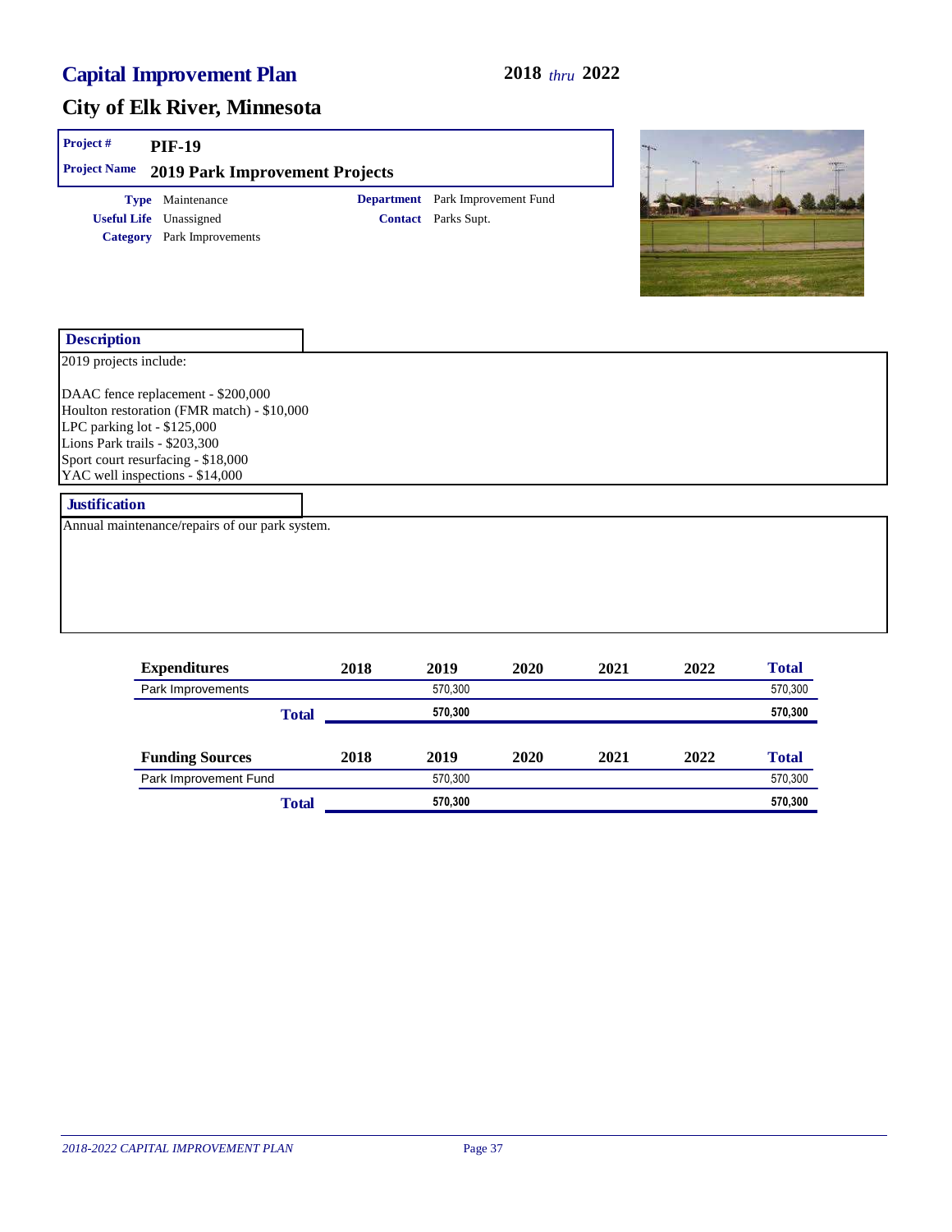# Capital Improvement Plan

**2018** *thru* **2022**

## City of Elk River, Minnesota

**Project #** PIF-19

**Project Name** 2019 Park Improvement Projects

**Type** Maintenance
**Useful Life** Unassigned
**Category** Park Improvements

**Department** Park Improvement Fund
**Contact** Parks Supt.

### Description

2019 projects include:

DAAC fence replacement - $200,000
Houlton restoration (FMR match) - $10,000
LPC parking lot - $125,000
Lions Park trails - $203,300
Sport court resurfacing - $18,000
YAC well inspections - $14,000

### Justification

Annual maintenance/repairs of our park system.

| Expenditures | 2018 | 2019 | 2020 | 2021 | 2022 | Total |
|---|---|---|---|---|---|---|
| Park Improvements | | 570,300 | | | | 570,300 |
| **Total** | | **570,300** | | | | **570,300** |

| Funding Sources | 2018 | 2019 | 2020 | 2021 | 2022 | Total |
|---|---|---|---|---|---|---|
| Park Improvement Fund | | 570,300 | | | | 570,300 |
| **Total** | | **570,300** | | | | **570,300** |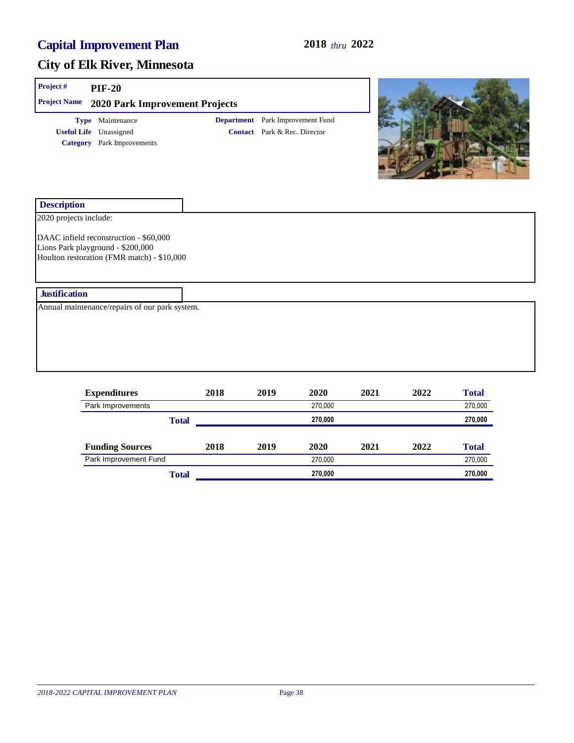# Capital Improvement Plan

**2018** *thru* **2022**

## City of Elk River, Minnesota

**Project #** PIF-20

**Project Name** 2020 Park Improvement Projects

**Type** Maintenance
**Useful Life** Unassigned
**Category** Park Improvements

**Department** Park Improvement Fund
**Contact** Park & Rec. Director

### Description

2020 projects include:

DAAC infield reconstruction - $60,000
Lions Park playground - $200,000
Houlton restoration (FMR match) - $10,000

### Justification

Annual maintenance/repairs of our park system.

| Expenditures | 2018 | 2019 | 2020 | 2021 | 2022 | Total |
|---|---|---|---|---|---|---|
| Park Improvements | | | 270,000 | | | 270,000 |
| **Total** | | | **270,000** | | | **270,000** |

| Funding Sources | 2018 | 2019 | 2020 | 2021 | 2022 | Total |
|---|---|---|---|---|---|---|
| Park Improvement Fund | | | 270,000 | | | 270,000 |
| **Total** | | | **270,000** | | | **270,000** |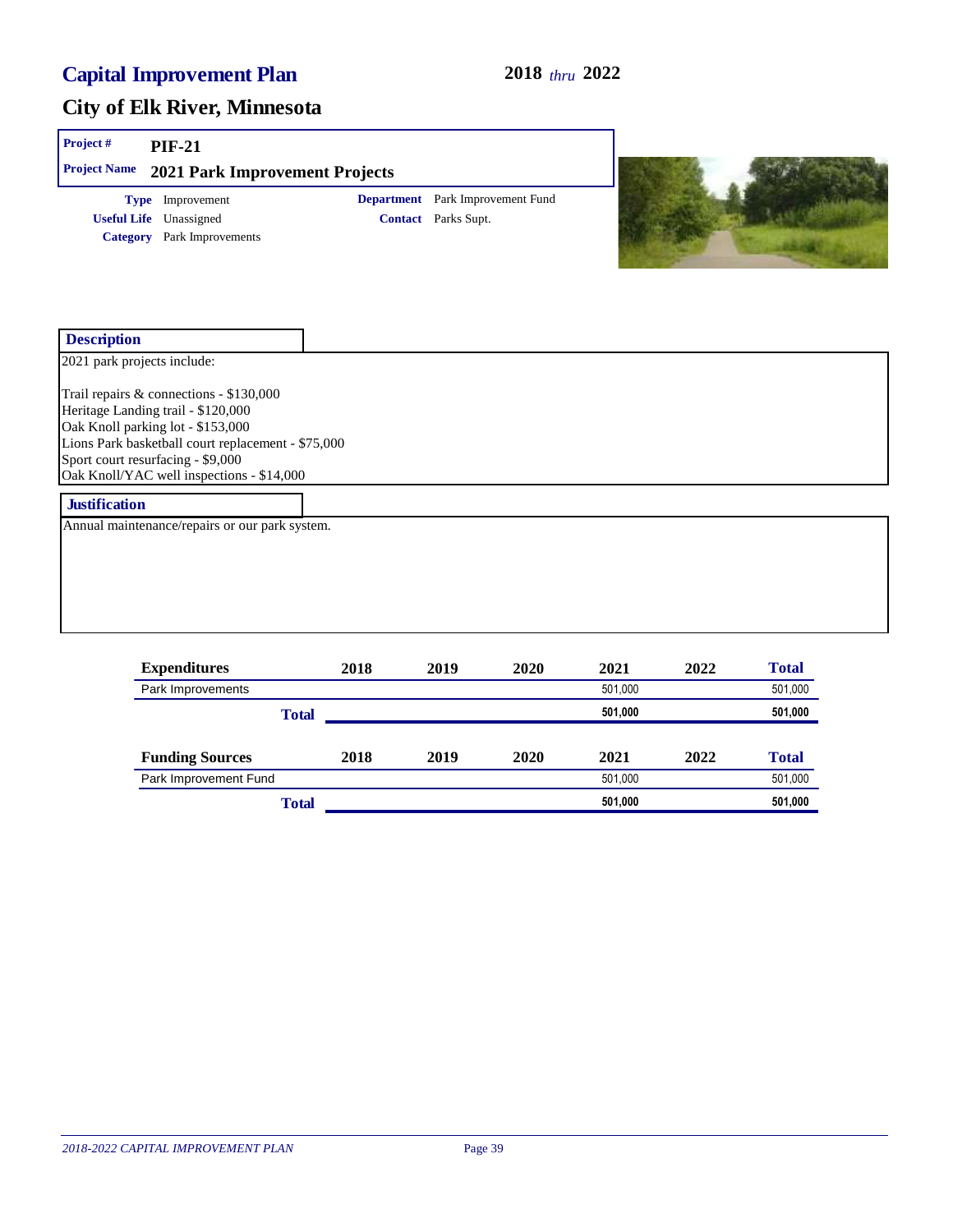# Capital Improvement Plan

**2018** *thru* **2022**

## City of Elk River, Minnesota

**Project #** PIF-21

**Project Name** 2021 Park Improvement Projects

**Type** Improvement
**Useful Life** Unassigned
**Category** Park Improvements

**Department** Park Improvement Fund
**Contact** Parks Supt.

### Description

2021 park projects include:

Trail repairs & connections - $130,000
Heritage Landing trail - $120,000
Oak Knoll parking lot - $153,000
Lions Park basketball court replacement - $75,000
Sport court resurfacing - $9,000
Oak Knoll/YAC well inspections - $14,000

### Justification

Annual maintenance/repairs or our park system.

| Expenditures | 2018 | 2019 | 2020 | 2021 | 2022 | Total |
|---|---|---|---|---|---|---|
| Park Improvements | | | | 501,000 | | 501,000 |
| **Total** | | | | **501,000** | | **501,000** |

| Funding Sources | 2018 | 2019 | 2020 | 2021 | 2022 | Total |
|---|---|---|---|---|---|---|
| Park Improvement Fund | | | | 501,000 | | 501,000 |
| **Total** | | | | **501,000** | | **501,000** |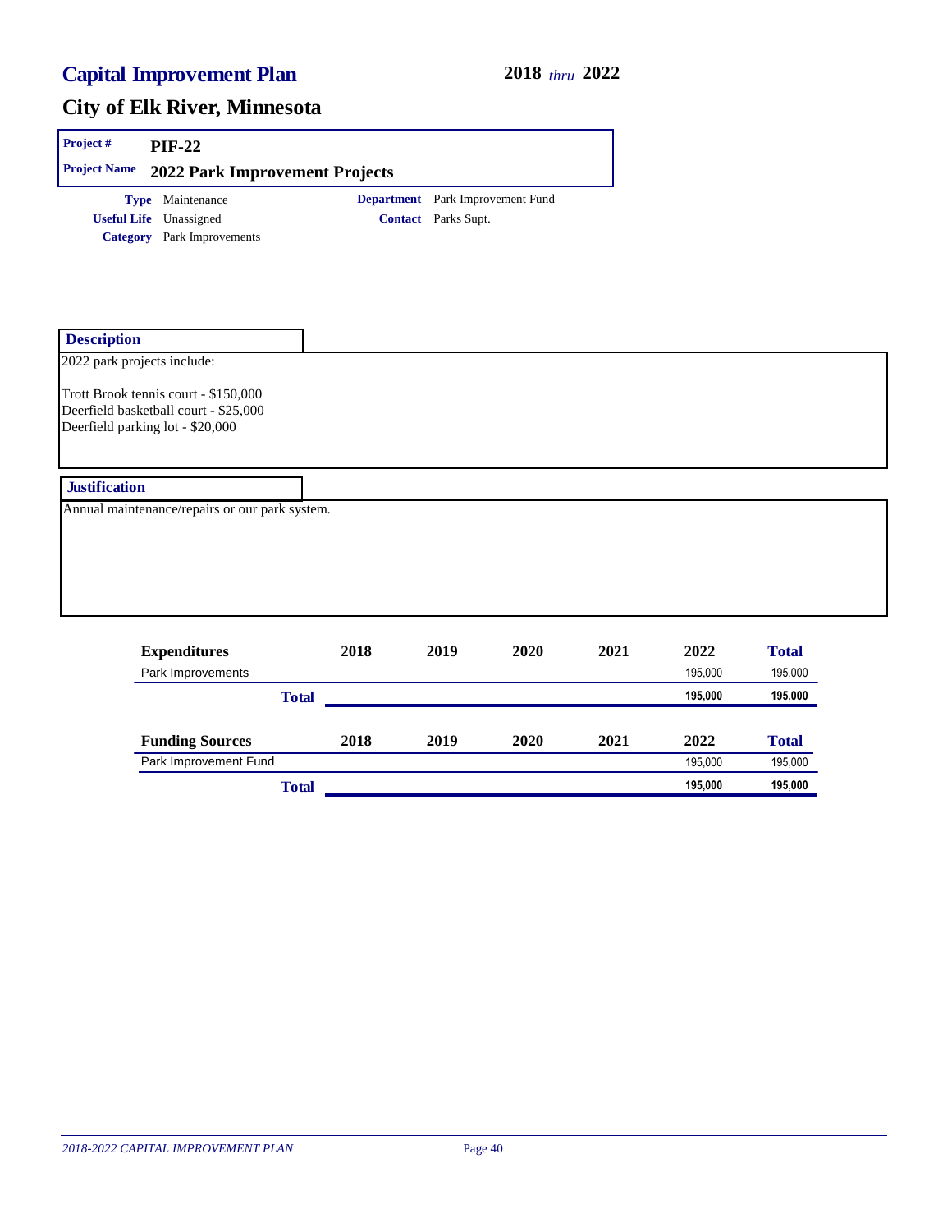# Capital Improvement Plan

**2018** *thru* **2022**

## City of Elk River, Minnesota

**Project #** PIF-22

**Project Name** 2022 Park Improvement Projects

**Type** Maintenance
**Useful Life** Unassigned
**Category** Park Improvements

**Department** Park Improvement Fund
**Contact** Parks Supt.

### Description

2022 park projects include:

Trott Brook tennis court - $150,000
Deerfield basketball court - $25,000
Deerfield parking lot - $20,000

### Justification

Annual maintenance/repairs or our park system.

| Expenditures | 2018 | 2019 | 2020 | 2021 | 2022 | Total |
|---|---|---|---|---|---|---|
| Park Improvements | | | | | 195,000 | 195,000 |
| **Total** | | | | | **195,000** | **195,000** |

| Funding Sources | 2018 | 2019 | 2020 | 2021 | 2022 | Total |
|---|---|---|---|---|---|---|
| Park Improvement Fund | | | | | 195,000 | 195,000 |
| **Total** | | | | | **195,000** | **195,000** |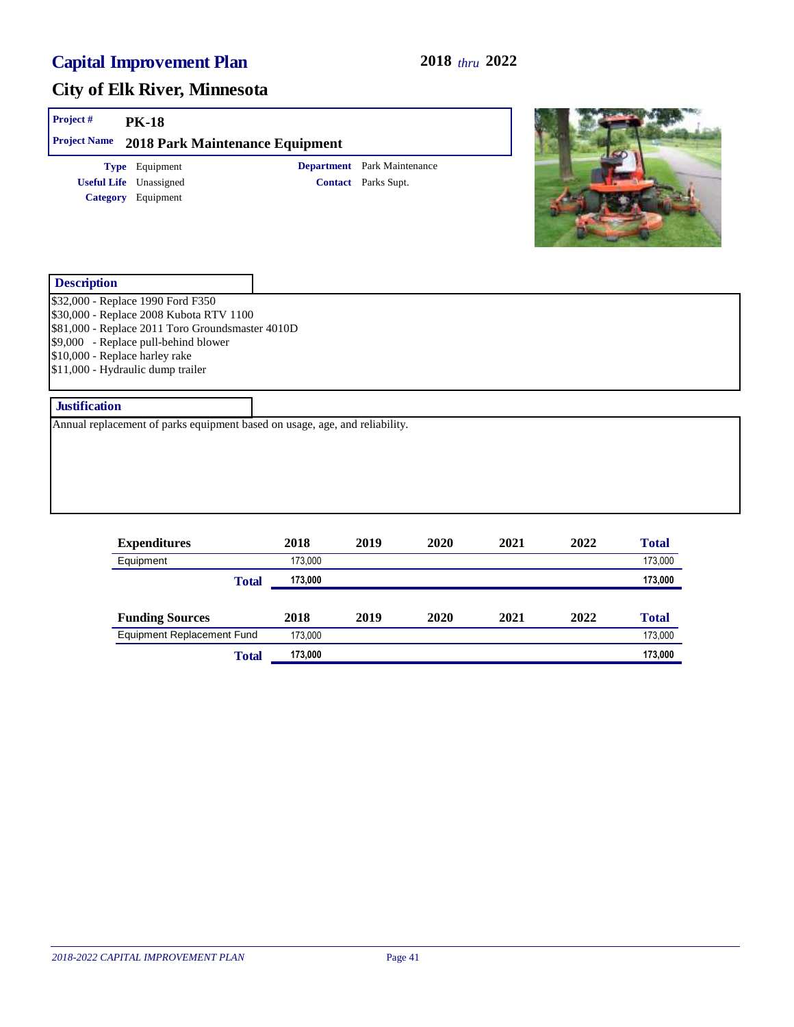# Capital Improvement Plan

**2018** *thru* **2022**

## City of Elk River, Minnesota

**Project #** PK-18

**Project Name** 2018 Park Maintenance Equipment

**Type** Equipment
**Useful Life** Unassigned
**Category** Equipment

**Department** Park Maintenance
**Contact** Parks Supt.

### Description

$32,000 - Replace 1990 Ford F350
$30,000 - Replace 2008 Kubota RTV 1100
$81,000 - Replace 2011 Toro Groundsmaster 4010D
$9,000 - Replace pull-behind blower
$10,000 - Replace harley rake
$11,000 - Hydraulic dump trailer

### Justification

Annual replacement of parks equipment based on usage, age, and reliability.

| Expenditures | 2018 | 2019 | 2020 | 2021 | 2022 | Total |
|---|---|---|---|---|---|---|
| Equipment | 173,000 | | | | | 173,000 |
| **Total** | **173,000** | | | | | **173,000** |

| Funding Sources | 2018 | 2019 | 2020 | 2021 | 2022 | Total |
|---|---|---|---|---|---|---|
| Equipment Replacement Fund | 173,000 | | | | | 173,000 |
| **Total** | **173,000** | | | | | **173,000** |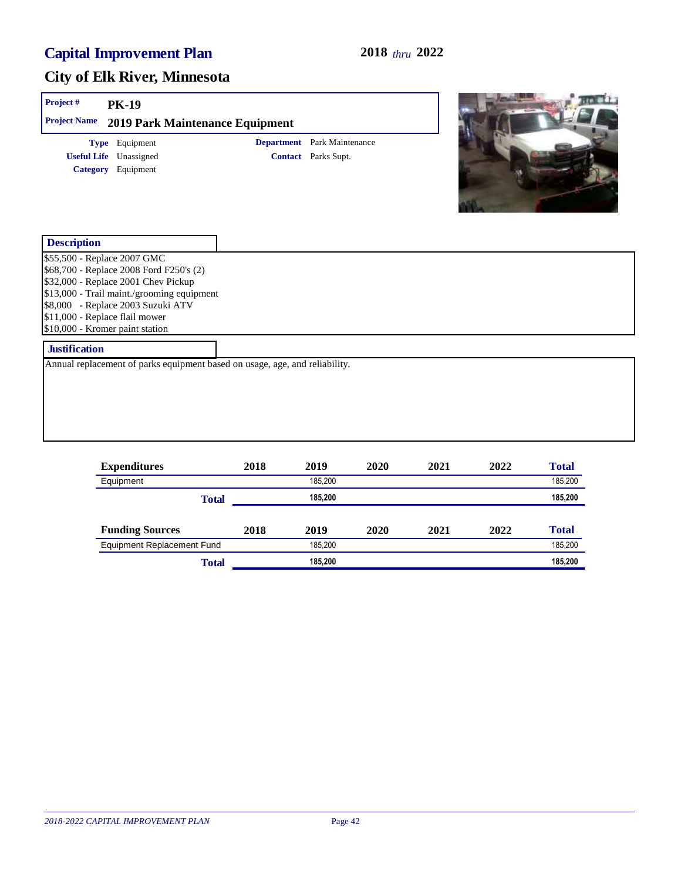# Capital Improvement Plan

**2018** *thru* **2022**

## City of Elk River, Minnesota

**Project #** PK-19

**Project Name** 2019 Park Maintenance Equipment

**Type** Equipment

**Useful Life** Unassigned

**Category** Equipment

**Department** Park Maintenance

**Contact** Parks Supt.

### Description

$55,500 - Replace 2007 GMC
$68,700 - Replace 2008 Ford F250's (2)
$32,000 - Replace 2001 Chev Pickup
$13,000 - Trail maint./grooming equipment
$8,000 - Replace 2003 Suzuki ATV
$11,000 - Replace flail mower
$10,000 - Kromer paint station

### Justification

Annual replacement of parks equipment based on usage, age, and reliability.

| Expenditures | 2018 | 2019 | 2020 | 2021 | 2022 | Total |
|---|---|---|---|---|---|---|
| Equipment | | 185,200 | | | | 185,200 |
| **Total** | | **185,200** | | | | **185,200** |

| Funding Sources | 2018 | 2019 | 2020 | 2021 | 2022 | Total |
|---|---|---|---|---|---|---|
| Equipment Replacement Fund | | 185,200 | | | | 185,200 |
| **Total** | | **185,200** | | | | **185,200** |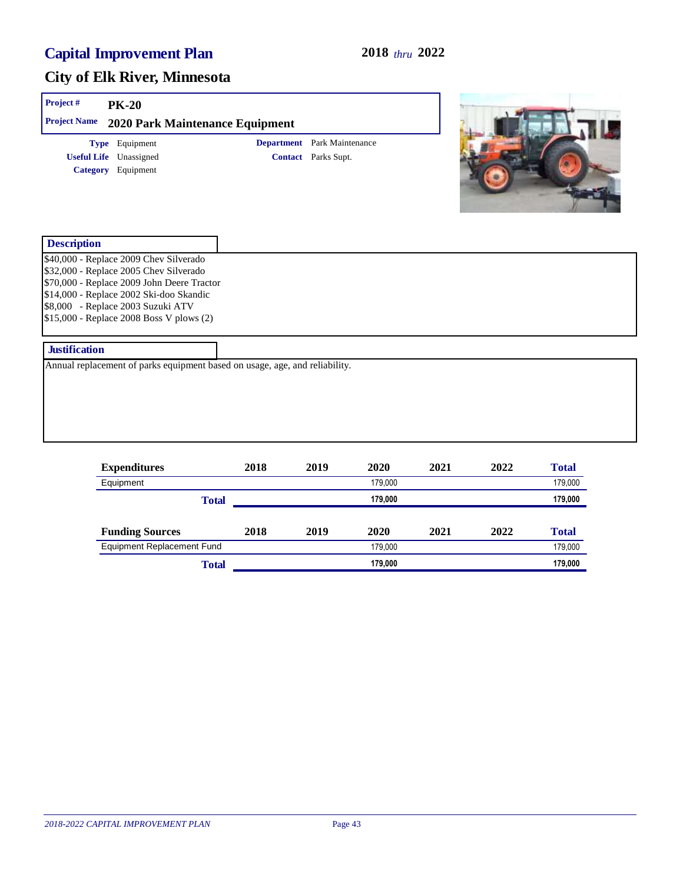# Capital Improvement Plan

**2018** *thru* **2022**

## City of Elk River, Minnesota

**Project #** PK-20

**Project Name** 2020 Park Maintenance Equipment

**Type** Equipment
**Useful Life** Unassigned
**Category** Equipment

**Department** Park Maintenance
**Contact** Parks Supt.

### Description

$40,000 - Replace 2009 Chev Silverado
$32,000 - Replace 2005 Chev Silverado
$70,000 - Replace 2009 John Deere Tractor
$14,000 - Replace 2002 Ski-doo Skandic
$8,000 - Replace 2003 Suzuki ATV
$15,000 - Replace 2008 Boss V plows (2)

### Justification

Annual replacement of parks equipment based on usage, age, and reliability.

| Expenditures | 2018 | 2019 | 2020 | 2021 | 2022 | Total |
|---|---|---|---|---|---|---|
| Equipment | | | 179,000 | | | 179,000 |
| **Total** | | | **179,000** | | | **179,000** |

| Funding Sources | 2018 | 2019 | 2020 | 2021 | 2022 | Total |
|---|---|---|---|---|---|---|
| Equipment Replacement Fund | | | 179,000 | | | 179,000 |
| **Total** | | | **179,000** | | | **179,000** |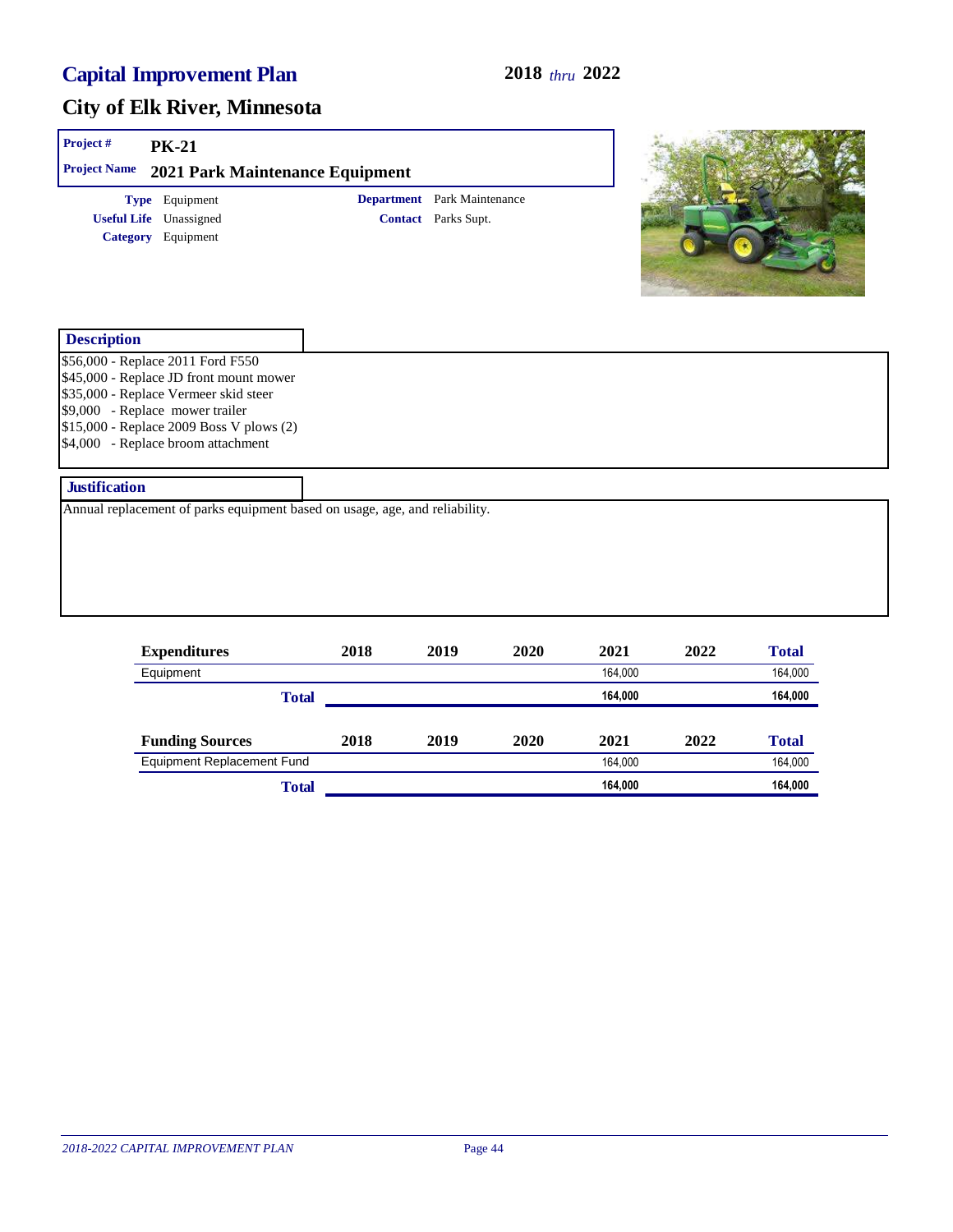# Capital Improvement Plan

**2018** *thru* **2022**

## City of Elk River, Minnesota

**Project #** PK-21

**Project Name** 2021 Park Maintenance Equipment

**Type** Equipment
**Useful Life** Unassigned
**Category** Equipment

**Department** Park Maintenance
**Contact** Parks Supt.

### Description

$56,000 - Replace 2011 Ford F550
$45,000 - Replace JD front mount mower
$35,000 - Replace Vermeer skid steer
$9,000 - Replace mower trailer
$15,000 - Replace 2009 Boss V plows (2)
$4,000 - Replace broom attachment

### Justification

Annual replacement of parks equipment based on usage, age, and reliability.

| Expenditures | 2018 | 2019 | 2020 | 2021 | 2022 | Total |
|---|---|---|---|---|---|---|
| Equipment | | | | 164,000 | | 164,000 |
| **Total** | | | | **164,000** | | **164,000** |

| Funding Sources | 2018 | 2019 | 2020 | 2021 | 2022 | Total |
|---|---|---|---|---|---|---|
| Equipment Replacement Fund | | | | 164,000 | | 164,000 |
| **Total** | | | | **164,000** | | **164,000** |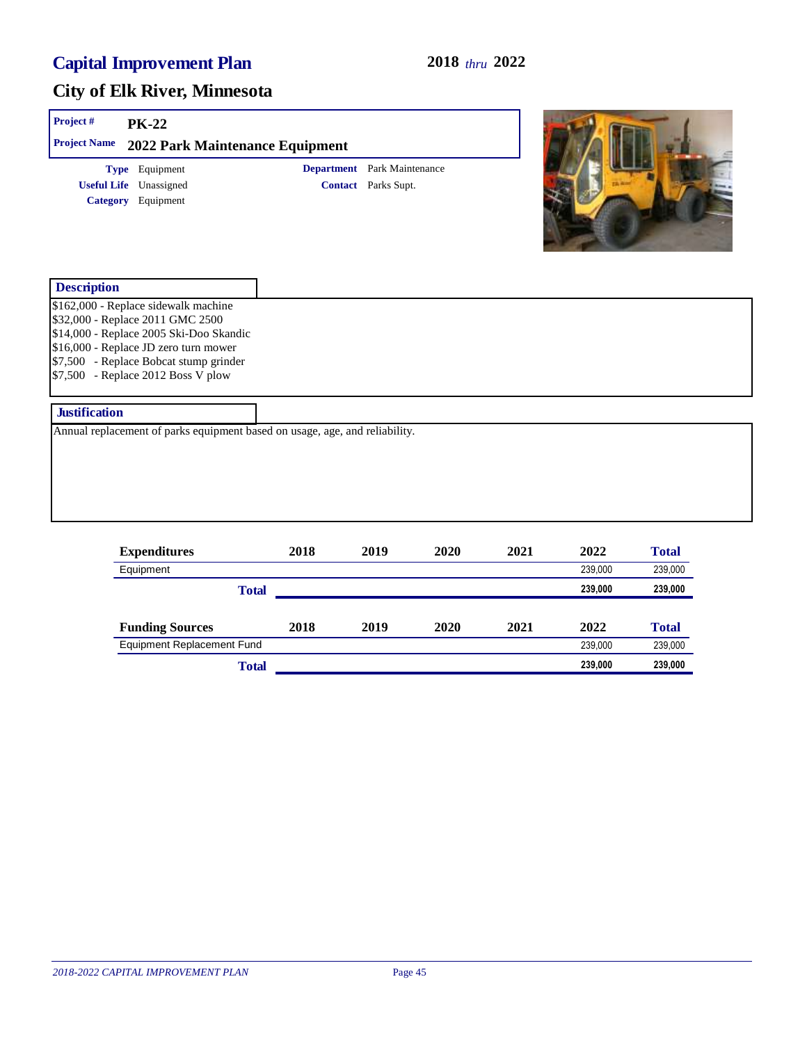# Capital Improvement Plan

**2018** *thru* **2022**

## City of Elk River, Minnesota

**Project #** PK-22

**Project Name** 2022 Park Maintenance Equipment

**Type** Equipment
**Useful Life** Unassigned
**Category** Equipment

**Department** Park Maintenance
**Contact** Parks Supt.

### Description

$162,000 - Replace sidewalk machine
$32,000 - Replace 2011 GMC 2500
$14,000 - Replace 2005 Ski-Doo Skandic
$16,000 - Replace JD zero turn mower
$7,500 - Replace Bobcat stump grinder
$7,500 - Replace 2012 Boss V plow

### Justification

Annual replacement of parks equipment based on usage, age, and reliability.

| Expenditures | 2018 | 2019 | 2020 | 2021 | 2022 | Total |
|---|---|---|---|---|---|---|
| Equipment | | | | | 239,000 | 239,000 |
| **Total** | | | | | **239,000** | **239,000** |

| Funding Sources | 2018 | 2019 | 2020 | 2021 | 2022 | Total |
|---|---|---|---|---|---|---|
| Equipment Replacement Fund | | | | | 239,000 | 239,000 |
| **Total** | | | | | **239,000** | **239,000** |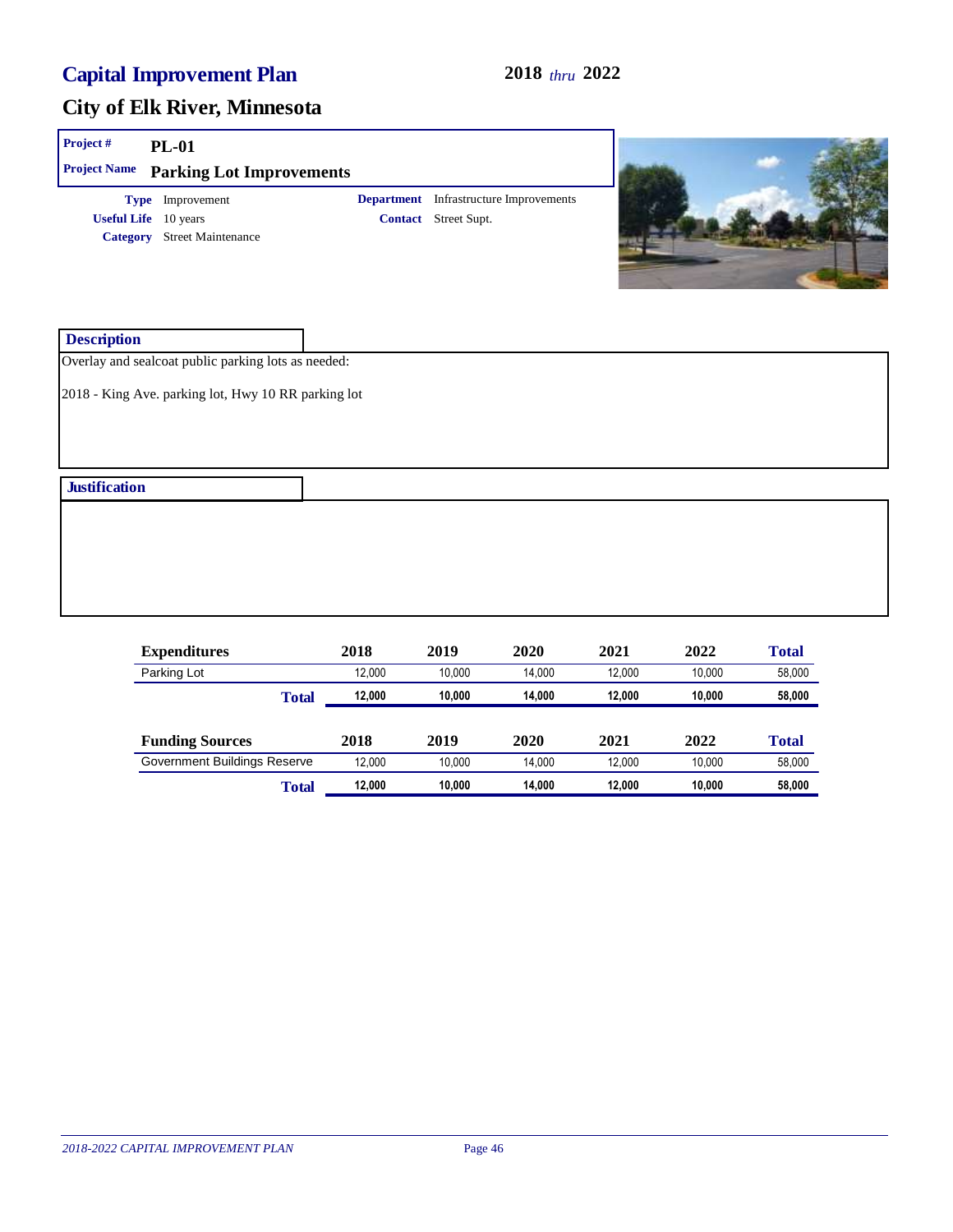# Capital Improvement Plan

**2018** *thru* **2022**

## City of Elk River, Minnesota

**Project #** PL-01

**Project Name** Parking Lot Improvements

**Type** Improvement

**Useful Life** 10 years

**Category** Street Maintenance

**Department** Infrastructure Improvements

**Contact** Street Supt.

### Description

Overlay and sealcoat public parking lots as needed:

2018 - King Ave. parking lot, Hwy 10 RR parking lot

### Justification

| Expenditures | 2018 | 2019 | 2020 | 2021 | 2022 | Total |
|---|---|---|---|---|---|---|
| Parking Lot | 12,000 | 10,000 | 14,000 | 12,000 | 10,000 | 58,000 |
| **Total** | **12,000** | **10,000** | **14,000** | **12,000** | **10,000** | **58,000** |

| Funding Sources | 2018 | 2019 | 2020 | 2021 | 2022 | Total |
|---|---|---|---|---|---|---|
| Government Buildings Reserve | 12,000 | 10,000 | 14,000 | 12,000 | 10,000 | 58,000 |
| **Total** | **12,000** | **10,000** | **14,000** | **12,000** | **10,000** | **58,000** |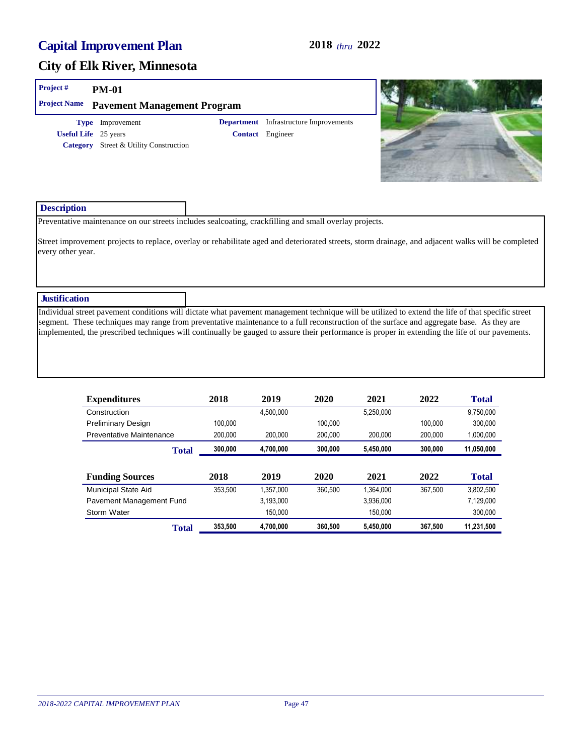# Capital Improvement Plan

**2018** *thru* **2022**

## City of Elk River, Minnesota

**Project #** PM-01

**Project Name** Pavement Management Program

**Type** Improvement

**Useful Life** 25 years

**Category** Street & Utility Construction

**Department** Infrastructure Improvements

**Contact** Engineer

### Description

Preventative maintenance on our streets includes sealcoating, crackfilling and small overlay projects.

Street improvement projects to replace, overlay or rehabilitate aged and deteriorated streets, storm drainage, and adjacent walks will be completed every other year.

### Justification

Individual street pavement conditions will dictate what pavement management technique will be utilized to extend the life of that specific street segment. These techniques may range from preventative maintenance to a full reconstruction of the surface and aggregate base. As they are implemented, the prescribed techniques will continually be gauged to assure their performance is proper in extending the life of our pavements.

| Expenditures | 2018 | 2019 | 2020 | 2021 | 2022 | Total |
|---|---|---|---|---|---|---|
| Construction | | 4,500,000 | | 5,250,000 | | 9,750,000 |
| Preliminary Design | 100,000 | | 100,000 | | 100,000 | 300,000 |
| Preventative Maintenance | 200,000 | 200,000 | 200,000 | 200,000 | 200,000 | 1,000,000 |
| **Total** | **300,000** | **4,700,000** | **300,000** | **5,450,000** | **300,000** | **11,050,000** |

| Funding Sources | 2018 | 2019 | 2020 | 2021 | 2022 | Total |
|---|---|---|---|---|---|---|
| Municipal State Aid | 353,500 | 1,357,000 | 360,500 | 1,364,000 | 367,500 | 3,802,500 |
| Pavement Management Fund | | 3,193,000 | | 3,936,000 | | 7,129,000 |
| Storm Water | | 150,000 | | 150,000 | | 300,000 |
| **Total** | **353,500** | **4,700,000** | **360,500** | **5,450,000** | **367,500** | **11,231,500** |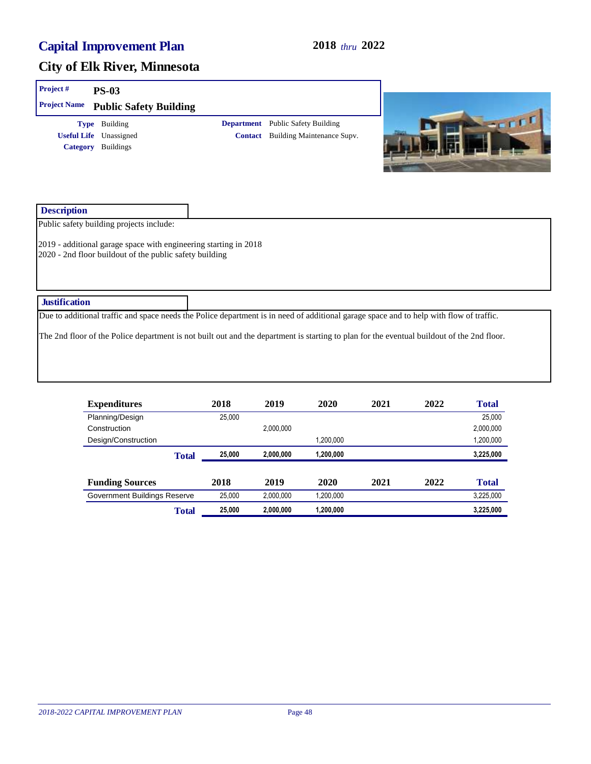# Capital Improvement Plan

**2018** *thru* **2022**

## City of Elk River, Minnesota

**Project #** PS-03

**Project Name** Public Safety Building

**Type** Building
**Useful Life** Unassigned
**Category** Buildings

**Department** Public Safety Building
**Contact** Building Maintenance Supv.

### Description

Public safety building projects include:

2019 - additional garage space with engineering starting in 2018
2020 - 2nd floor buildout of the public safety building

### Justification

Due to additional traffic and space needs the Police department is in need of additional garage space and to help with flow of traffic.

The 2nd floor of the Police department is not built out and the department is starting to plan for the eventual buildout of the 2nd floor.

| Expenditures | 2018 | 2019 | 2020 | 2021 | 2022 | Total |
|---|---|---|---|---|---|---|
| Planning/Design | 25,000 | | | | | 25,000 |
| Construction | | 2,000,000 | | | | 2,000,000 |
| Design/Construction | | | 1,200,000 | | | 1,200,000 |
| **Total** | **25,000** | **2,000,000** | **1,200,000** | | | **3,225,000** |

| Funding Sources | 2018 | 2019 | 2020 | 2021 | 2022 | Total |
|---|---|---|---|---|---|---|
| Government Buildings Reserve | 25,000 | 2,000,000 | 1,200,000 | | | 3,225,000 |
| **Total** | **25,000** | **2,000,000** | **1,200,000** | | | **3,225,000** |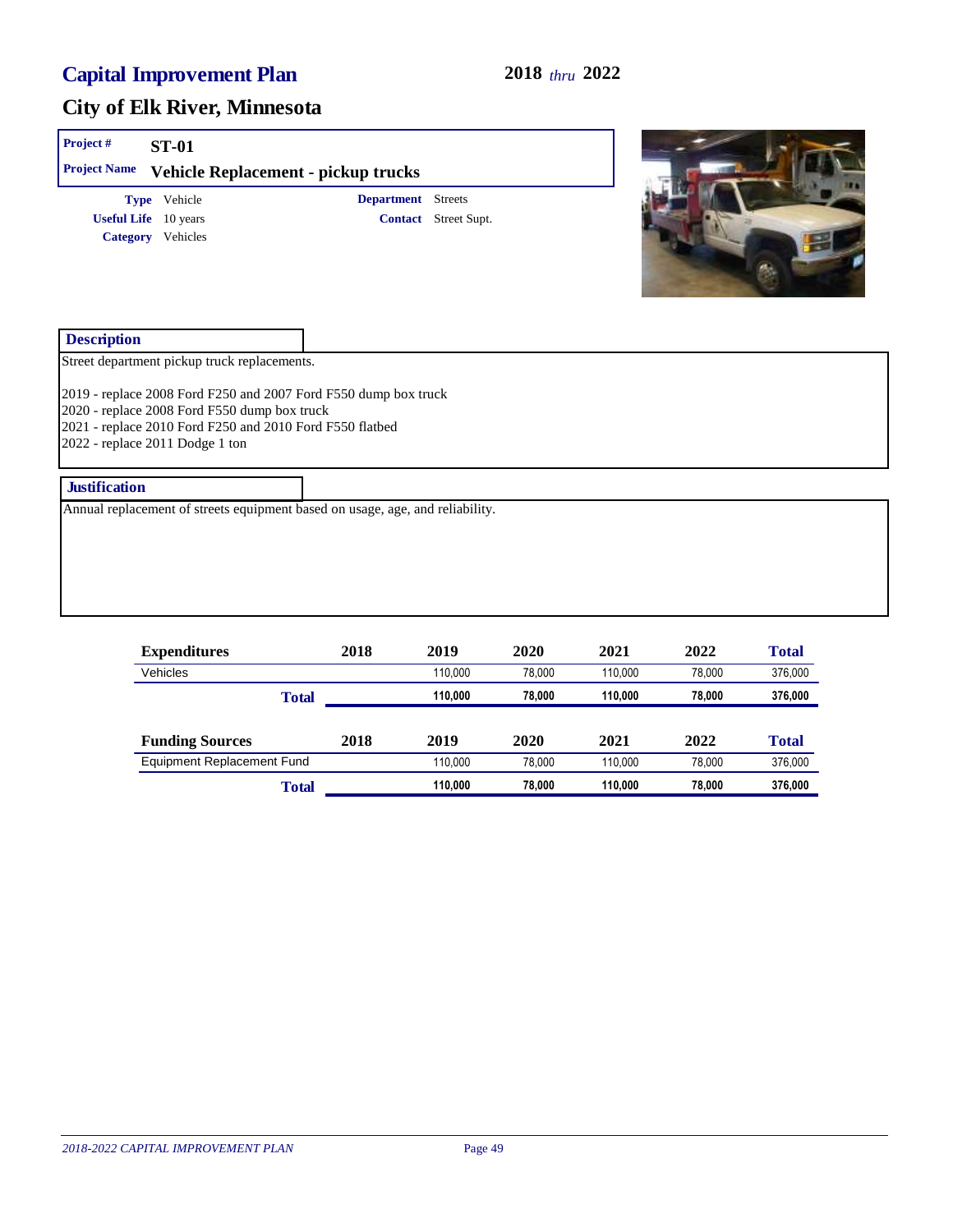# Capital Improvement Plan

**2018** *thru* **2022**

## City of Elk River, Minnesota

**Project #** ST-01

**Project Name** Vehicle Replacement - pickup trucks

**Type** Vehicle
**Useful Life** 10 years
**Category** Vehicles

**Department** Streets
**Contact** Street Supt.

### Description

Street department pickup truck replacements.

2019 - replace 2008 Ford F250 and 2007 Ford F550 dump box truck
2020 - replace 2008 Ford F550 dump box truck
2021 - replace 2010 Ford F250 and 2010 Ford F550 flatbed
2022 - replace 2011 Dodge 1 ton

### Justification

Annual replacement of streets equipment based on usage, age, and reliability.

| Expenditures | 2018 | 2019 | 2020 | 2021 | 2022 | Total |
|---|---|---|---|---|---|---|
| Vehicles | | 110,000 | 78,000 | 110,000 | 78,000 | 376,000 |
| **Total** | | **110,000** | **78,000** | **110,000** | **78,000** | **376,000** |

| Funding Sources | 2018 | 2019 | 2020 | 2021 | 2022 | Total |
|---|---|---|---|---|---|---|
| Equipment Replacement Fund | | 110,000 | 78,000 | 110,000 | 78,000 | 376,000 |
| **Total** | | **110,000** | **78,000** | **110,000** | **78,000** | **376,000** |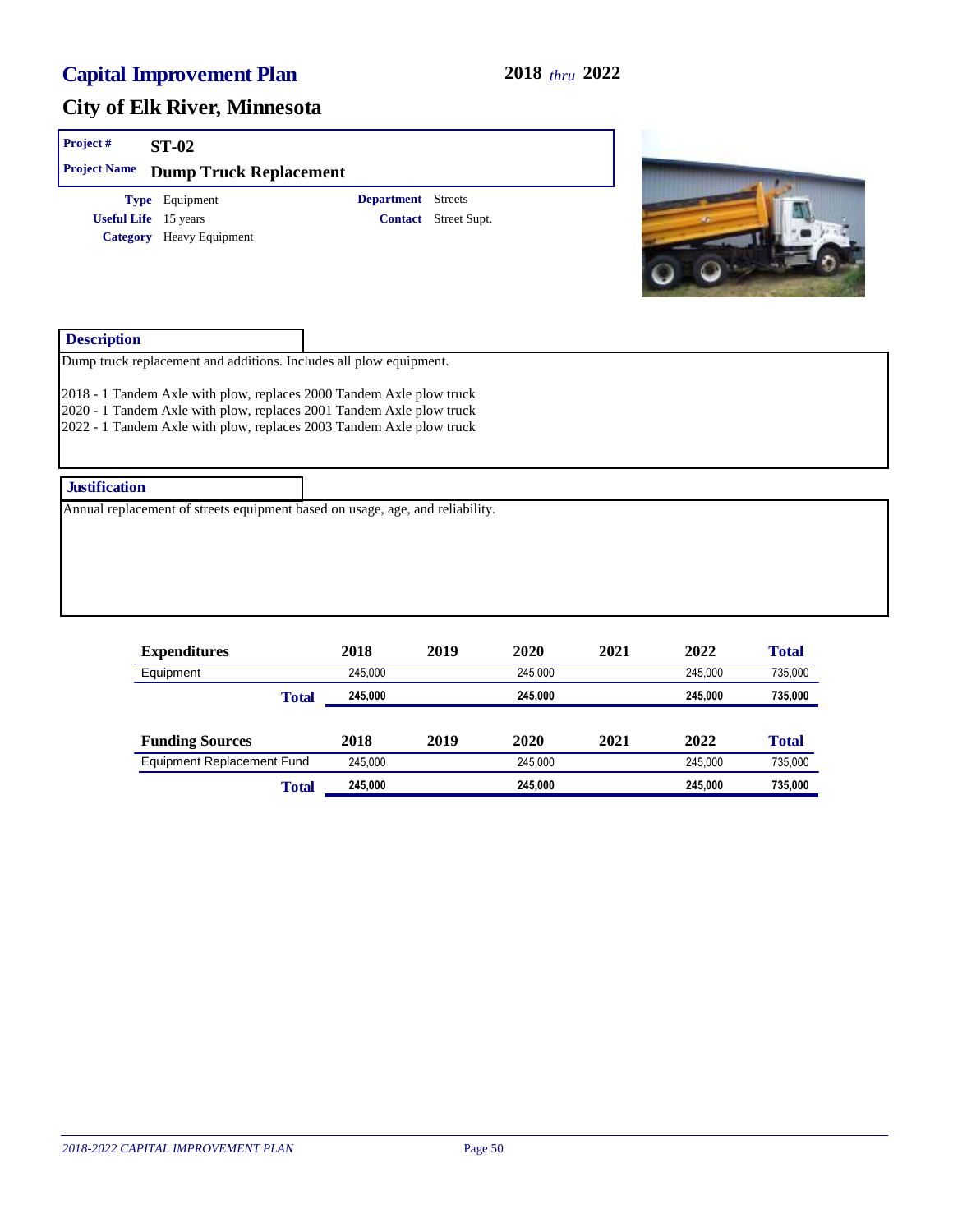# Capital Improvement Plan

**2018** *thru* **2022**

## City of Elk River, Minnesota

**Project #** ST-02

**Project Name** Dump Truck Replacement

**Type** Equipment
**Useful Life** 15 years
**Category** Heavy Equipment

**Department** Streets
**Contact** Street Supt.

### Description

Dump truck replacement and additions. Includes all plow equipment.

2018 - 1 Tandem Axle with plow, replaces 2000 Tandem Axle plow truck
2020 - 1 Tandem Axle with plow, replaces 2001 Tandem Axle plow truck
2022 - 1 Tandem Axle with plow, replaces 2003 Tandem Axle plow truck

### Justification

Annual replacement of streets equipment based on usage, age, and reliability.

| Expenditures | 2018 | 2019 | 2020 | 2021 | 2022 | Total |
|---|---|---|---|---|---|---|
| Equipment | 245,000 | | 245,000 | | 245,000 | 735,000 |
| **Total** | **245,000** | | **245,000** | | **245,000** | **735,000** |

| Funding Sources | 2018 | 2019 | 2020 | 2021 | 2022 | Total |
|---|---|---|---|---|---|---|
| Equipment Replacement Fund | 245,000 | | 245,000 | | 245,000 | 735,000 |
| **Total** | **245,000** | | **245,000** | | **245,000** | **735,000** |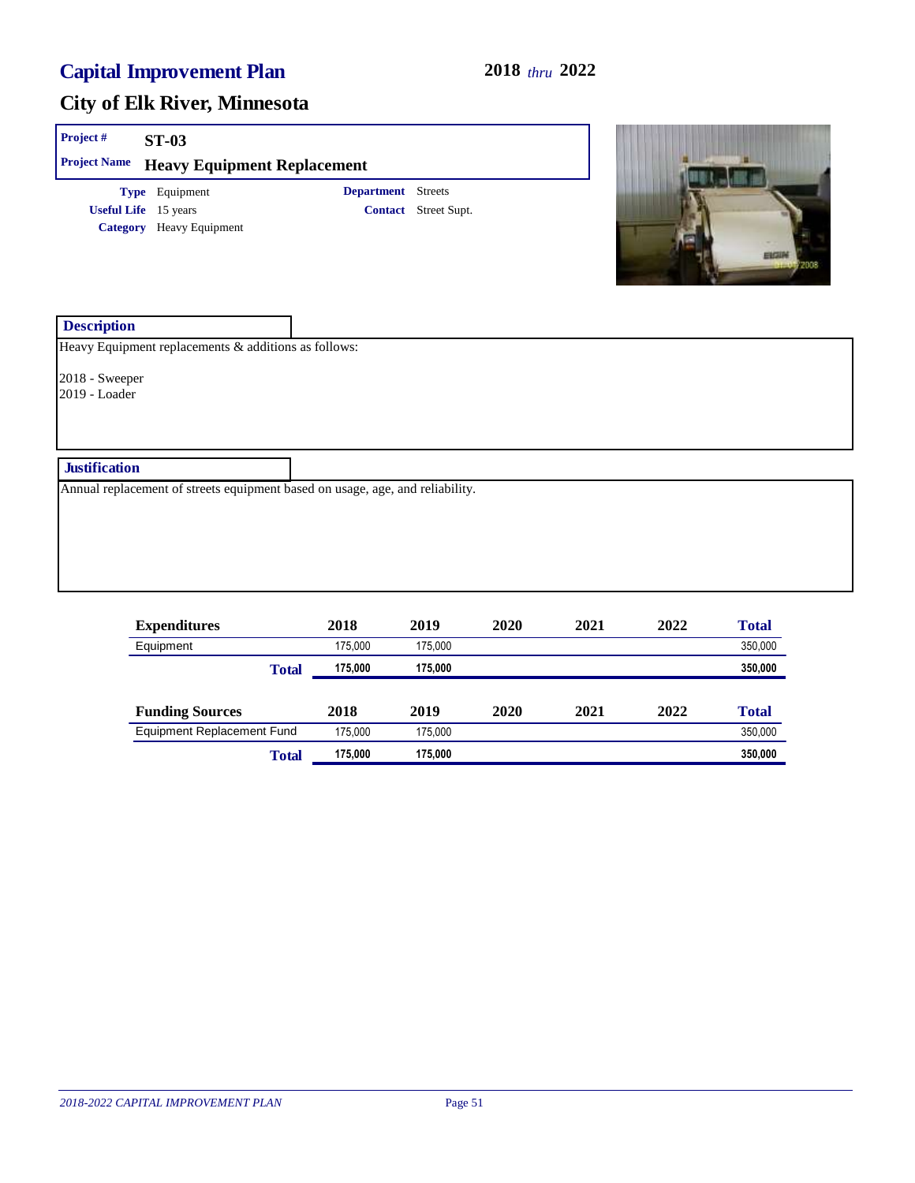# Capital Improvement Plan

**2018** *thru* **2022**

## City of Elk River, Minnesota

**Project #** ST-03

**Project Name** Heavy Equipment Replacement

**Type** Equipment
**Useful Life** 15 years
**Category** Heavy Equipment

**Department** Streets
**Contact** Street Supt.

### Description

Heavy Equipment replacements & additions as follows:

2018 - Sweeper
2019 - Loader

### Justification

Annual replacement of streets equipment based on usage, age, and reliability.

| Expenditures | 2018 | 2019 | 2020 | 2021 | 2022 | Total |
|---|---|---|---|---|---|---|
| Equipment | 175,000 | 175,000 | | | | 350,000 |
| **Total** | **175,000** | **175,000** | | | | **350,000** |

| Funding Sources | 2018 | 2019 | 2020 | 2021 | 2022 | Total |
|---|---|---|---|---|---|---|
| Equipment Replacement Fund | 175,000 | 175,000 | | | | 350,000 |
| **Total** | **175,000** | **175,000** | | | | **350,000** |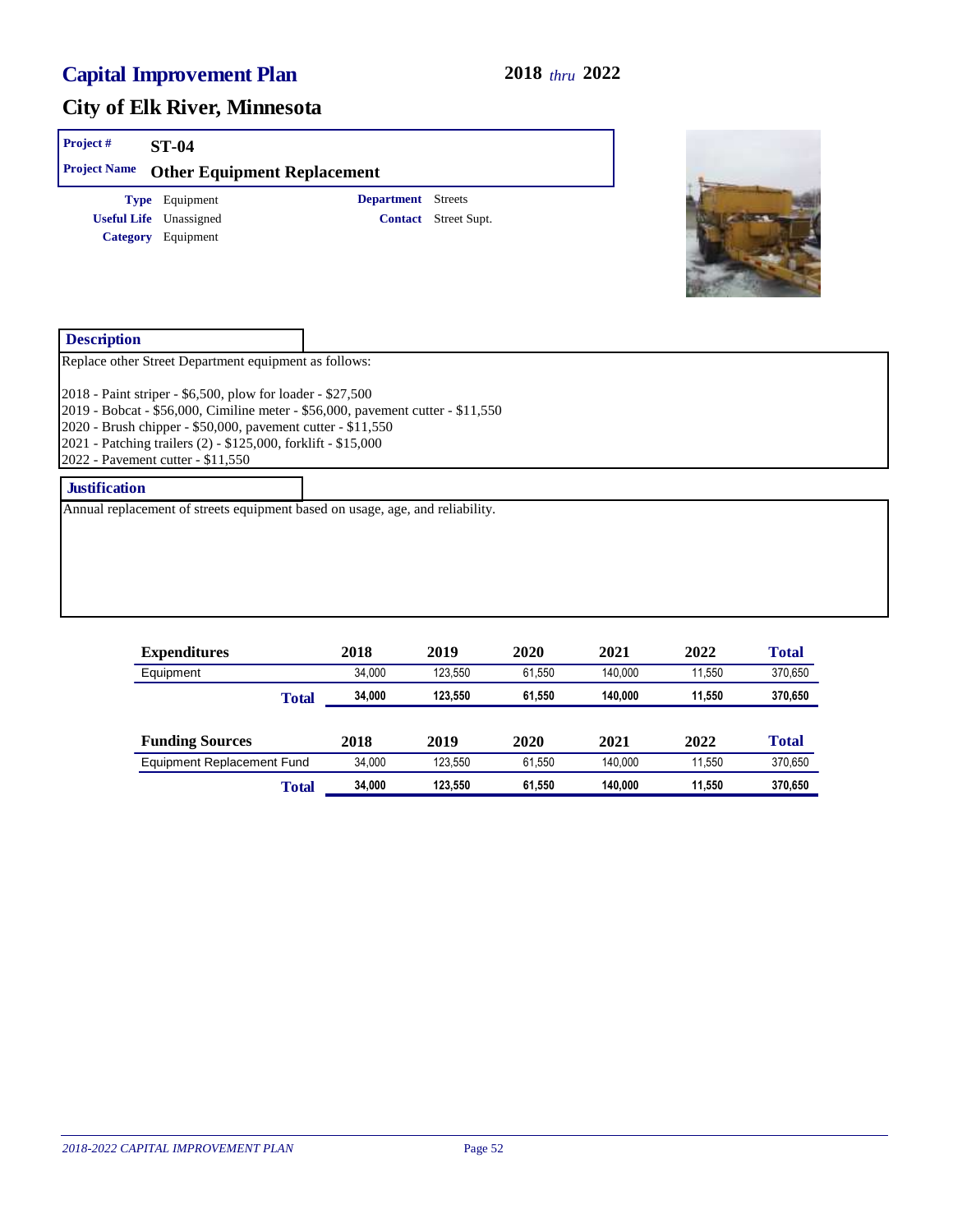# Capital Improvement Plan

**2018** *thru* **2022**

## City of Elk River, Minnesota

**Project #** ST-04

**Project Name** Other Equipment Replacement

**Type** Equipment
**Useful Life** Unassigned
**Category** Equipment

**Department** Streets
**Contact** Street Supt.

### Description

Replace other Street Department equipment as follows:

2018 - Paint striper - $6,500, plow for loader - $27,500
2019 - Bobcat - $56,000, Cimiline meter - $56,000, pavement cutter - $11,550
2020 - Brush chipper - $50,000, pavement cutter - $11,550
2021 - Patching trailers (2) - $125,000, forklift - $15,000
2022 - Pavement cutter - $11,550

### Justification

Annual replacement of streets equipment based on usage, age, and reliability.

| Expenditures | 2018 | 2019 | 2020 | 2021 | 2022 | Total |
|---|---|---|---|---|---|---|
| Equipment | 34,000 | 123,550 | 61,550 | 140,000 | 11,550 | 370,650 |
| **Total** | **34,000** | **123,550** | **61,550** | **140,000** | **11,550** | **370,650** |

| Funding Sources | 2018 | 2019 | 2020 | 2021 | 2022 | Total |
|---|---|---|---|---|---|---|
| Equipment Replacement Fund | 34,000 | 123,550 | 61,550 | 140,000 | 11,550 | 370,650 |
| **Total** | **34,000** | **123,550** | **61,550** | **140,000** | **11,550** | **370,650** |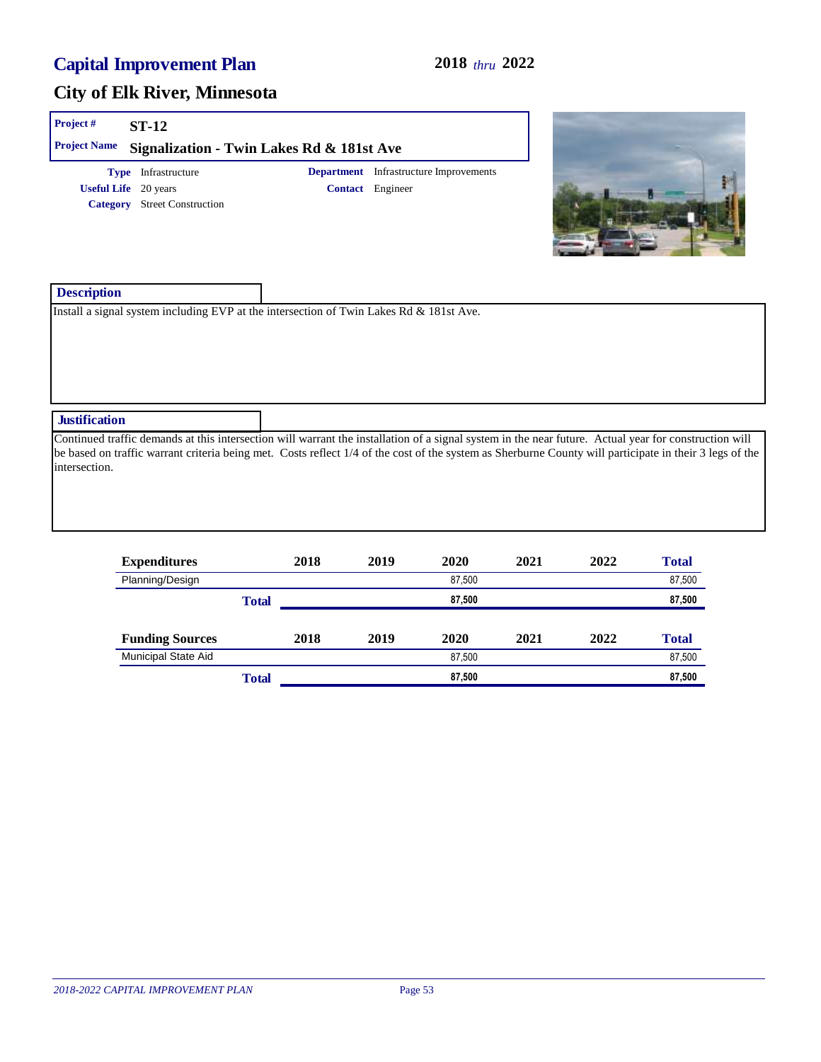# Capital Improvement Plan

**2018** *thru* **2022**

## City of Elk River, Minnesota

**Project #** ST-12

**Project Name** Signalization - Twin Lakes Rd & 181st Ave

**Type** Infrastructure

**Useful Life** 20 years

**Category** Street Construction

**Department** Infrastructure Improvements

**Contact** Engineer

### Description

Install a signal system including EVP at the intersection of Twin Lakes Rd & 181st Ave.

### Justification

Continued traffic demands at this intersection will warrant the installation of a signal system in the near future. Actual year for construction will be based on traffic warrant criteria being met. Costs reflect 1/4 of the cost of the system as Sherburne County will participate in their 3 legs of the intersection.

| Expenditures | 2018 | 2019 | 2020 | 2021 | 2022 | Total |
|---|---|---|---|---|---|---|
| Planning/Design | | | 87,500 | | | 87,500 |
| **Total** | | | **87,500** | | | **87,500** |

| Funding Sources | 2018 | 2019 | 2020 | 2021 | 2022 | Total |
|---|---|---|---|---|---|---|
| Municipal State Aid | | | 87,500 | | | 87,500 |
| **Total** | | | **87,500** | | | **87,500** |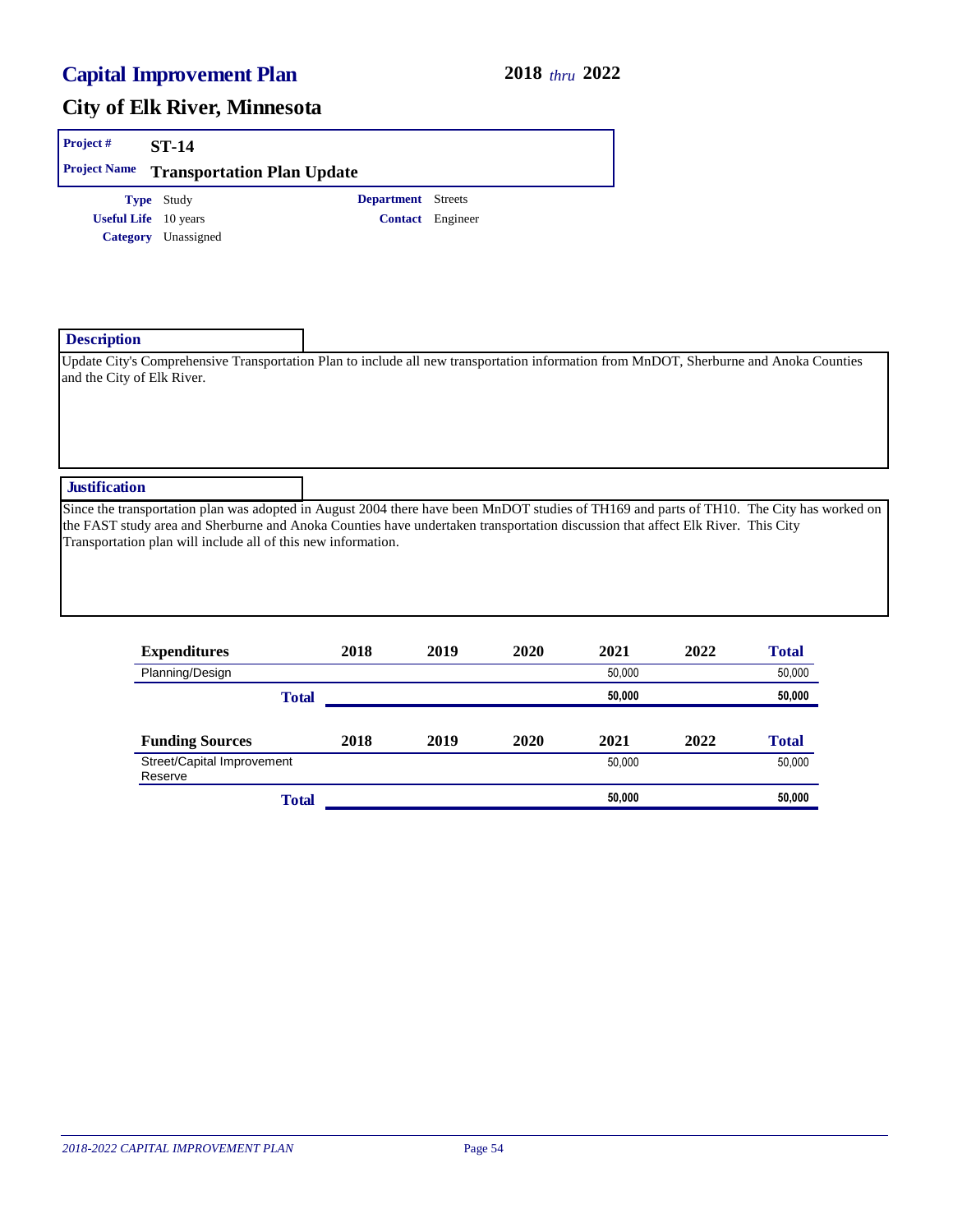# Capital Improvement Plan

**2018** *thru* **2022**

## City of Elk River, Minnesota

**Project #** ST-14

**Project Name** Transportation Plan Update

**Type** Study
**Useful Life** 10 years
**Category** Unassigned

**Department** Streets
**Contact** Engineer

### Description

Update City's Comprehensive Transportation Plan to include all new transportation information from MnDOT, Sherburne and Anoka Counties and the City of Elk River.

### Justification

Since the transportation plan was adopted in August 2004 there have been MnDOT studies of TH169 and parts of TH10. The City has worked on the FAST study area and Sherburne and Anoka Counties have undertaken transportation discussion that affect Elk River. This City Transportation plan will include all of this new information.

| Expenditures | 2018 | 2019 | 2020 | 2021 | 2022 | Total |
|---|---|---|---|---|---|---|
| Planning/Design | | | | 50,000 | | 50,000 |
| **Total** | | | | **50,000** | | **50,000** |

| Funding Sources | 2018 | 2019 | 2020 | 2021 | 2022 | Total |
|---|---|---|---|---|---|---|
| Street/Capital Improvement Reserve | | | | 50,000 | | 50,000 |
| **Total** | | | | **50,000** | | **50,000** |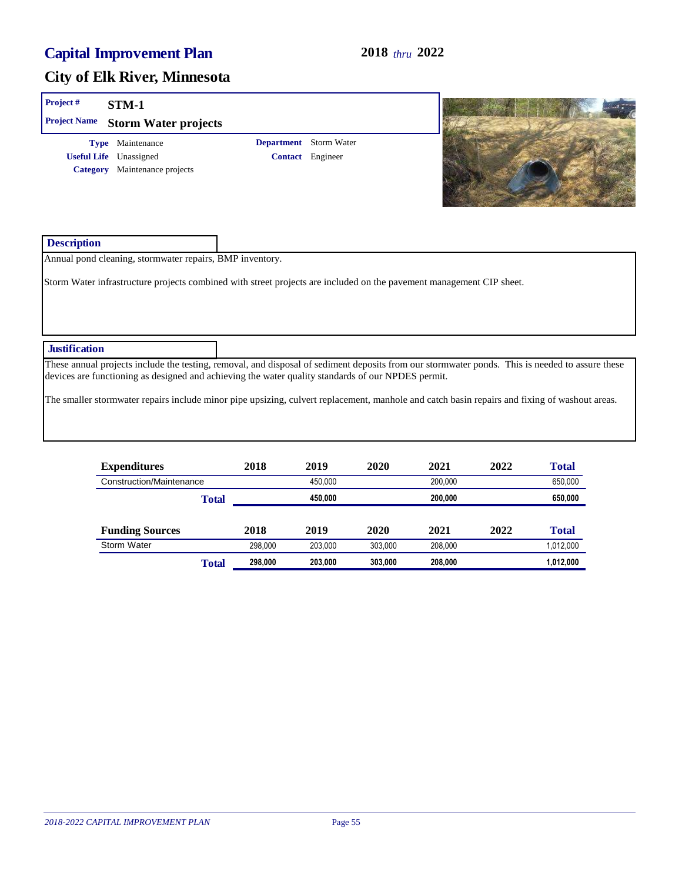# Capital Improvement Plan — 2018 *thru* 2022

## City of Elk River, Minnesota

**Project #** STM-1

**Project Name** Storm Water projects

**Type** Maintenance
**Useful Life** Unassigned
**Category** Maintenance projects

**Department** Storm Water
**Contact** Engineer

### Description

Annual pond cleaning, stormwater repairs, BMP inventory.

Storm Water infrastructure projects combined with street projects are included on the pavement management CIP sheet.

### Justification

These annual projects include the testing, removal, and disposal of sediment deposits from our stormwater ponds. This is needed to assure these devices are functioning as designed and achieving the water quality standards of our NPDES permit.

The smaller stormwater repairs include minor pipe upsizing, culvert replacement, manhole and catch basin repairs and fixing of washout areas.

| Expenditures | 2018 | 2019 | 2020 | 2021 | 2022 | Total |
|---|---|---|---|---|---|---|
| Construction/Maintenance | | 450,000 | | 200,000 | | 650,000 |
| **Total** | | **450,000** | | **200,000** | | **650,000** |

| Funding Sources | 2018 | 2019 | 2020 | 2021 | 2022 | Total |
|---|---|---|---|---|---|---|
| Storm Water | 298,000 | 203,000 | 303,000 | 208,000 | | 1,012,000 |
| **Total** | **298,000** | **203,000** | **303,000** | **208,000** | | **1,012,000** |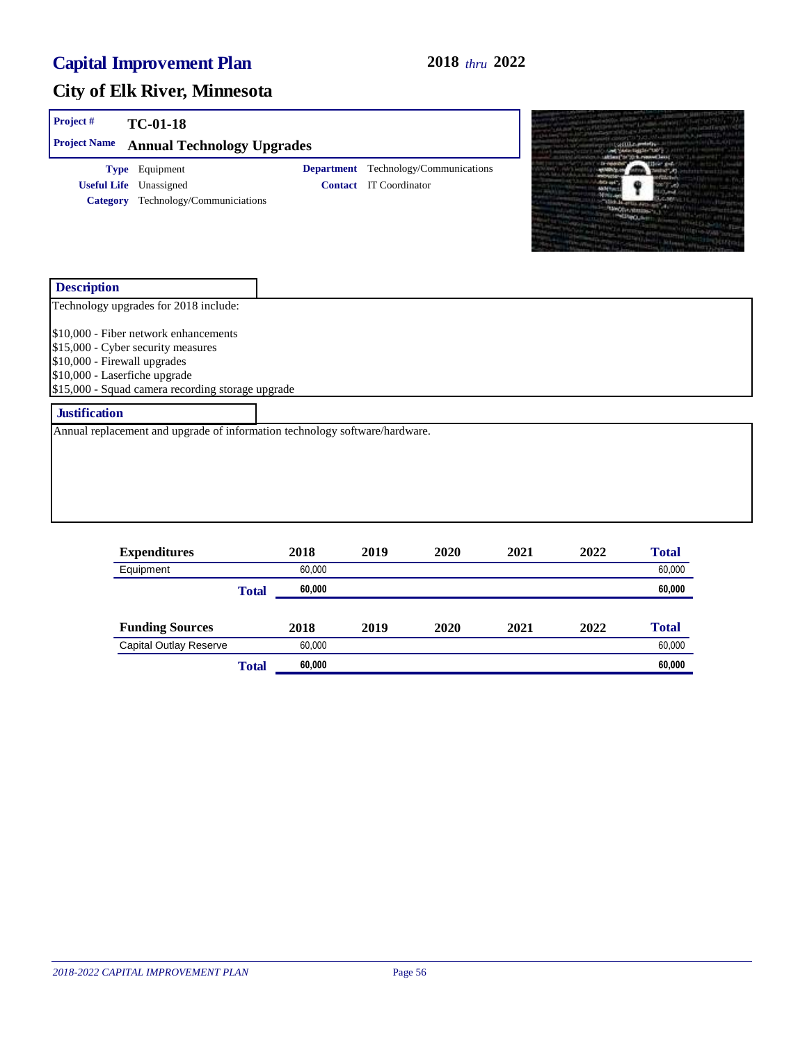# Capital Improvement Plan

**2018** *thru* **2022**

## City of Elk River, Minnesota

**Project #** TC-01-18

**Project Name** Annual Technology Upgrades

**Type** Equipment
**Useful Life** Unassigned
**Category** Technology/Communiciations

**Department** Technology/Communications
**Contact** IT Coordinator

### Description

Technology upgrades for 2018 include:

$10,000 - Fiber network enhancements
$15,000 - Cyber security measures
$10,000 - Firewall upgrades
$10,000 - Laserfiche upgrade
$15,000 - Squad camera recording storage upgrade

### Justification

Annual replacement and upgrade of information technology software/hardware.

| Expenditures | 2018 | 2019 | 2020 | 2021 | 2022 | Total |
|---|---|---|---|---|---|---|
| Equipment | 60,000 | | | | | 60,000 |
| **Total** | **60,000** | | | | | **60,000** |

| Funding Sources | 2018 | 2019 | 2020 | 2021 | 2022 | Total |
|---|---|---|---|---|---|---|
| Capital Outlay Reserve | 60,000 | | | | | 60,000 |
| **Total** | **60,000** | | | | | **60,000** |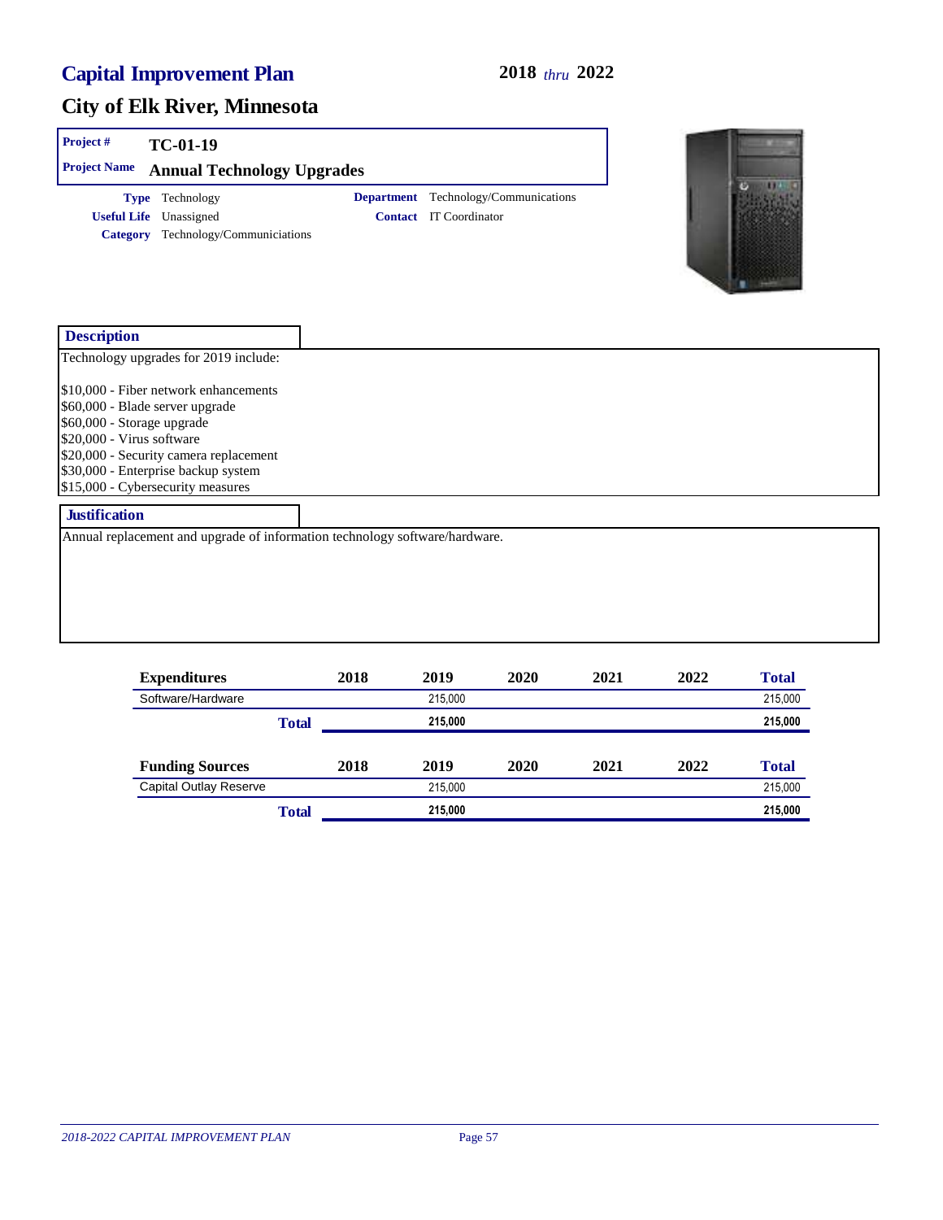# Capital Improvement Plan

**2018** *thru* **2022**

## City of Elk River, Minnesota

**Project #** TC-01-19

**Project Name** Annual Technology Upgrades

**Type** Technology

**Useful Life** Unassigned

**Category** Technology/Communiciations

**Department** Technology/Communications

**Contact** IT Coordinator

### Description

Technology upgrades for 2019 include:

$10,000 - Fiber network enhancements
$60,000 - Blade server upgrade
$60,000 - Storage upgrade
$20,000 - Virus software
$20,000 - Security camera replacement
$30,000 - Enterprise backup system
$15,000 - Cybersecurity measures

### Justification

Annual replacement and upgrade of information technology software/hardware.

| Expenditures | 2018 | 2019 | 2020 | 2021 | 2022 | Total |
|---|---|---|---|---|---|---|
| Software/Hardware | | 215,000 | | | | 215,000 |
| **Total** | | **215,000** | | | | **215,000** |

| Funding Sources | 2018 | 2019 | 2020 | 2021 | 2022 | Total |
|---|---|---|---|---|---|---|
| Capital Outlay Reserve | | 215,000 | | | | 215,000 |
| **Total** | | **215,000** | | | | **215,000** |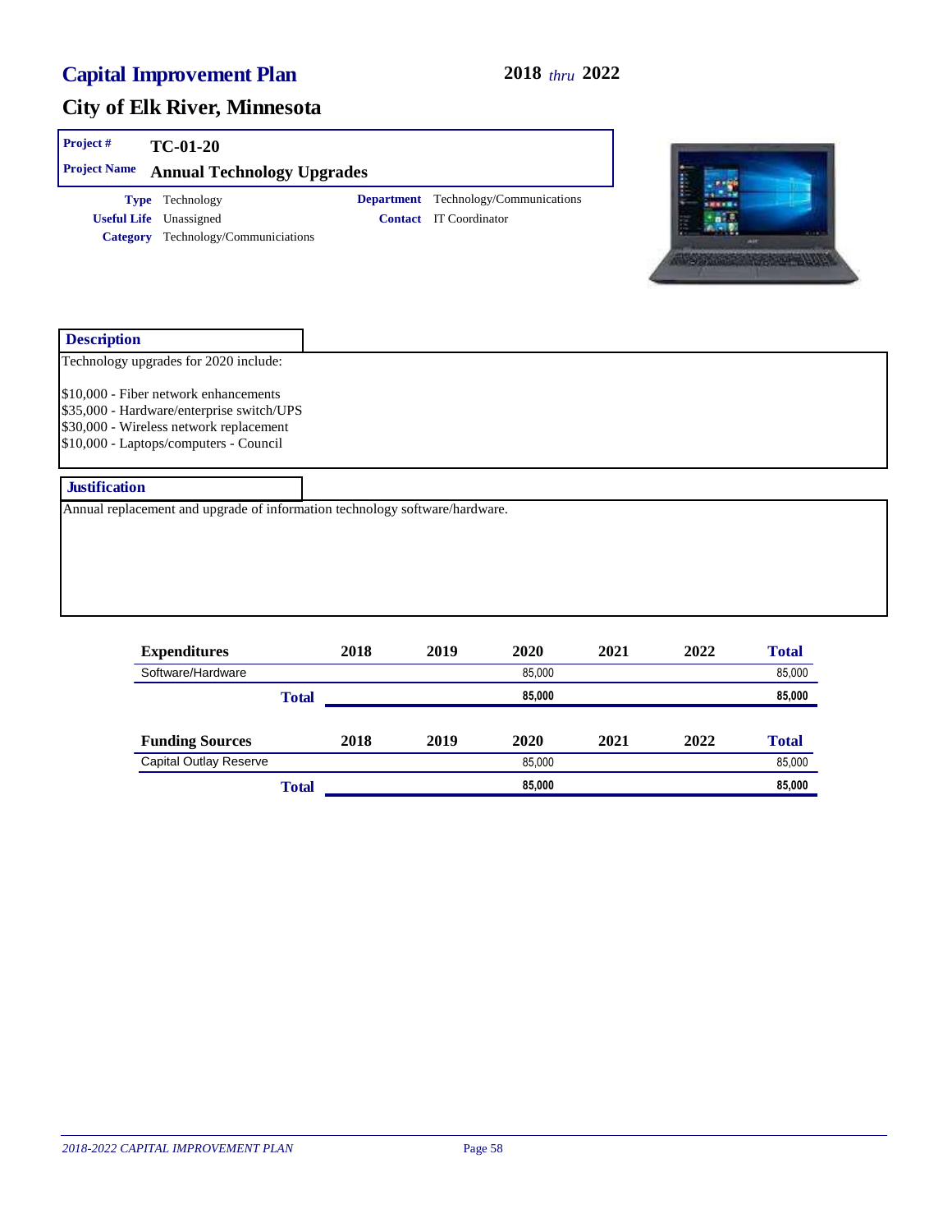# Capital Improvement Plan

**2018** *thru* **2022**

## City of Elk River, Minnesota

**Project #** TC-01-20

**Project Name** Annual Technology Upgrades

**Type** Technology

**Useful Life** Unassigned

**Category** Technology/Communiciations

**Department** Technology/Communications

**Contact** IT Coordinator

### Description

Technology upgrades for 2020 include:

$10,000 - Fiber network enhancements
$35,000 - Hardware/enterprise switch/UPS
$30,000 - Wireless network replacement
$10,000 - Laptops/computers - Council

### Justification

Annual replacement and upgrade of information technology software/hardware.

| Expenditures | 2018 | 2019 | 2020 | 2021 | 2022 | Total |
|---|---|---|---|---|---|---|
| Software/Hardware | | | 85,000 | | | 85,000 |
| **Total** | | | **85,000** | | | **85,000** |

| Funding Sources | 2018 | 2019 | 2020 | 2021 | 2022 | Total |
|---|---|---|---|---|---|---|
| Capital Outlay Reserve | | | 85,000 | | | 85,000 |
| **Total** | | | **85,000** | | | **85,000** |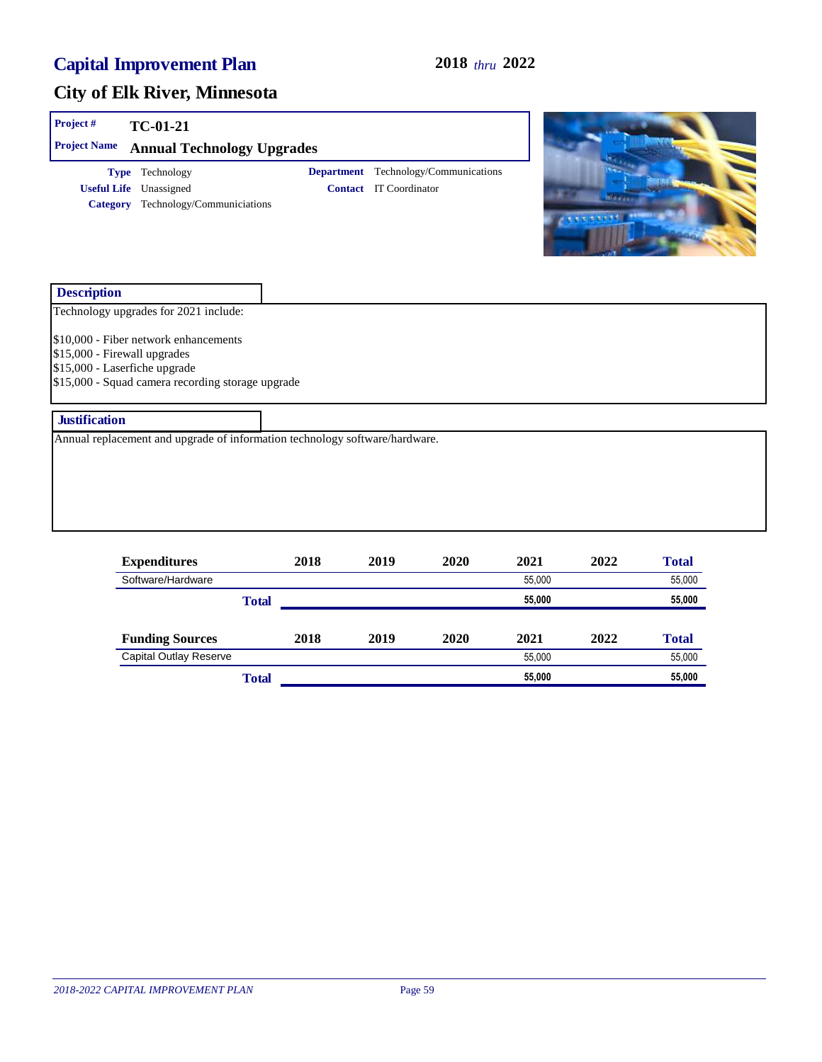# Capital Improvement Plan

**2018** *thru* **2022**

## City of Elk River, Minnesota

**Project #** TC-01-21

**Project Name** Annual Technology Upgrades

**Type** Technology

**Useful Life** Unassigned

**Category** Technology/Communiciations

**Department** Technology/Communications

**Contact** IT Coordinator

### Description

Technology upgrades for 2021 include:

$10,000 - Fiber network enhancements
$15,000 - Firewall upgrades
$15,000 - Laserfiche upgrade
$15,000 - Squad camera recording storage upgrade

### Justification

Annual replacement and upgrade of information technology software/hardware.

| Expenditures | 2018 | 2019 | 2020 | 2021 | 2022 | Total |
|---|---|---|---|---|---|---|
| Software/Hardware | | | | 55,000 | | 55,000 |
| **Total** | | | | **55,000** | | **55,000** |

| Funding Sources | 2018 | 2019 | 2020 | 2021 | 2022 | Total |
|---|---|---|---|---|---|---|
| Capital Outlay Reserve | | | | 55,000 | | 55,000 |
| **Total** | | | | **55,000** | | **55,000** |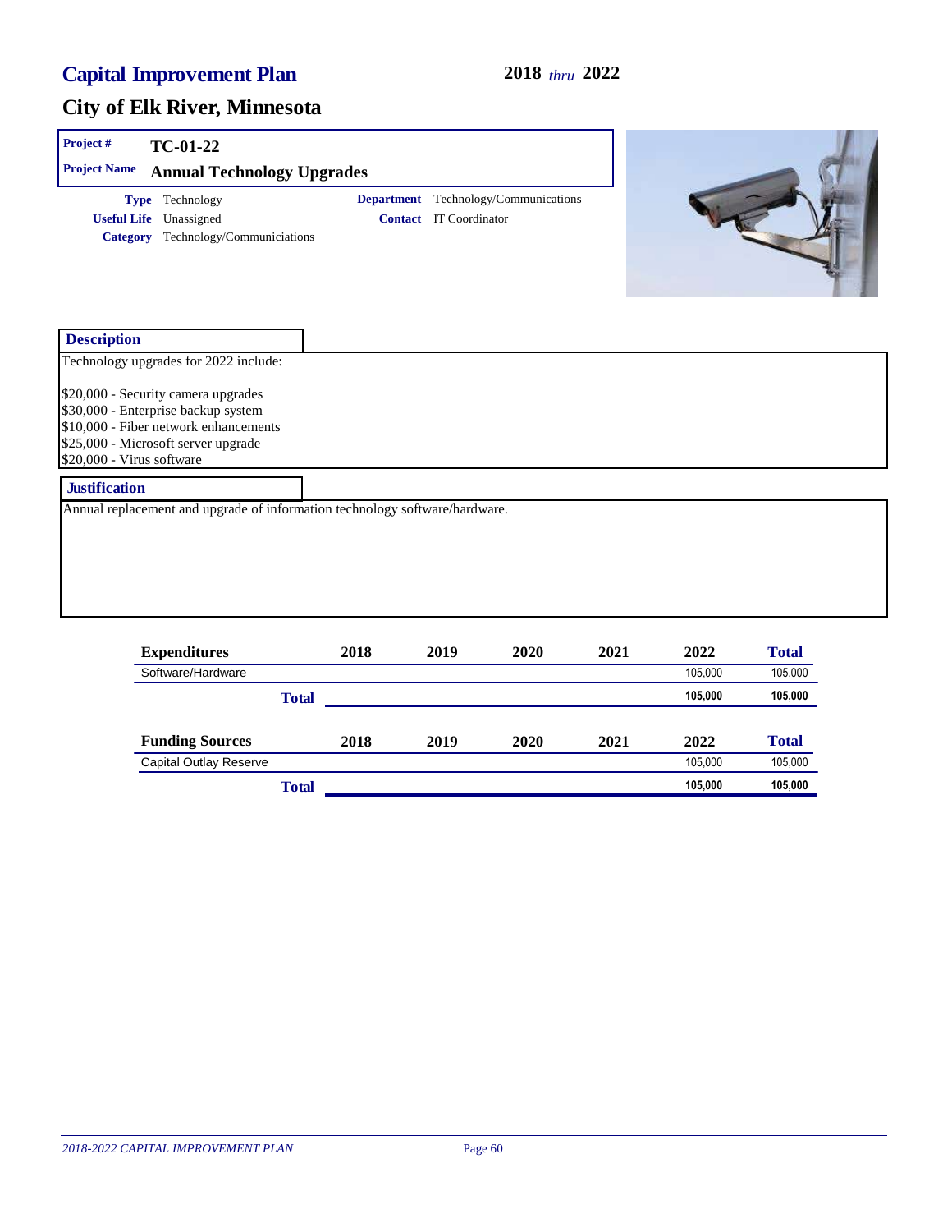# Capital Improvement Plan

**2018** *thru* **2022**

## City of Elk River, Minnesota

**Project #** TC-01-22

**Project Name** Annual Technology Upgrades

**Type** Technology
**Useful Life** Unassigned
**Category** Technology/Communiciations

**Department** Technology/Communications
**Contact** IT Coordinator

### Description

Technology upgrades for 2022 include:

$20,000 - Security camera upgrades
$30,000 - Enterprise backup system
$10,000 - Fiber network enhancements
$25,000 - Microsoft server upgrade
$20,000 - Virus software

### Justification

Annual replacement and upgrade of information technology software/hardware.

| Expenditures | 2018 | 2019 | 2020 | 2021 | 2022 | Total |
|---|---|---|---|---|---|---|
| Software/Hardware | | | | | 105,000 | 105,000 |
| **Total** | | | | | **105,000** | **105,000** |

| Funding Sources | 2018 | 2019 | 2020 | 2021 | 2022 | Total |
|---|---|---|---|---|---|---|
| Capital Outlay Reserve | | | | | 105,000 | 105,000 |
| **Total** | | | | | **105,000** | **105,000** |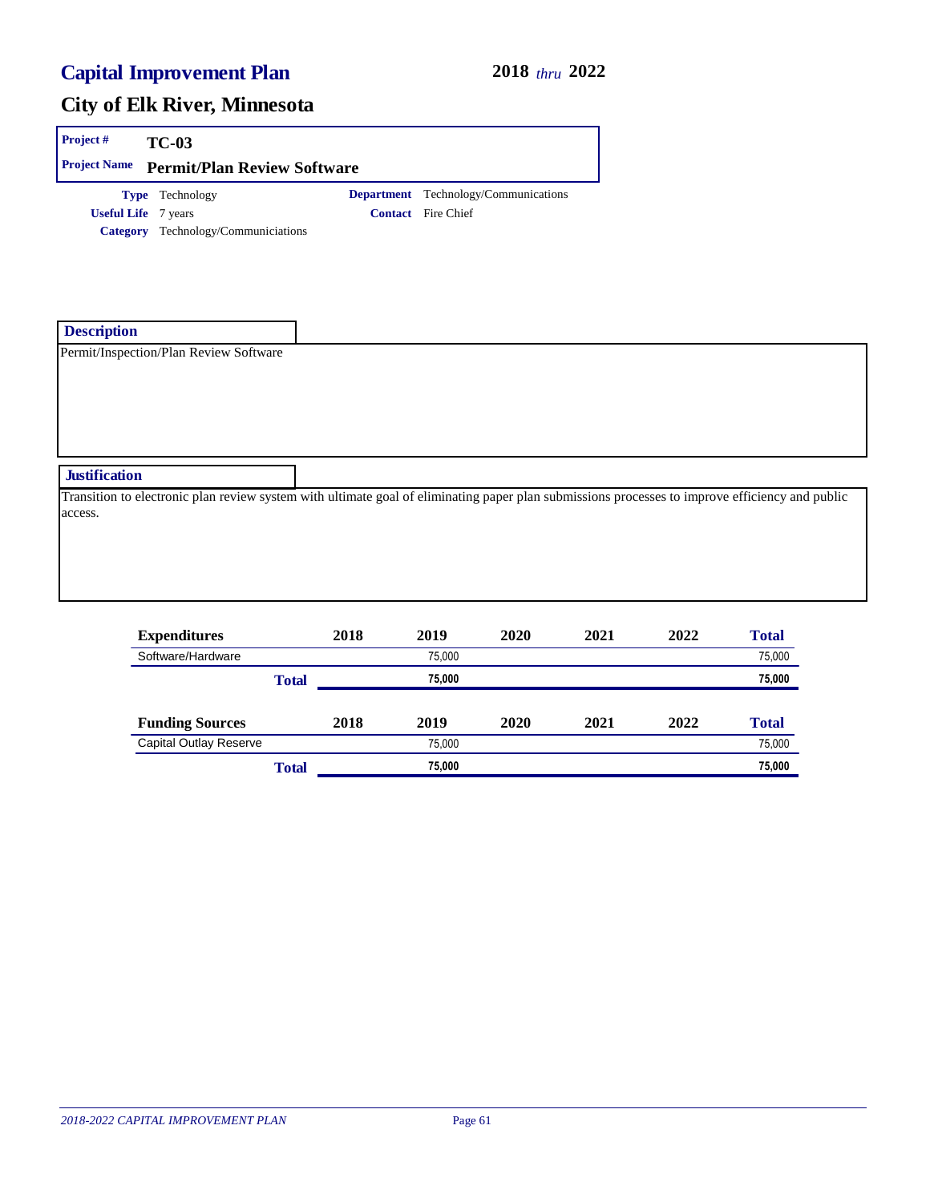# Capital Improvement Plan

**2018** *thru* **2022**

## City of Elk River, Minnesota

**Project #** TC-03

**Project Name** Permit/Plan Review Software

**Type** Technology

**Useful Life** 7 years

**Category** Technology/Communiciations

**Department** Technology/Communications

**Contact** Fire Chief

### Description

Permit/Inspection/Plan Review Software

### Justification

Transition to electronic plan review system with ultimate goal of eliminating paper plan submissions processes to improve efficiency and public access.

| Expenditures | 2018 | 2019 | 2020 | 2021 | 2022 | Total |
|---|---|---|---|---|---|---|
| Software/Hardware | | 75,000 | | | | 75,000 |
| **Total** | | **75,000** | | | | **75,000** |

| Funding Sources | 2018 | 2019 | 2020 | 2021 | 2022 | Total |
|---|---|---|---|---|---|---|
| Capital Outlay Reserve | | 75,000 | | | | 75,000 |
| **Total** | | **75,000** | | | | **75,000** |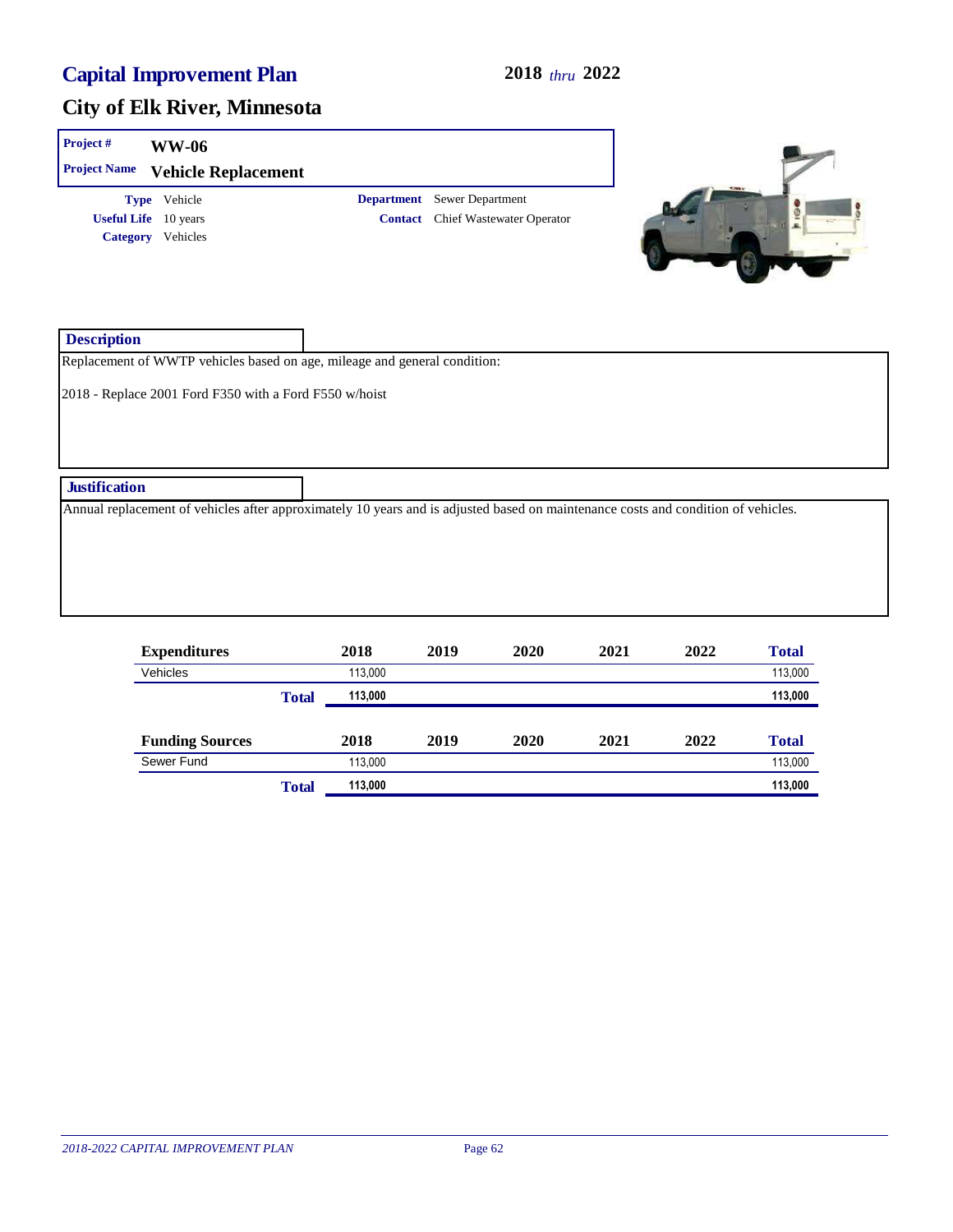# Capital Improvement Plan

**2018 *thru* 2022**

## City of Elk River, Minnesota

**Project #** WW-06

**Project Name** Vehicle Replacement

**Type** Vehicle
**Useful Life** 10 years
**Category** Vehicles

**Department** Sewer Department
**Contact** Chief Wastewater Operator

### Description

Replacement of WWTP vehicles based on age, mileage and general condition:

2018 - Replace 2001 Ford F350 with a Ford F550 w/hoist

### Justification

Annual replacement of vehicles after approximately 10 years and is adjusted based on maintenance costs and condition of vehicles.

| Expenditures | 2018 | 2019 | 2020 | 2021 | 2022 | Total |
|---|---|---|---|---|---|---|
| Vehicles | 113,000 | | | | | 113,000 |
| **Total** | **113,000** | | | | | **113,000** |

| Funding Sources | 2018 | 2019 | 2020 | 2021 | 2022 | Total |
|---|---|---|---|---|---|---|
| Sewer Fund | 113,000 | | | | | 113,000 |
| **Total** | **113,000** | | | | | **113,000** |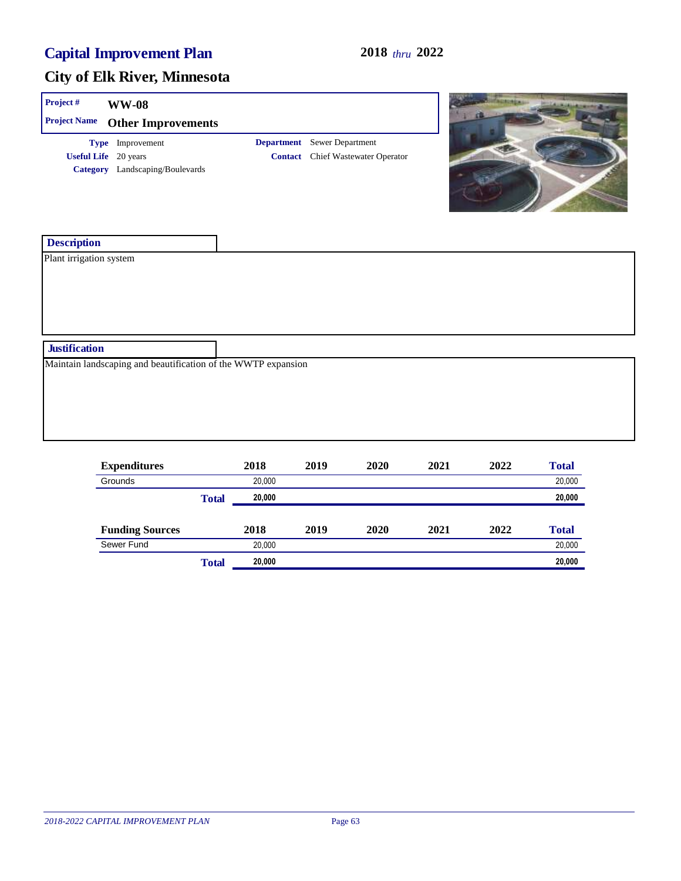# Capital Improvement Plan

**2018** *thru* **2022**

## City of Elk River, Minnesota

**Project #** **WW-08**

**Project Name** **Other Improvements**

**Type** Improvement

**Useful Life** 20 years

**Category** Landscaping/Boulevards

**Department** Sewer Department

**Contact** Chief Wastewater Operator

### Description

Plant irrigation system

### Justification

Maintain landscaping and beautification of the WWTP expansion

| Expenditures | 2018 | 2019 | 2020 | 2021 | 2022 | Total |
|---|---|---|---|---|---|---|
| Grounds | 20,000 | | | | | 20,000 |
| **Total** | **20,000** | | | | | **20,000** |

| Funding Sources | 2018 | 2019 | 2020 | 2021 | 2022 | Total |
|---|---|---|---|---|---|---|
| Sewer Fund | 20,000 | | | | | 20,000 |
| **Total** | **20,000** | | | | | **20,000** |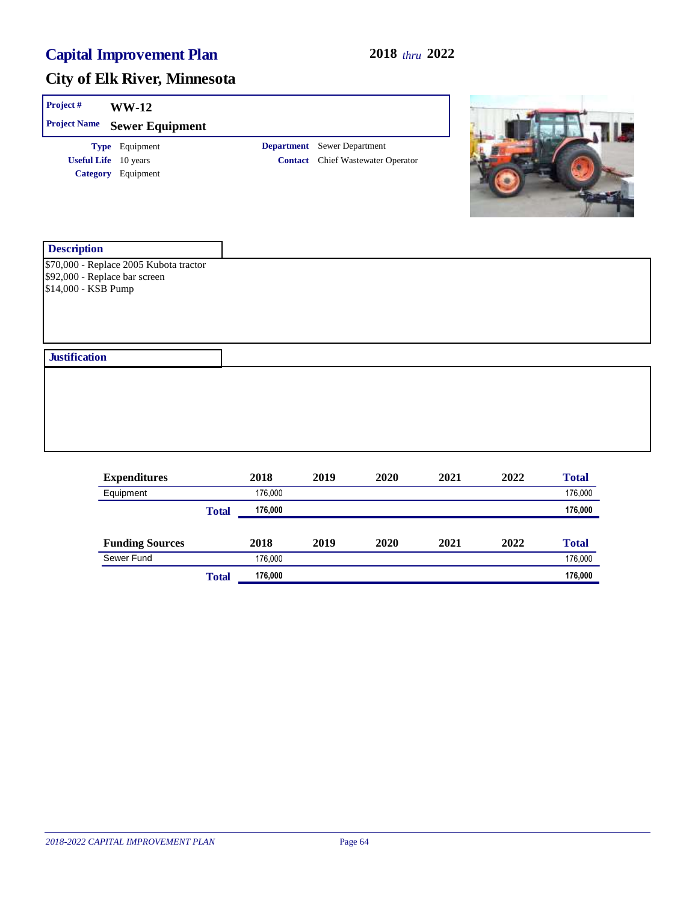# Capital Improvement Plan

**2018** *thru* **2022**

## City of Elk River, Minnesota

**Project #** WW-12

**Project Name** Sewer Equipment

**Type** Equipment

**Useful Life** 10 years

**Category** Equipment

**Department** Sewer Department

**Contact** Chief Wastewater Operator

### Description

$70,000 - Replace 2005 Kubota tractor
$92,000 - Replace bar screen
$14,000 - KSB Pump

### Justification

| Expenditures | 2018 | 2019 | 2020 | 2021 | 2022 | Total |
|---|---|---|---|---|---|---|
| Equipment | 176,000 | | | | | 176,000 |
| **Total** | **176,000** | | | | | **176,000** |

| Funding Sources | 2018 | 2019 | 2020 | 2021 | 2022 | Total |
|---|---|---|---|---|---|---|
| Sewer Fund | 176,000 | | | | | 176,000 |
| **Total** | **176,000** | | | | | **176,000** |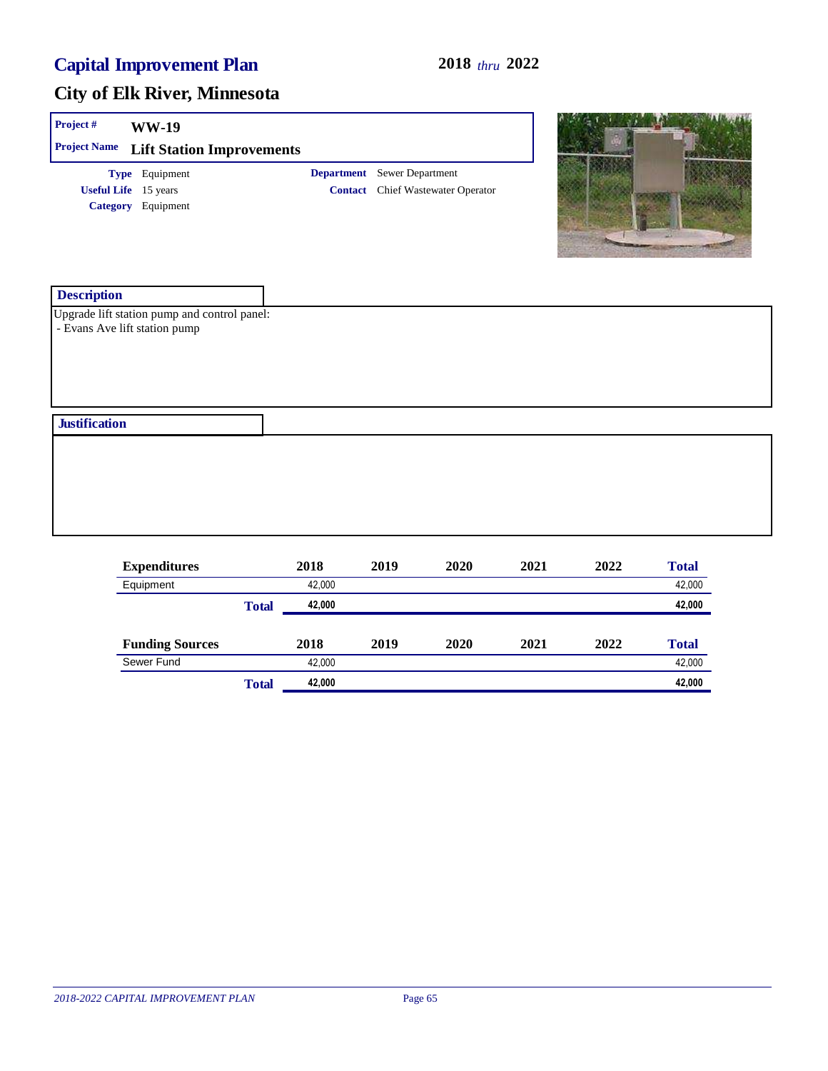# Capital Improvement Plan

**2018** *thru* **2022**

## City of Elk River, Minnesota

**Project #** WW-19

**Project Name** Lift Station Improvements

**Type** Equipment

**Useful Life** 15 years

**Category** Equipment

**Department** Sewer Department

**Contact** Chief Wastewater Operator

### Description

Upgrade lift station pump and control panel:
- Evans Ave lift station pump

### Justification

| Expenditures | 2018 | 2019 | 2020 | 2021 | 2022 | Total |
|---|---|---|---|---|---|---|
| Equipment | 42,000 | | | | | 42,000 |
| **Total** | **42,000** | | | | | **42,000** |

| Funding Sources | 2018 | 2019 | 2020 | 2021 | 2022 | Total |
|---|---|---|---|---|---|---|
| Sewer Fund | 42,000 | | | | | 42,000 |
| **Total** | **42,000** | | | | | **42,000** |